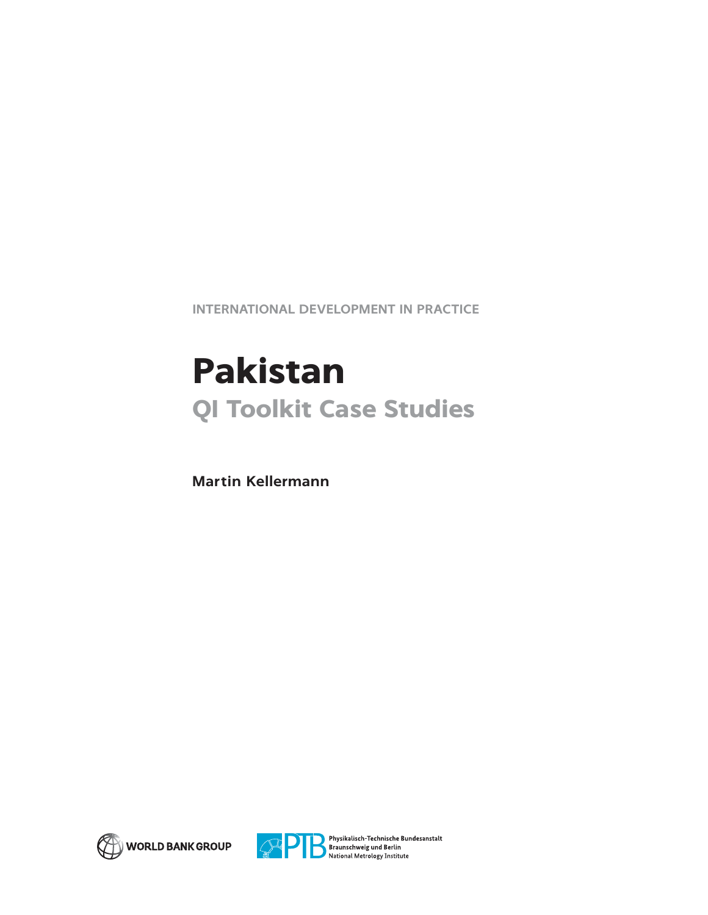INTERNATIONAL DEVELOPMENT IN PRACTICE

# Pakistan

## QI Toolkit Case Studies

**Martin Kellermann**

WORLD BANK GROUP

PTB Physikalisch-Technische Bundesanstalt Braunschweig und Berlin National Metrology Institute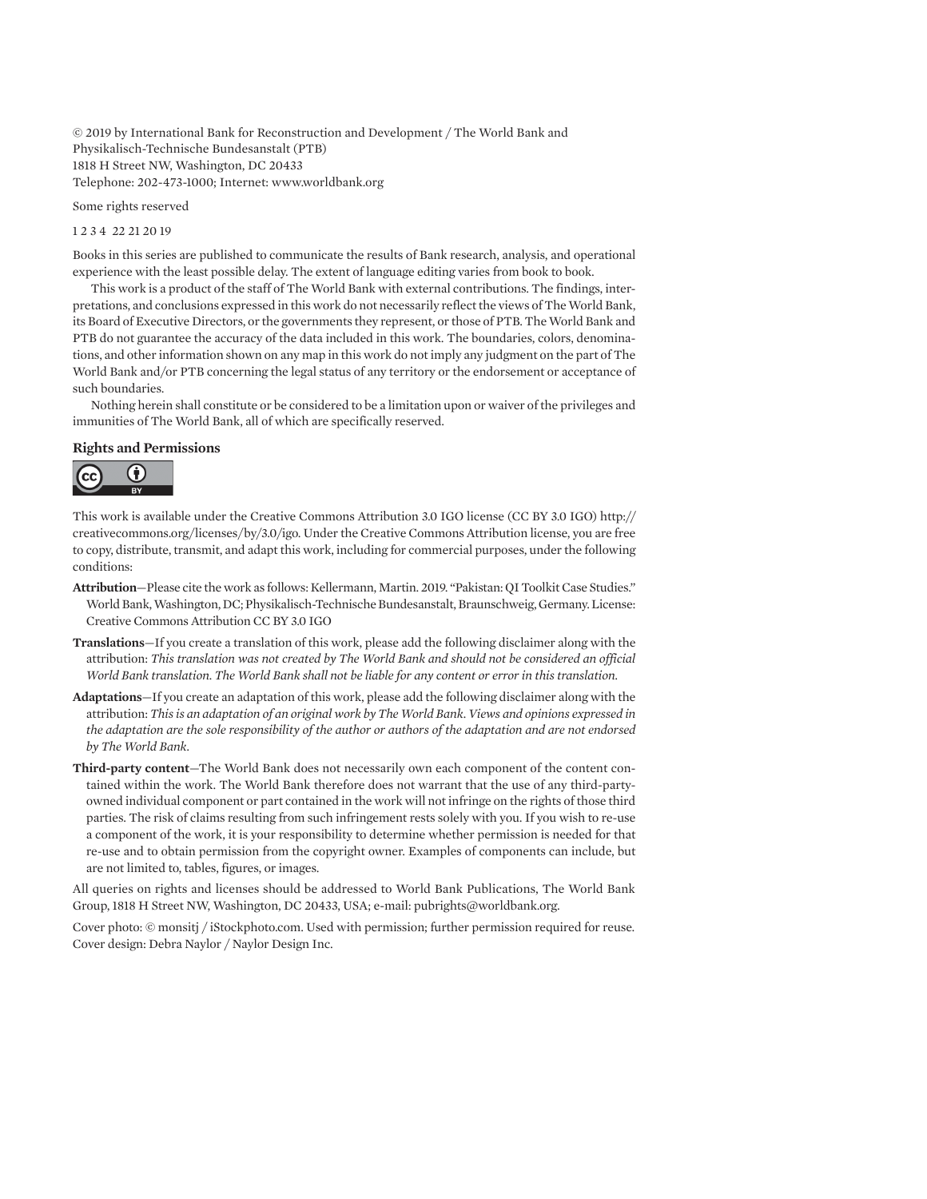© 2019 by International Bank for Reconstruction and Development / The World Bank and Physikalisch-Technische Bundesanstalt (PTB)
1818 H Street NW, Washington, DC 20433
Telephone: 202-473-1000; Internet: www.worldbank.org

Some rights reserved

1 2 3 4 22 21 20 19

Books in this series are published to communicate the results of Bank research, analysis, and operational experience with the least possible delay. The extent of language editing varies from book to book.

This work is a product of the staff of The World Bank with external contributions. The findings, interpretations, and conclusions expressed in this work do not necessarily reflect the views of The World Bank, its Board of Executive Directors, or the governments they represent, or those of PTB. The World Bank and PTB do not guarantee the accuracy of the data included in this work. The boundaries, colors, denominations, and other information shown on any map in this work do not imply any judgment on the part of The World Bank and/or PTB concerning the legal status of any territory or the endorsement or acceptance of such boundaries.

Nothing herein shall constitute or be considered to be a limitation upon or waiver of the privileges and immunities of The World Bank, all of which are specifically reserved.

**Rights and Permissions**

This work is available under the Creative Commons Attribution 3.0 IGO license (CC BY 3.0 IGO) http://creativecommons.org/licenses/by/3.0/igo. Under the Creative Commons Attribution license, you are free to copy, distribute, transmit, and adapt this work, including for commercial purposes, under the following conditions:

**Attribution**—Please cite the work as follows: Kellermann, Martin. 2019. "Pakistan: QI Toolkit Case Studies." World Bank, Washington, DC; Physikalisch-Technische Bundesanstalt, Braunschweig, Germany. License: Creative Commons Attribution CC BY 3.0 IGO

**Translations**—If you create a translation of this work, please add the following disclaimer along with the attribution: *This translation was not created by The World Bank and should not be considered an official World Bank translation. The World Bank shall not be liable for any content or error in this translation.*

**Adaptations**—If you create an adaptation of this work, please add the following disclaimer along with the attribution: *This is an adaptation of an original work by The World Bank. Views and opinions expressed in the adaptation are the sole responsibility of the author or authors of the adaptation and are not endorsed by The World Bank.*

**Third-party content**—The World Bank does not necessarily own each component of the content contained within the work. The World Bank therefore does not warrant that the use of any third-party-owned individual component or part contained in the work will not infringe on the rights of those third parties. The risk of claims resulting from such infringement rests solely with you. If you wish to re-use a component of the work, it is your responsibility to determine whether permission is needed for that re-use and to obtain permission from the copyright owner. Examples of components can include, but are not limited to, tables, figures, or images.

All queries on rights and licenses should be addressed to World Bank Publications, The World Bank Group, 1818 H Street NW, Washington, DC 20433, USA; e-mail: pubrights@worldbank.org.

Cover photo: © monsitj / iStockphoto.com. Used with permission; further permission required for reuse.
Cover design: Debra Naylor / Naylor Design Inc.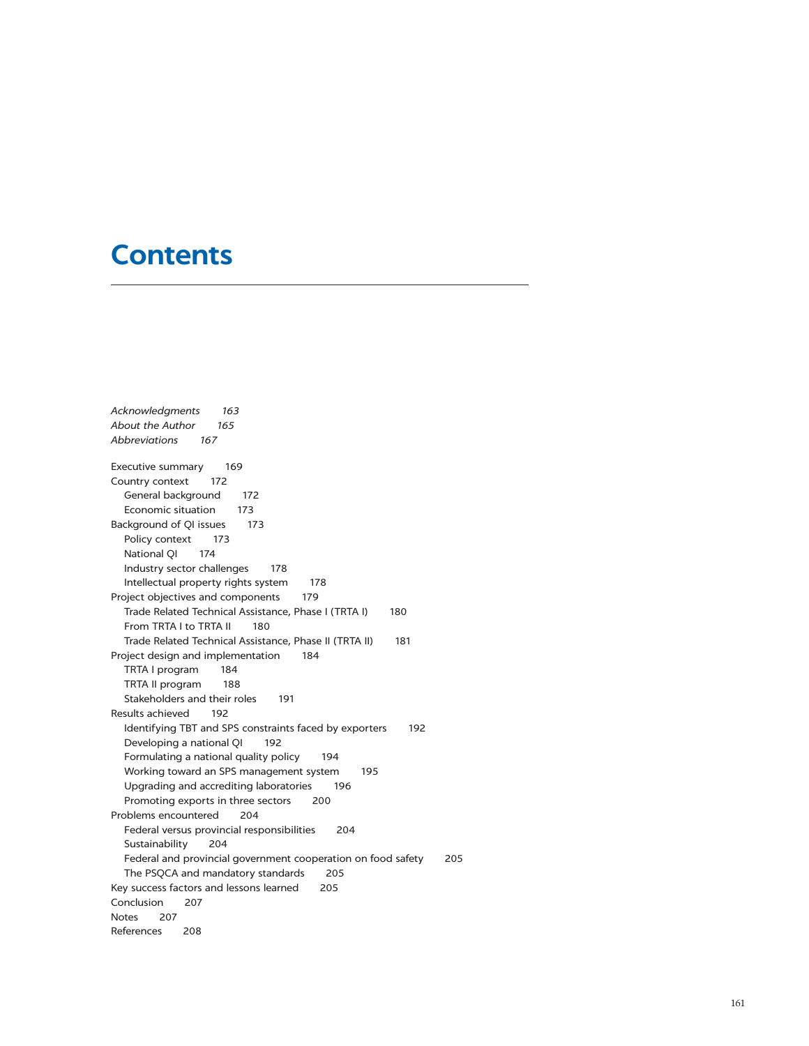# Contents

*Acknowledgments* *163*
*About the Author* *165*
*Abbreviations* *167*

Executive summary 169
Country context 172
  General background 172
  Economic situation 173
Background of QI issues 173
  Policy context 173
  National QI 174
  Industry sector challenges 178
  Intellectual property rights system 178
Project objectives and components 179
  Trade Related Technical Assistance, Phase I (TRTA I) 180
  From TRTA I to TRTA II 180
  Trade Related Technical Assistance, Phase II (TRTA II) 181
Project design and implementation 184
  TRTA I program 184
  TRTA II program 188
  Stakeholders and their roles 191
Results achieved 192
  Identifying TBT and SPS constraints faced by exporters 192
  Developing a national QI 192
  Formulating a national quality policy 194
  Working toward an SPS management system 195
  Upgrading and accrediting laboratories 196
  Promoting exports in three sectors 200
Problems encountered 204
  Federal versus provincial responsibilities 204
  Sustainability 204
  Federal and provincial government cooperation on food safety 205
  The PSQCA and mandatory standards 205
Key success factors and lessons learned 205
Conclusion 207
Notes 207
References 208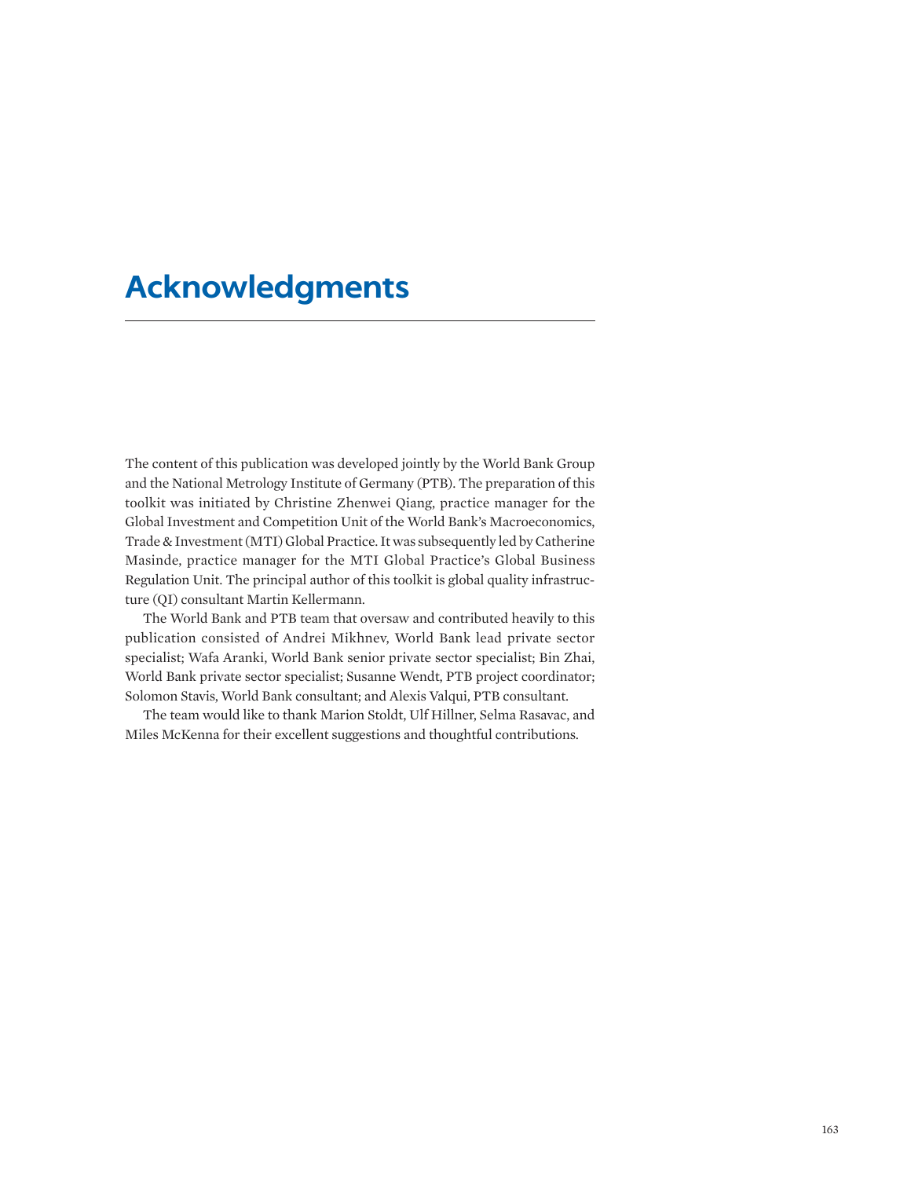# Acknowledgments

The content of this publication was developed jointly by the World Bank Group and the National Metrology Institute of Germany (PTB). The preparation of this toolkit was initiated by Christine Zhenwei Qiang, practice manager for the Global Investment and Competition Unit of the World Bank's Macroeconomics, Trade & Investment (MTI) Global Practice. It was subsequently led by Catherine Masinde, practice manager for the MTI Global Practice's Global Business Regulation Unit. The principal author of this toolkit is global quality infrastructure (QI) consultant Martin Kellermann.

The World Bank and PTB team that oversaw and contributed heavily to this publication consisted of Andrei Mikhnev, World Bank lead private sector specialist; Wafa Aranki, World Bank senior private sector specialist; Bin Zhai, World Bank private sector specialist; Susanne Wendt, PTB project coordinator; Solomon Stavis, World Bank consultant; and Alexis Valqui, PTB consultant.

The team would like to thank Marion Stoldt, Ulf Hillner, Selma Rasavac, and Miles McKenna for their excellent suggestions and thoughtful contributions.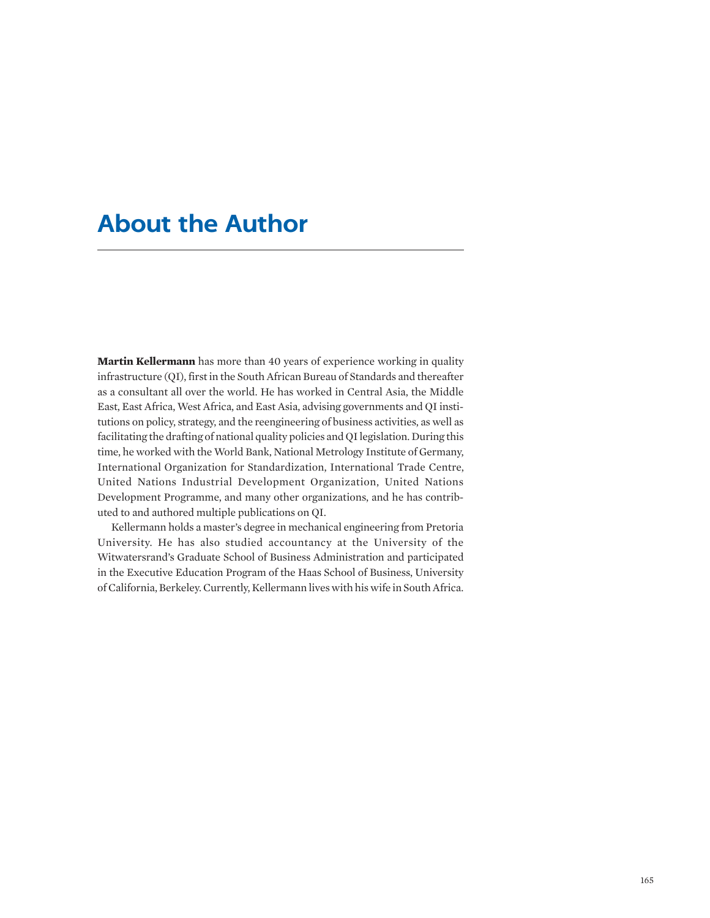# About the Author

**Martin Kellermann** has more than 40 years of experience working in quality infrastructure (QI), first in the South African Bureau of Standards and thereafter as a consultant all over the world. He has worked in Central Asia, the Middle East, East Africa, West Africa, and East Asia, advising governments and QI institutions on policy, strategy, and the reengineering of business activities, as well as facilitating the drafting of national quality policies and QI legislation. During this time, he worked with the World Bank, National Metrology Institute of Germany, International Organization for Standardization, International Trade Centre, United Nations Industrial Development Organization, United Nations Development Programme, and many other organizations, and he has contributed to and authored multiple publications on QI.

Kellermann holds a master's degree in mechanical engineering from Pretoria University. He has also studied accountancy at the University of the Witwatersrand's Graduate School of Business Administration and participated in the Executive Education Program of the Haas School of Business, University of California, Berkeley. Currently, Kellermann lives with his wife in South Africa.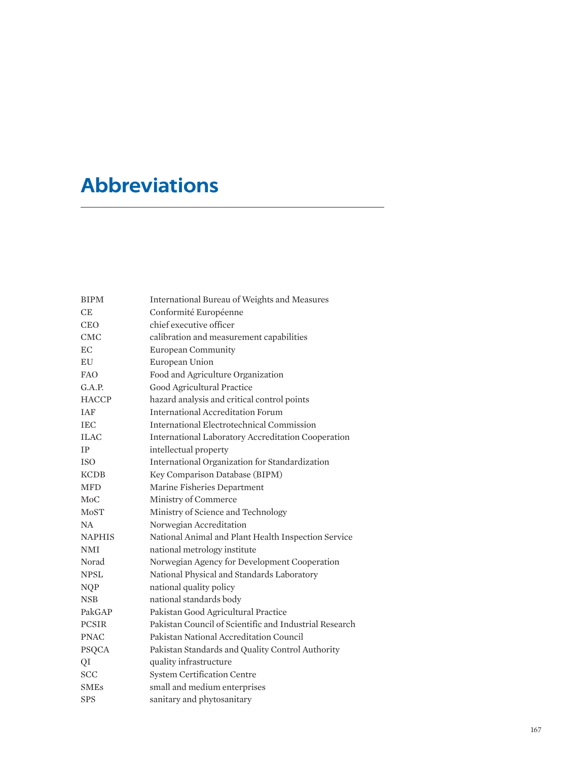# Abbreviations

| | |
|---|---|
| BIPM | International Bureau of Weights and Measures |
| CE | Conformité Européenne |
| CEO | chief executive officer |
| CMC | calibration and measurement capabilities |
| EC | European Community |
| EU | European Union |
| FAO | Food and Agriculture Organization |
| G.A.P. | Good Agricultural Practice |
| HACCP | hazard analysis and critical control points |
| IAF | International Accreditation Forum |
| IEC | International Electrotechnical Commission |
| ILAC | International Laboratory Accreditation Cooperation |
| IP | intellectual property |
| ISO | International Organization for Standardization |
| KCDB | Key Comparison Database (BIPM) |
| MFD | Marine Fisheries Department |
| MoC | Ministry of Commerce |
| MoST | Ministry of Science and Technology |
| NA | Norwegian Accreditation |
| NAPHIS | National Animal and Plant Health Inspection Service |
| NMI | national metrology institute |
| Norad | Norwegian Agency for Development Cooperation |
| NPSL | National Physical and Standards Laboratory |
| NQP | national quality policy |
| NSB | national standards body |
| PakGAP | Pakistan Good Agricultural Practice |
| PCSIR | Pakistan Council of Scientific and Industrial Research |
| PNAC | Pakistan National Accreditation Council |
| PSQCA | Pakistan Standards and Quality Control Authority |
| QI | quality infrastructure |
| SCC | System Certification Centre |
| SMEs | small and medium enterprises |
| SPS | sanitary and phytosanitary |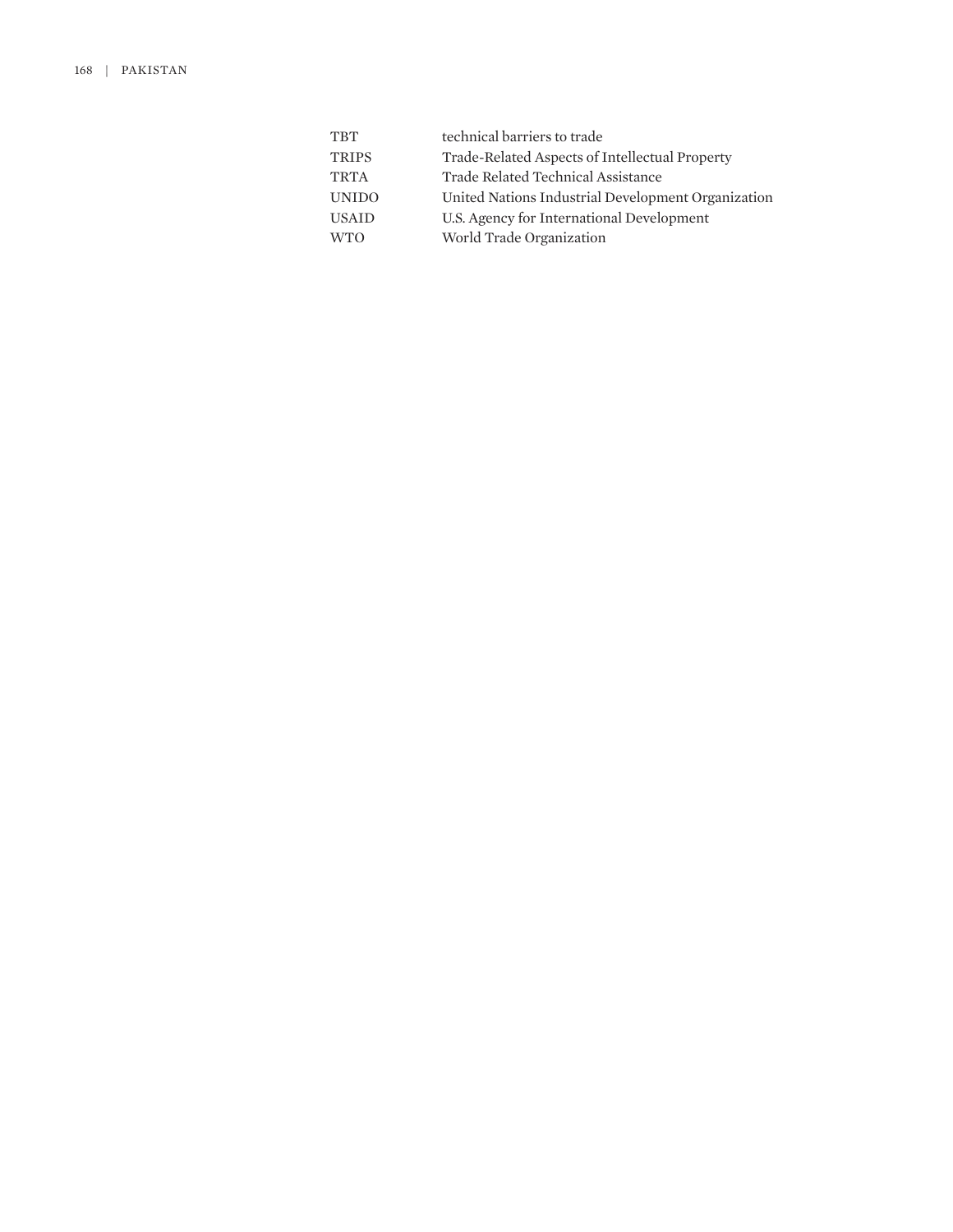| | |
|---|---|
| TBT | technical barriers to trade |
| TRIPS | Trade-Related Aspects of Intellectual Property |
| TRTA | Trade Related Technical Assistance |
| UNIDO | United Nations Industrial Development Organization |
| USAID | U.S. Agency for International Development |
| WTO | World Trade Organization |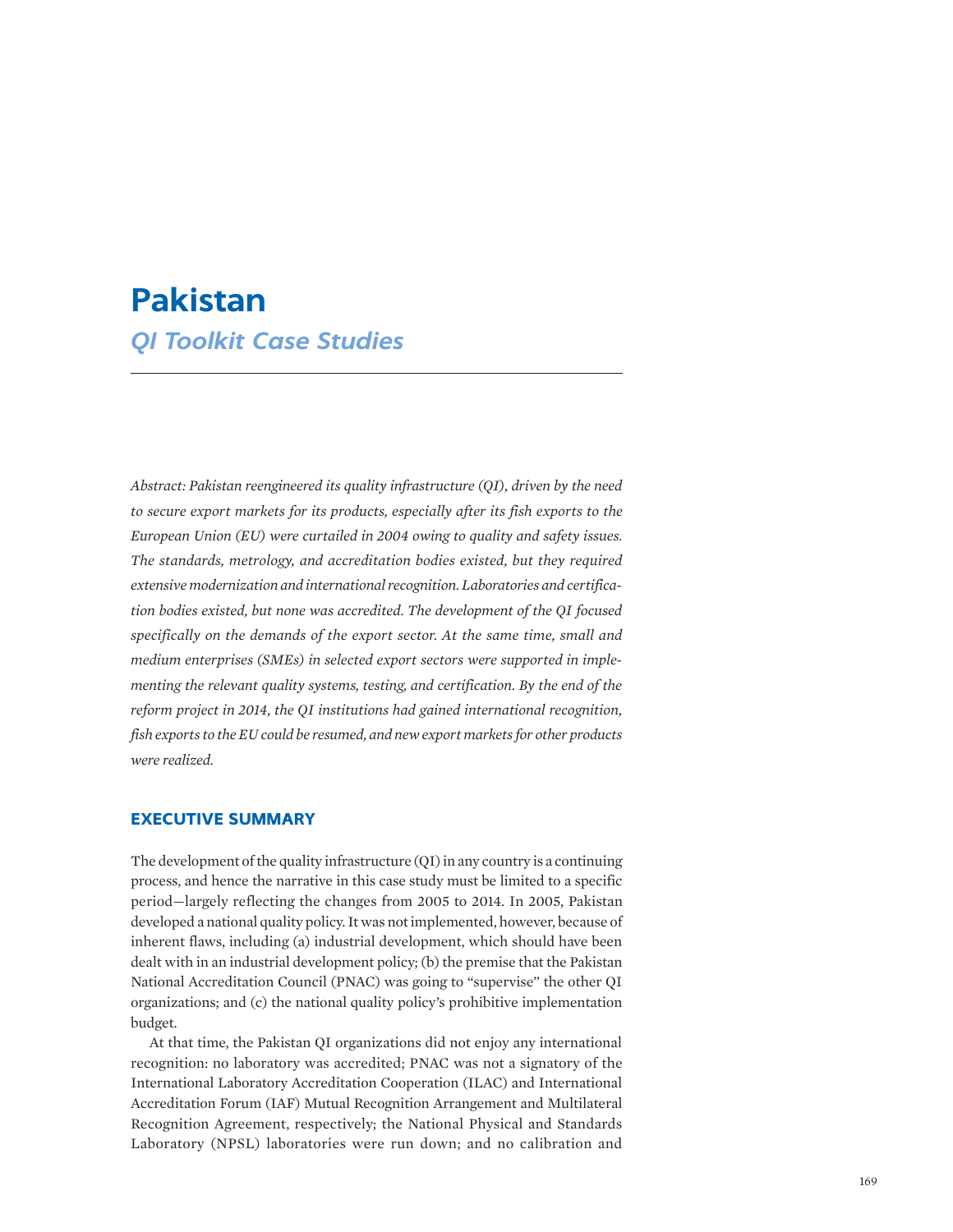# Pakistan

## *QI Toolkit Case Studies*

*Abstract: Pakistan reengineered its quality infrastructure (QI), driven by the need to secure export markets for its products, especially after its fish exports to the European Union (EU) were curtailed in 2004 owing to quality and safety issues. The standards, metrology, and accreditation bodies existed, but they required extensive modernization and international recognition. Laboratories and certification bodies existed, but none was accredited. The development of the QI focused specifically on the demands of the export sector. At the same time, small and medium enterprises (SMEs) in selected export sectors were supported in implementing the relevant quality systems, testing, and certification. By the end of the reform project in 2014, the QI institutions had gained international recognition, fish exports to the EU could be resumed, and new export markets for other products were realized.*

## EXECUTIVE SUMMARY

The development of the quality infrastructure (QI) in any country is a continuing process, and hence the narrative in this case study must be limited to a specific period—largely reflecting the changes from 2005 to 2014. In 2005, Pakistan developed a national quality policy. It was not implemented, however, because of inherent flaws, including (a) industrial development, which should have been dealt with in an industrial development policy; (b) the premise that the Pakistan National Accreditation Council (PNAC) was going to "supervise" the other QI organizations; and (c) the national quality policy's prohibitive implementation budget.

At that time, the Pakistan QI organizations did not enjoy any international recognition: no laboratory was accredited; PNAC was not a signatory of the International Laboratory Accreditation Cooperation (ILAC) and International Accreditation Forum (IAF) Mutual Recognition Arrangement and Multilateral Recognition Agreement, respectively; the National Physical and Standards Laboratory (NPSL) laboratories were run down; and no calibration and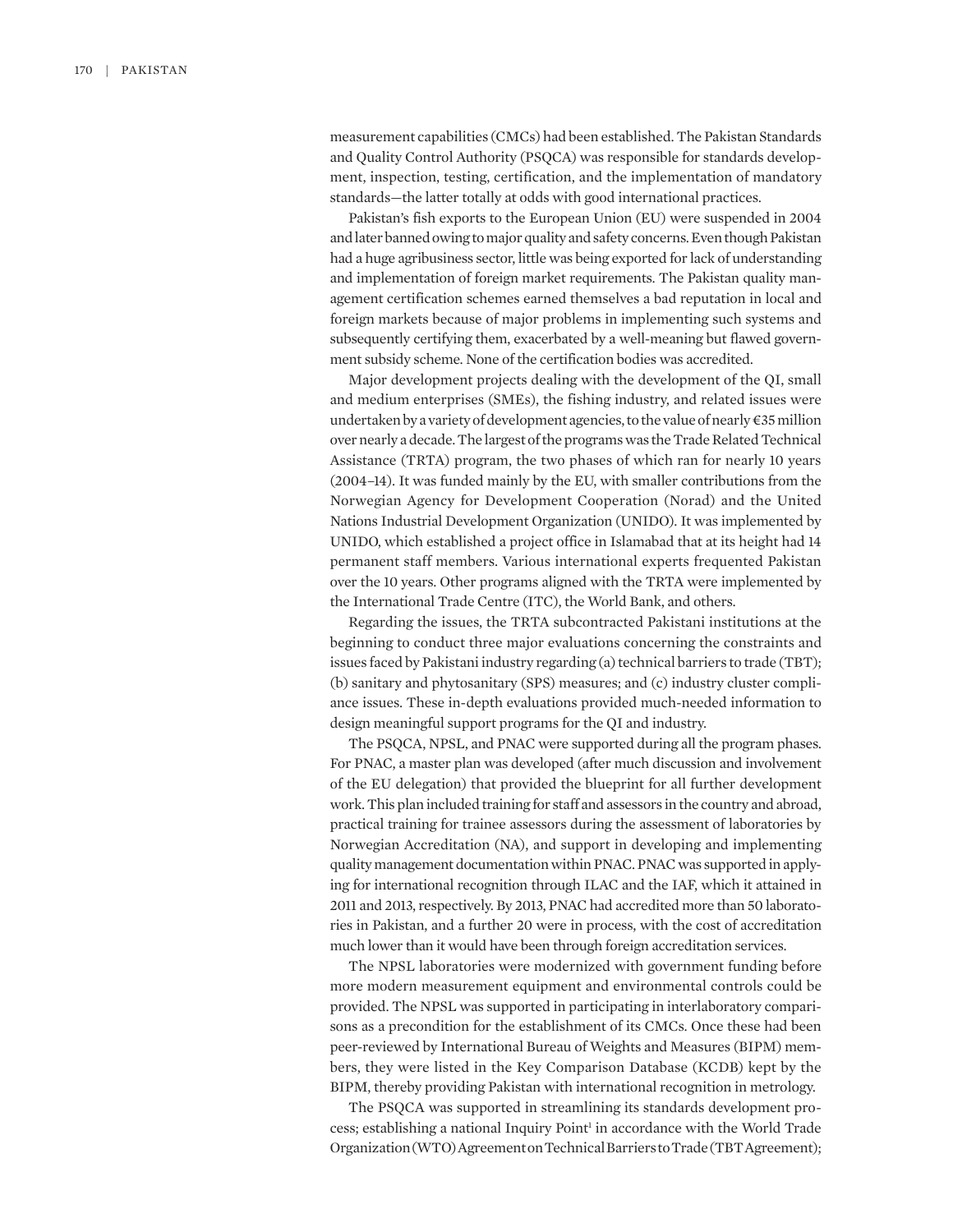measurement capabilities (CMCs) had been established. The Pakistan Standards and Quality Control Authority (PSQCA) was responsible for standards development, inspection, testing, certification, and the implementation of mandatory standards—the latter totally at odds with good international practices.

Pakistan's fish exports to the European Union (EU) were suspended in 2004 and later banned owing to major quality and safety concerns. Even though Pakistan had a huge agribusiness sector, little was being exported for lack of understanding and implementation of foreign market requirements. The Pakistan quality management certification schemes earned themselves a bad reputation in local and foreign markets because of major problems in implementing such systems and subsequently certifying them, exacerbated by a well-meaning but flawed government subsidy scheme. None of the certification bodies was accredited.

Major development projects dealing with the development of the QI, small and medium enterprises (SMEs), the fishing industry, and related issues were undertaken by a variety of development agencies, to the value of nearly €35 million over nearly a decade. The largest of the programs was the Trade Related Technical Assistance (TRTA) program, the two phases of which ran for nearly 10 years (2004–14). It was funded mainly by the EU, with smaller contributions from the Norwegian Agency for Development Cooperation (Norad) and the United Nations Industrial Development Organization (UNIDO). It was implemented by UNIDO, which established a project office in Islamabad that at its height had 14 permanent staff members. Various international experts frequented Pakistan over the 10 years. Other programs aligned with the TRTA were implemented by the International Trade Centre (ITC), the World Bank, and others.

Regarding the issues, the TRTA subcontracted Pakistani institutions at the beginning to conduct three major evaluations concerning the constraints and issues faced by Pakistani industry regarding (a) technical barriers to trade (TBT); (b) sanitary and phytosanitary (SPS) measures; and (c) industry cluster compliance issues. These in-depth evaluations provided much-needed information to design meaningful support programs for the QI and industry.

The PSQCA, NPSL, and PNAC were supported during all the program phases. For PNAC, a master plan was developed (after much discussion and involvement of the EU delegation) that provided the blueprint for all further development work. This plan included training for staff and assessors in the country and abroad, practical training for trainee assessors during the assessment of laboratories by Norwegian Accreditation (NA), and support in developing and implementing quality management documentation within PNAC. PNAC was supported in applying for international recognition through ILAC and the IAF, which it attained in 2011 and 2013, respectively. By 2013, PNAC had accredited more than 50 laboratories in Pakistan, and a further 20 were in process, with the cost of accreditation much lower than it would have been through foreign accreditation services.

The NPSL laboratories were modernized with government funding before more modern measurement equipment and environmental controls could be provided. The NPSL was supported in participating in interlaboratory comparisons as a precondition for the establishment of its CMCs. Once these had been peer-reviewed by International Bureau of Weights and Measures (BIPM) members, they were listed in the Key Comparison Database (KCDB) kept by the BIPM, thereby providing Pakistan with international recognition in metrology.

The PSQCA was supported in streamlining its standards development process; establishing a national Inquiry Point[1] in accordance with the World Trade Organization (WTO) Agreement on Technical Barriers to Trade (TBT Agreement);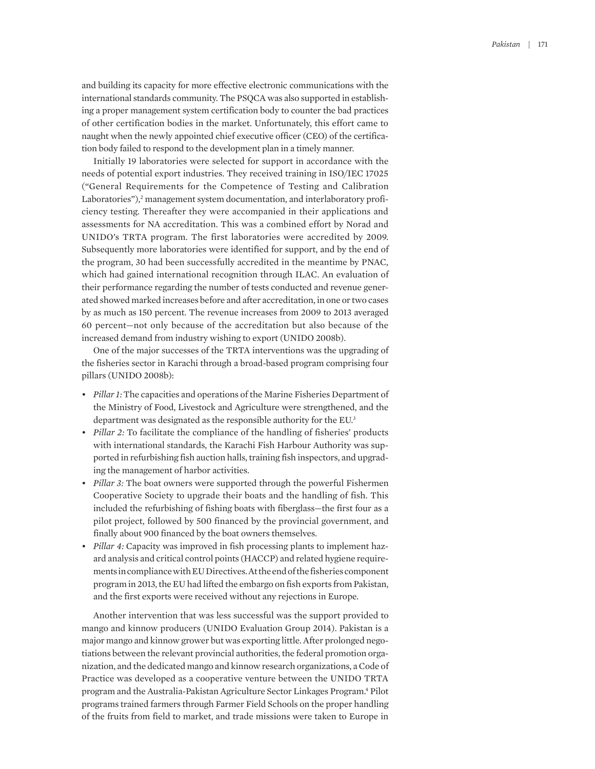and building its capacity for more effective electronic communications with the international standards community. The PSQCA was also supported in establishing a proper management system certification body to counter the bad practices of other certification bodies in the market. Unfortunately, this effort came to naught when the newly appointed chief executive officer (CEO) of the certification body failed to respond to the development plan in a timely manner.

Initially 19 laboratories were selected for support in accordance with the needs of potential export industries. They received training in ISO/IEC 17025 ("General Requirements for the Competence of Testing and Calibration Laboratories"),[2] management system documentation, and interlaboratory proficiency testing. Thereafter they were accompanied in their applications and assessments for NA accreditation. This was a combined effort by Norad and UNIDO's TRTA program. The first laboratories were accredited by 2009. Subsequently more laboratories were identified for support, and by the end of the program, 30 had been successfully accredited in the meantime by PNAC, which had gained international recognition through ILAC. An evaluation of their performance regarding the number of tests conducted and revenue generated showed marked increases before and after accreditation, in one or two cases by as much as 150 percent. The revenue increases from 2009 to 2013 averaged 60 percent—not only because of the accreditation but also because of the increased demand from industry wishing to export (UNIDO 2008b).

One of the major successes of the TRTA interventions was the upgrading of the fisheries sector in Karachi through a broad-based program comprising four pillars (UNIDO 2008b):

- *Pillar 1:* The capacities and operations of the Marine Fisheries Department of the Ministry of Food, Livestock and Agriculture were strengthened, and the department was designated as the responsible authority for the EU.[3]
- *Pillar 2:* To facilitate the compliance of the handling of fisheries' products with international standards, the Karachi Fish Harbour Authority was supported in refurbishing fish auction halls, training fish inspectors, and upgrading the management of harbor activities.
- *Pillar 3:* The boat owners were supported through the powerful Fishermen Cooperative Society to upgrade their boats and the handling of fish. This included the refurbishing of fishing boats with fiberglass—the first four as a pilot project, followed by 500 financed by the provincial government, and finally about 900 financed by the boat owners themselves.
- *Pillar 4:* Capacity was improved in fish processing plants to implement hazard analysis and critical control points (HACCP) and related hygiene requirements in compliance with EU Directives. At the end of the fisheries component program in 2013, the EU had lifted the embargo on fish exports from Pakistan, and the first exports were received without any rejections in Europe.

Another intervention that was less successful was the support provided to mango and kinnow producers (UNIDO Evaluation Group 2014). Pakistan is a major mango and kinnow grower but was exporting little. After prolonged negotiations between the relevant provincial authorities, the federal promotion organization, and the dedicated mango and kinnow research organizations, a Code of Practice was developed as a cooperative venture between the UNIDO TRTA program and the Australia-Pakistan Agriculture Sector Linkages Program.[4] Pilot programs trained farmers through Farmer Field Schools on the proper handling of the fruits from field to market, and trade missions were taken to Europe in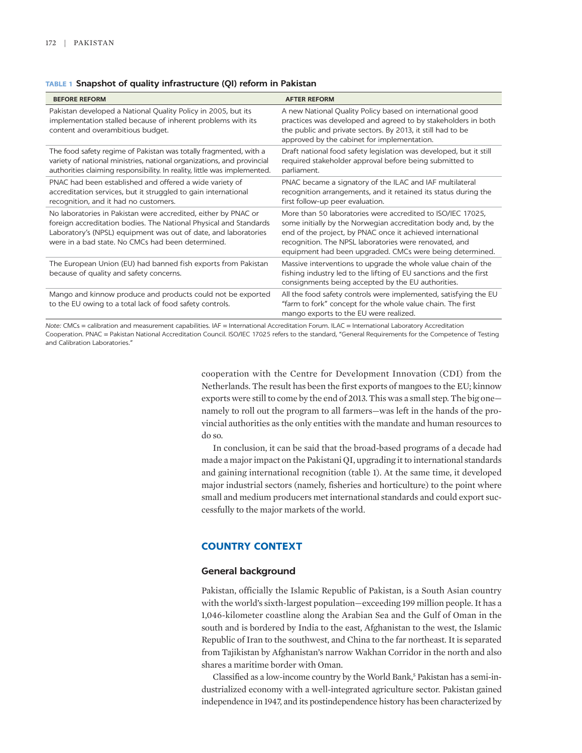**TABLE 1 Snapshot of quality infrastructure (QI) reform in Pakistan**

| BEFORE REFORM | AFTER REFORM |
|---|---|
| Pakistan developed a National Quality Policy in 2005, but its implementation stalled because of inherent problems with its content and overambitious budget. | A new National Quality Policy based on international good practices was developed and agreed to by stakeholders in both the public and private sectors. By 2013, it still had to be approved by the cabinet for implementation. |
| The food safety regime of Pakistan was totally fragmented, with a variety of national ministries, national organizations, and provincial authorities claiming responsibility. In reality, little was implemented. | Draft national food safety legislation was developed, but it still required stakeholder approval before being submitted to parliament. |
| PNAC had been established and offered a wide variety of accreditation services, but it struggled to gain international recognition, and it had no customers. | PNAC became a signatory of the ILAC and IAF multilateral recognition arrangements, and it retained its status during the first follow-up peer evaluation. |
| No laboratories in Pakistan were accredited, either by PNAC or foreign accreditation bodies. The National Physical and Standards Laboratory's (NPSL) equipment was out of date, and laboratories were in a bad state. No CMCs had been determined. | More than 50 laboratories were accredited to ISO/IEC 17025, some initially by the Norwegian accreditation body and, by the end of the project, by PNAC once it achieved international recognition. The NPSL laboratories were renovated, and equipment had been upgraded. CMCs were being determined. |
| The European Union (EU) had banned fish exports from Pakistan because of quality and safety concerns. | Massive interventions to upgrade the whole value chain of the fishing industry led to the lifting of EU sanctions and the first consignments being accepted by the EU authorities. |
| Mango and kinnow produce and products could not be exported to the EU owing to a total lack of food safety controls. | All the food safety controls were implemented, satisfying the EU "farm to fork" concept for the whole value chain. The first mango exports to the EU were realized. |

*Note:* CMCs = calibration and measurement capabilities. IAF = International Accreditation Forum. ILAC = International Laboratory Accreditation Cooperation. PNAC = Pakistan National Accreditation Council. ISO/IEC 17025 refers to the standard, "General Requirements for the Competence of Testing and Calibration Laboratories."

cooperation with the Centre for Development Innovation (CDI) from the Netherlands. The result has been the first exports of mangoes to the EU; kinnow exports were still to come by the end of 2013. This was a small step. The big one—namely to roll out the program to all farmers—was left in the hands of the provincial authorities as the only entities with the mandate and human resources to do so.

In conclusion, it can be said that the broad-based programs of a decade had made a major impact on the Pakistani QI, upgrading it to international standards and gaining international recognition (table 1). At the same time, it developed major industrial sectors (namely, fisheries and horticulture) to the point where small and medium producers met international standards and could export successfully to the major markets of the world.

## COUNTRY CONTEXT

### General background

Pakistan, officially the Islamic Republic of Pakistan, is a South Asian country with the world's sixth-largest population—exceeding 199 million people. It has a 1,046-kilometer coastline along the Arabian Sea and the Gulf of Oman in the south and is bordered by India to the east, Afghanistan to the west, the Islamic Republic of Iran to the southwest, and China to the far northeast. It is separated from Tajikistan by Afghanistan's narrow Wakhan Corridor in the north and also shares a maritime border with Oman.

Classified as a low-income country by the World Bank,[5] Pakistan has a semi-industrialized economy with a well-integrated agriculture sector. Pakistan gained independence in 1947, and its postindependence history has been characterized by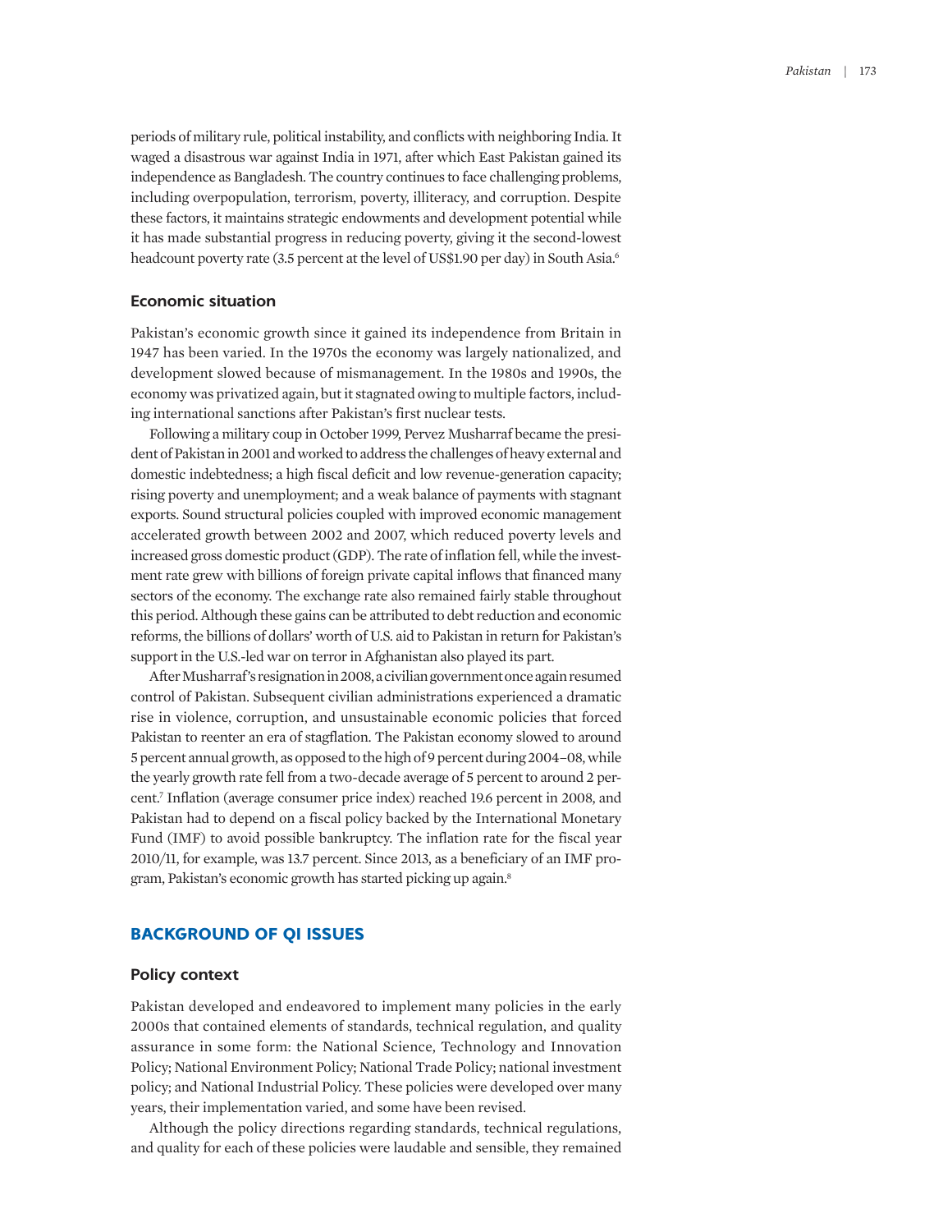periods of military rule, political instability, and conflicts with neighboring India. It waged a disastrous war against India in 1971, after which East Pakistan gained its independence as Bangladesh. The country continues to face challenging problems, including overpopulation, terrorism, poverty, illiteracy, and corruption. Despite these factors, it maintains strategic endowments and development potential while it has made substantial progress in reducing poverty, giving it the second-lowest headcount poverty rate (3.5 percent at the level of US$1.90 per day) in South Asia.[6]

### Economic situation

Pakistan's economic growth since it gained its independence from Britain in 1947 has been varied. In the 1970s the economy was largely nationalized, and development slowed because of mismanagement. In the 1980s and 1990s, the economy was privatized again, but it stagnated owing to multiple factors, including international sanctions after Pakistan's first nuclear tests.

Following a military coup in October 1999, Pervez Musharraf became the president of Pakistan in 2001 and worked to address the challenges of heavy external and domestic indebtedness; a high fiscal deficit and low revenue-generation capacity; rising poverty and unemployment; and a weak balance of payments with stagnant exports. Sound structural policies coupled with improved economic management accelerated growth between 2002 and 2007, which reduced poverty levels and increased gross domestic product (GDP). The rate of inflation fell, while the investment rate grew with billions of foreign private capital inflows that financed many sectors of the economy. The exchange rate also remained fairly stable throughout this period. Although these gains can be attributed to debt reduction and economic reforms, the billions of dollars' worth of U.S. aid to Pakistan in return for Pakistan's support in the U.S.-led war on terror in Afghanistan also played its part.

After Musharraf's resignation in 2008, a civilian government once again resumed control of Pakistan. Subsequent civilian administrations experienced a dramatic rise in violence, corruption, and unsustainable economic policies that forced Pakistan to reenter an era of stagflation. The Pakistan economy slowed to around 5 percent annual growth, as opposed to the high of 9 percent during 2004–08, while the yearly growth rate fell from a two-decade average of 5 percent to around 2 percent.[7] Inflation (average consumer price index) reached 19.6 percent in 2008, and Pakistan had to depend on a fiscal policy backed by the International Monetary Fund (IMF) to avoid possible bankruptcy. The inflation rate for the fiscal year 2010/11, for example, was 13.7 percent. Since 2013, as a beneficiary of an IMF program, Pakistan's economic growth has started picking up again.[8]

## BACKGROUND OF QI ISSUES

### Policy context

Pakistan developed and endeavored to implement many policies in the early 2000s that contained elements of standards, technical regulation, and quality assurance in some form: the National Science, Technology and Innovation Policy; National Environment Policy; National Trade Policy; national investment policy; and National Industrial Policy. These policies were developed over many years, their implementation varied, and some have been revised.

Although the policy directions regarding standards, technical regulations, and quality for each of these policies were laudable and sensible, they remained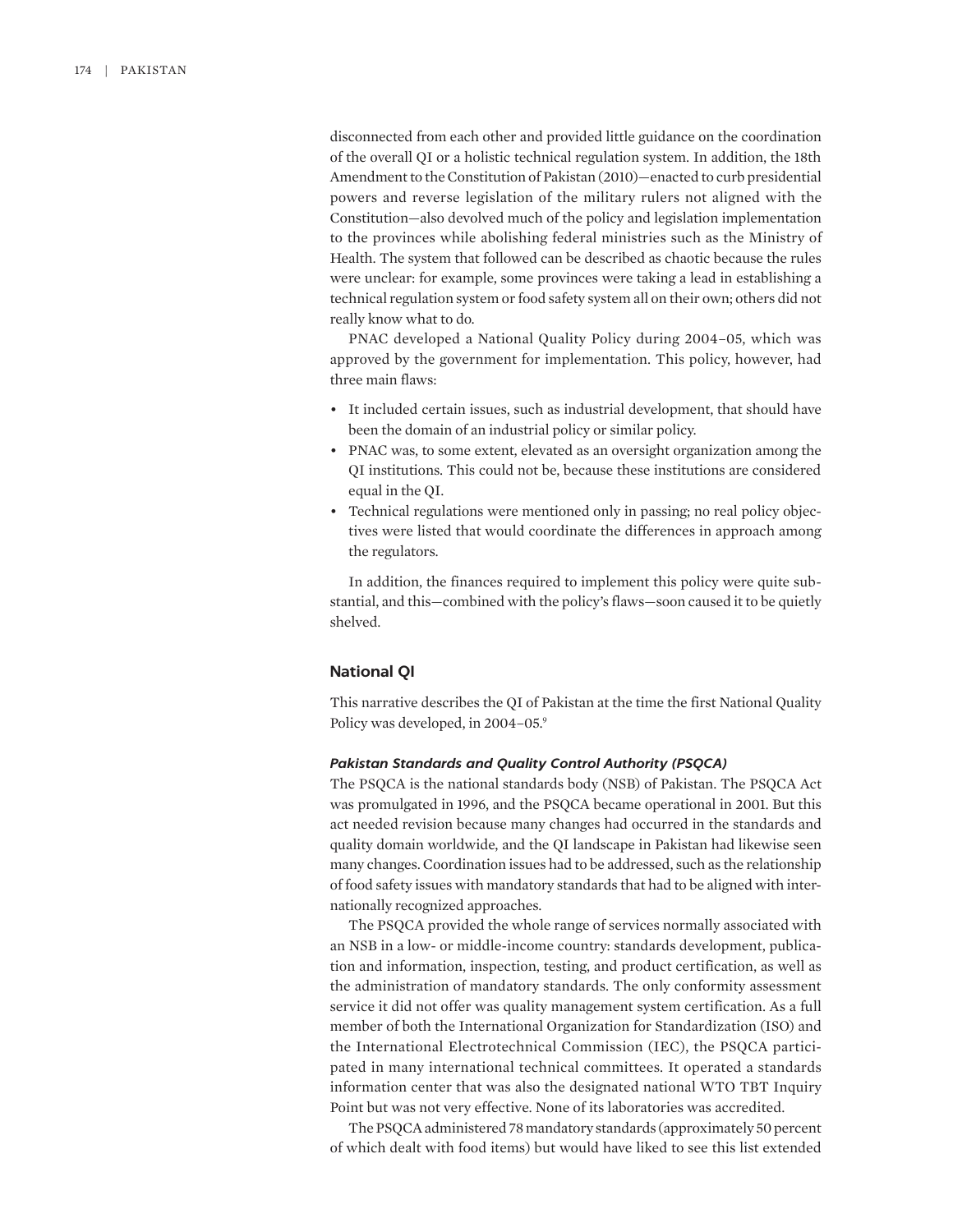disconnected from each other and provided little guidance on the coordination of the overall QI or a holistic technical regulation system. In addition, the 18th Amendment to the Constitution of Pakistan (2010)—enacted to curb presidential powers and reverse legislation of the military rulers not aligned with the Constitution—also devolved much of the policy and legislation implementation to the provinces while abolishing federal ministries such as the Ministry of Health. The system that followed can be described as chaotic because the rules were unclear: for example, some provinces were taking a lead in establishing a technical regulation system or food safety system all on their own; others did not really know what to do.

PNAC developed a National Quality Policy during 2004–05, which was approved by the government for implementation. This policy, however, had three main flaws:

- It included certain issues, such as industrial development, that should have been the domain of an industrial policy or similar policy.
- PNAC was, to some extent, elevated as an oversight organization among the QI institutions. This could not be, because these institutions are considered equal in the QI.
- Technical regulations were mentioned only in passing; no real policy objectives were listed that would coordinate the differences in approach among the regulators.

In addition, the finances required to implement this policy were quite substantial, and this—combined with the policy's flaws—soon caused it to be quietly shelved.

### National QI

This narrative describes the QI of Pakistan at the time the first National Quality Policy was developed, in 2004–05.[9]

#### *Pakistan Standards and Quality Control Authority (PSQCA)*

The PSQCA is the national standards body (NSB) of Pakistan. The PSQCA Act was promulgated in 1996, and the PSQCA became operational in 2001. But this act needed revision because many changes had occurred in the standards and quality domain worldwide, and the QI landscape in Pakistan had likewise seen many changes. Coordination issues had to be addressed, such as the relationship of food safety issues with mandatory standards that had to be aligned with internationally recognized approaches.

The PSQCA provided the whole range of services normally associated with an NSB in a low- or middle-income country: standards development, publication and information, inspection, testing, and product certification, as well as the administration of mandatory standards. The only conformity assessment service it did not offer was quality management system certification. As a full member of both the International Organization for Standardization (ISO) and the International Electrotechnical Commission (IEC), the PSQCA participated in many international technical committees. It operated a standards information center that was also the designated national WTO TBT Inquiry Point but was not very effective. None of its laboratories was accredited.

The PSQCA administered 78 mandatory standards (approximately 50 percent of which dealt with food items) but would have liked to see this list extended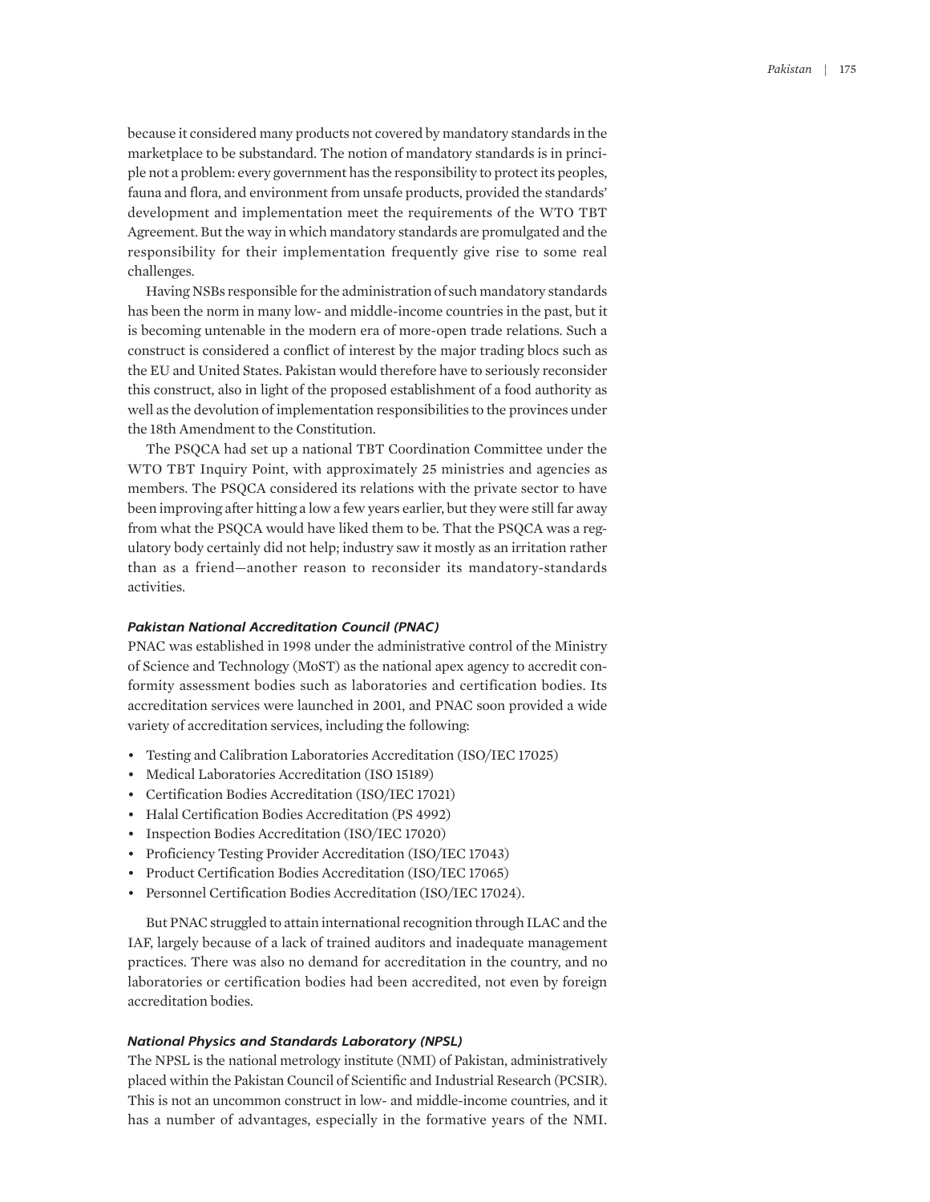because it considered many products not covered by mandatory standards in the marketplace to be substandard. The notion of mandatory standards is in principle not a problem: every government has the responsibility to protect its peoples, fauna and flora, and environment from unsafe products, provided the standards' development and implementation meet the requirements of the WTO TBT Agreement. But the way in which mandatory standards are promulgated and the responsibility for their implementation frequently give rise to some real challenges.

Having NSBs responsible for the administration of such mandatory standards has been the norm in many low- and middle-income countries in the past, but it is becoming untenable in the modern era of more-open trade relations. Such a construct is considered a conflict of interest by the major trading blocs such as the EU and United States. Pakistan would therefore have to seriously reconsider this construct, also in light of the proposed establishment of a food authority as well as the devolution of implementation responsibilities to the provinces under the 18th Amendment to the Constitution.

The PSQCA had set up a national TBT Coordination Committee under the WTO TBT Inquiry Point, with approximately 25 ministries and agencies as members. The PSQCA considered its relations with the private sector to have been improving after hitting a low a few years earlier, but they were still far away from what the PSQCA would have liked them to be. That the PSQCA was a regulatory body certainly did not help; industry saw it mostly as an irritation rather than as a friend—another reason to reconsider its mandatory-standards activities.

#### *Pakistan National Accreditation Council (PNAC)*

PNAC was established in 1998 under the administrative control of the Ministry of Science and Technology (MoST) as the national apex agency to accredit conformity assessment bodies such as laboratories and certification bodies. Its accreditation services were launched in 2001, and PNAC soon provided a wide variety of accreditation services, including the following:

- Testing and Calibration Laboratories Accreditation (ISO/IEC 17025)
- Medical Laboratories Accreditation (ISO 15189)
- Certification Bodies Accreditation (ISO/IEC 17021)
- Halal Certification Bodies Accreditation (PS 4992)
- Inspection Bodies Accreditation (ISO/IEC 17020)
- Proficiency Testing Provider Accreditation (ISO/IEC 17043)
- Product Certification Bodies Accreditation (ISO/IEC 17065)
- Personnel Certification Bodies Accreditation (ISO/IEC 17024).

But PNAC struggled to attain international recognition through ILAC and the IAF, largely because of a lack of trained auditors and inadequate management practices. There was also no demand for accreditation in the country, and no laboratories or certification bodies had been accredited, not even by foreign accreditation bodies.

#### *National Physics and Standards Laboratory (NPSL)*

The NPSL is the national metrology institute (NMI) of Pakistan, administratively placed within the Pakistan Council of Scientific and Industrial Research (PCSIR). This is not an uncommon construct in low- and middle-income countries, and it has a number of advantages, especially in the formative years of the NMI.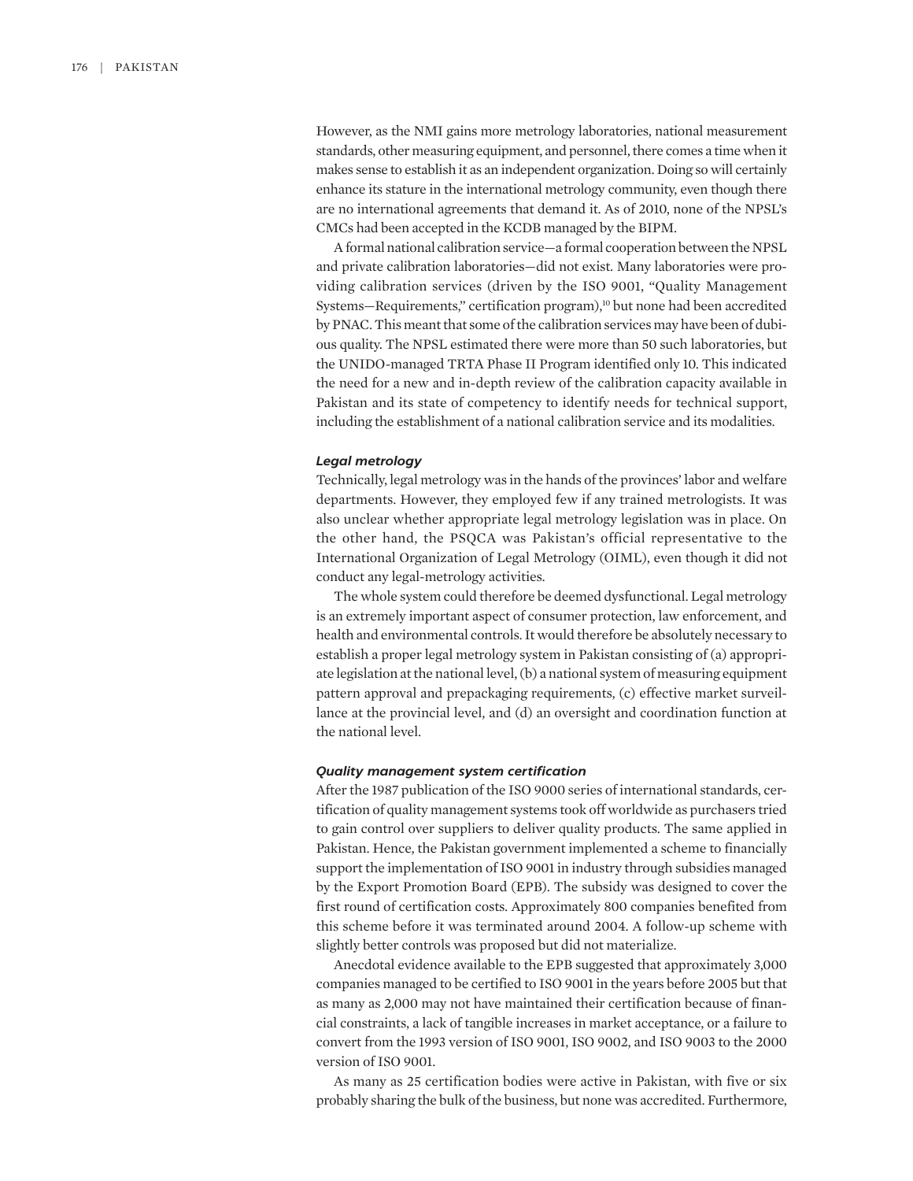However, as the NMI gains more metrology laboratories, national measurement standards, other measuring equipment, and personnel, there comes a time when it makes sense to establish it as an independent organization. Doing so will certainly enhance its stature in the international metrology community, even though there are no international agreements that demand it. As of 2010, none of the NPSL's CMCs had been accepted in the KCDB managed by the BIPM.

A formal national calibration service—a formal cooperation between the NPSL and private calibration laboratories—did not exist. Many laboratories were providing calibration services (driven by the ISO 9001, "Quality Management Systems—Requirements," certification program),[10] but none had been accredited by PNAC. This meant that some of the calibration services may have been of dubious quality. The NPSL estimated there were more than 50 such laboratories, but the UNIDO-managed TRTA Phase II Program identified only 10. This indicated the need for a new and in-depth review of the calibration capacity available in Pakistan and its state of competency to identify needs for technical support, including the establishment of a national calibration service and its modalities.

#### *Legal metrology*

Technically, legal metrology was in the hands of the provinces' labor and welfare departments. However, they employed few if any trained metrologists. It was also unclear whether appropriate legal metrology legislation was in place. On the other hand, the PSQCA was Pakistan's official representative to the International Organization of Legal Metrology (OIML), even though it did not conduct any legal-metrology activities.

The whole system could therefore be deemed dysfunctional. Legal metrology is an extremely important aspect of consumer protection, law enforcement, and health and environmental controls. It would therefore be absolutely necessary to establish a proper legal metrology system in Pakistan consisting of (a) appropriate legislation at the national level, (b) a national system of measuring equipment pattern approval and prepackaging requirements, (c) effective market surveillance at the provincial level, and (d) an oversight and coordination function at the national level.

#### *Quality management system certification*

After the 1987 publication of the ISO 9000 series of international standards, certification of quality management systems took off worldwide as purchasers tried to gain control over suppliers to deliver quality products. The same applied in Pakistan. Hence, the Pakistan government implemented a scheme to financially support the implementation of ISO 9001 in industry through subsidies managed by the Export Promotion Board (EPB). The subsidy was designed to cover the first round of certification costs. Approximately 800 companies benefited from this scheme before it was terminated around 2004. A follow-up scheme with slightly better controls was proposed but did not materialize.

Anecdotal evidence available to the EPB suggested that approximately 3,000 companies managed to be certified to ISO 9001 in the years before 2005 but that as many as 2,000 may not have maintained their certification because of financial constraints, a lack of tangible increases in market acceptance, or a failure to convert from the 1993 version of ISO 9001, ISO 9002, and ISO 9003 to the 2000 version of ISO 9001.

As many as 25 certification bodies were active in Pakistan, with five or six probably sharing the bulk of the business, but none was accredited. Furthermore,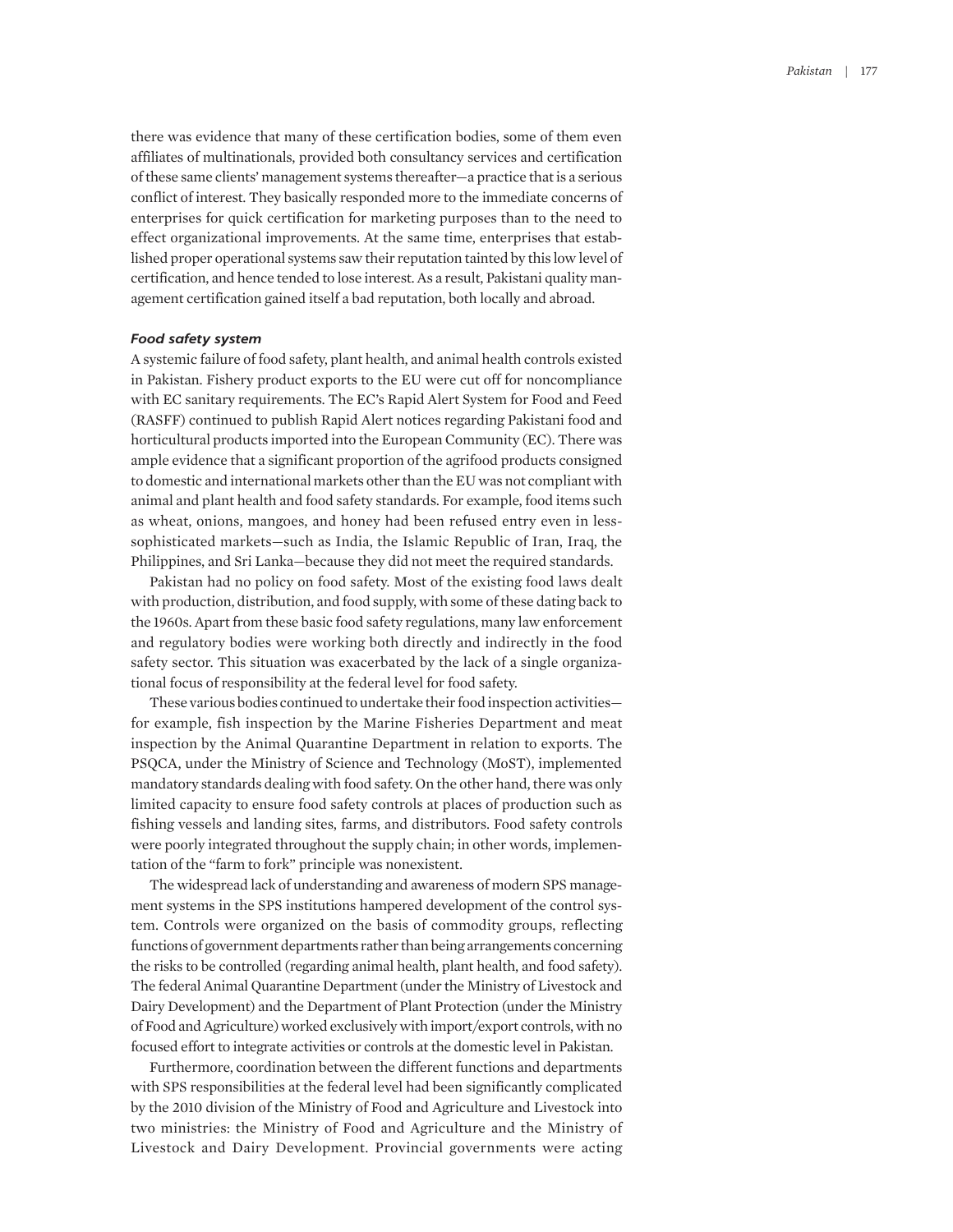there was evidence that many of these certification bodies, some of them even affiliates of multinationals, provided both consultancy services and certification of these same clients' management systems thereafter—a practice that is a serious conflict of interest. They basically responded more to the immediate concerns of enterprises for quick certification for marketing purposes than to the need to effect organizational improvements. At the same time, enterprises that established proper operational systems saw their reputation tainted by this low level of certification, and hence tended to lose interest. As a result, Pakistani quality management certification gained itself a bad reputation, both locally and abroad.

### *Food safety system*

A systemic failure of food safety, plant health, and animal health controls existed in Pakistan. Fishery product exports to the EU were cut off for noncompliance with EC sanitary requirements. The EC's Rapid Alert System for Food and Feed (RASFF) continued to publish Rapid Alert notices regarding Pakistani food and horticultural products imported into the European Community (EC). There was ample evidence that a significant proportion of the agrifood products consigned to domestic and international markets other than the EU was not compliant with animal and plant health and food safety standards. For example, food items such as wheat, onions, mangoes, and honey had been refused entry even in less-sophisticated markets—such as India, the Islamic Republic of Iran, Iraq, the Philippines, and Sri Lanka—because they did not meet the required standards.

Pakistan had no policy on food safety. Most of the existing food laws dealt with production, distribution, and food supply, with some of these dating back to the 1960s. Apart from these basic food safety regulations, many law enforcement and regulatory bodies were working both directly and indirectly in the food safety sector. This situation was exacerbated by the lack of a single organizational focus of responsibility at the federal level for food safety.

These various bodies continued to undertake their food inspection activities—for example, fish inspection by the Marine Fisheries Department and meat inspection by the Animal Quarantine Department in relation to exports. The PSQCA, under the Ministry of Science and Technology (MoST), implemented mandatory standards dealing with food safety. On the other hand, there was only limited capacity to ensure food safety controls at places of production such as fishing vessels and landing sites, farms, and distributors. Food safety controls were poorly integrated throughout the supply chain; in other words, implementation of the "farm to fork" principle was nonexistent.

The widespread lack of understanding and awareness of modern SPS management systems in the SPS institutions hampered development of the control system. Controls were organized on the basis of commodity groups, reflecting functions of government departments rather than being arrangements concerning the risks to be controlled (regarding animal health, plant health, and food safety). The federal Animal Quarantine Department (under the Ministry of Livestock and Dairy Development) and the Department of Plant Protection (under the Ministry of Food and Agriculture) worked exclusively with import/export controls, with no focused effort to integrate activities or controls at the domestic level in Pakistan.

Furthermore, coordination between the different functions and departments with SPS responsibilities at the federal level had been significantly complicated by the 2010 division of the Ministry of Food and Agriculture and Livestock into two ministries: the Ministry of Food and Agriculture and the Ministry of Livestock and Dairy Development. Provincial governments were acting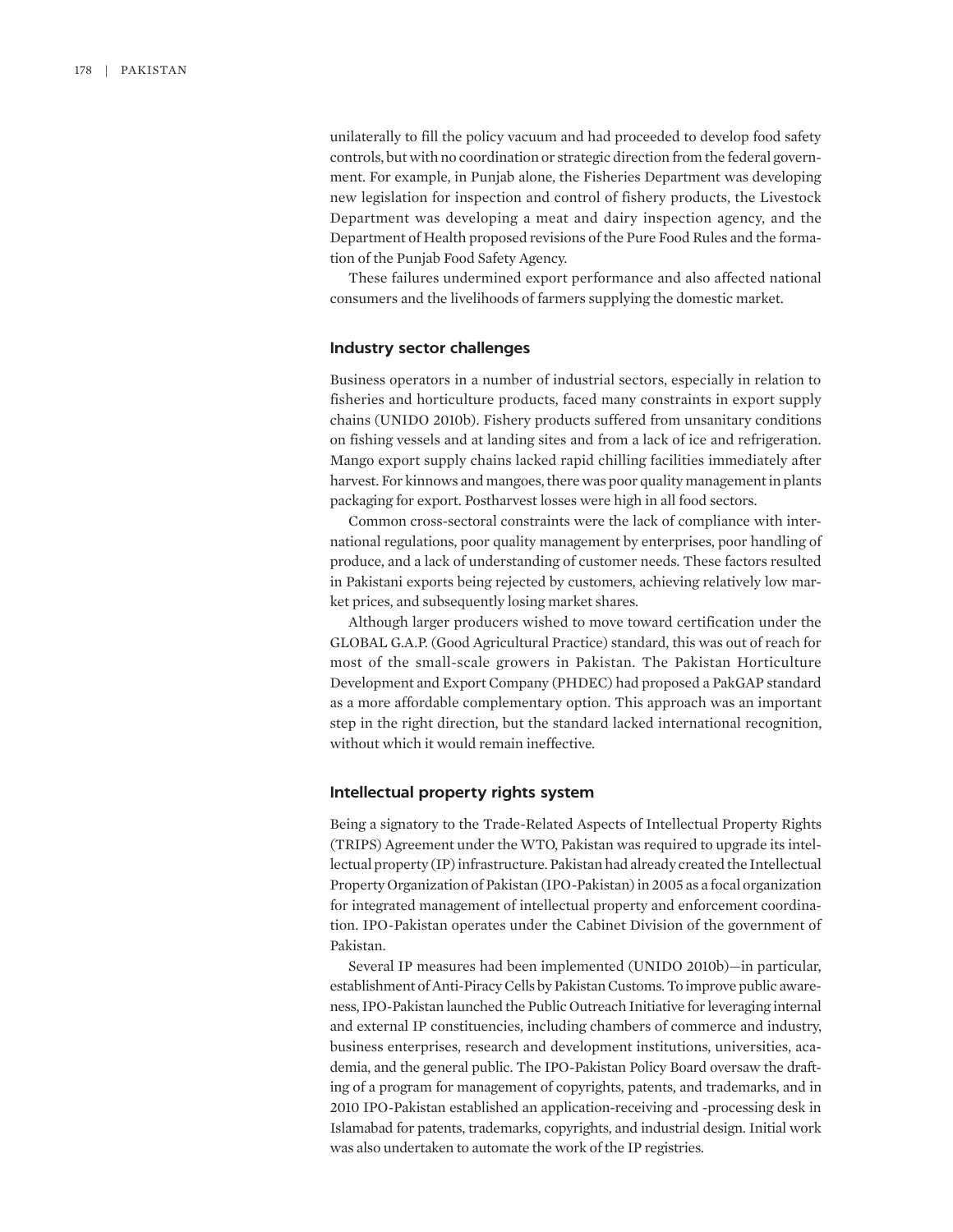unilaterally to fill the policy vacuum and had proceeded to develop food safety controls, but with no coordination or strategic direction from the federal government. For example, in Punjab alone, the Fisheries Department was developing new legislation for inspection and control of fishery products, the Livestock Department was developing a meat and dairy inspection agency, and the Department of Health proposed revisions of the Pure Food Rules and the formation of the Punjab Food Safety Agency.

These failures undermined export performance and also affected national consumers and the livelihoods of farmers supplying the domestic market.

### Industry sector challenges

Business operators in a number of industrial sectors, especially in relation to fisheries and horticulture products, faced many constraints in export supply chains (UNIDO 2010b). Fishery products suffered from unsanitary conditions on fishing vessels and at landing sites and from a lack of ice and refrigeration. Mango export supply chains lacked rapid chilling facilities immediately after harvest. For kinnows and mangoes, there was poor quality management in plants packaging for export. Postharvest losses were high in all food sectors.

Common cross-sectoral constraints were the lack of compliance with international regulations, poor quality management by enterprises, poor handling of produce, and a lack of understanding of customer needs. These factors resulted in Pakistani exports being rejected by customers, achieving relatively low market prices, and subsequently losing market shares.

Although larger producers wished to move toward certification under the GLOBAL G.A.P. (Good Agricultural Practice) standard, this was out of reach for most of the small-scale growers in Pakistan. The Pakistan Horticulture Development and Export Company (PHDEC) had proposed a PakGAP standard as a more affordable complementary option. This approach was an important step in the right direction, but the standard lacked international recognition, without which it would remain ineffective.

### Intellectual property rights system

Being a signatory to the Trade-Related Aspects of Intellectual Property Rights (TRIPS) Agreement under the WTO, Pakistan was required to upgrade its intellectual property (IP) infrastructure. Pakistan had already created the Intellectual Property Organization of Pakistan (IPO-Pakistan) in 2005 as a focal organization for integrated management of intellectual property and enforcement coordination. IPO-Pakistan operates under the Cabinet Division of the government of Pakistan.

Several IP measures had been implemented (UNIDO 2010b)—in particular, establishment of Anti-Piracy Cells by Pakistan Customs. To improve public awareness, IPO-Pakistan launched the Public Outreach Initiative for leveraging internal and external IP constituencies, including chambers of commerce and industry, business enterprises, research and development institutions, universities, academia, and the general public. The IPO-Pakistan Policy Board oversaw the drafting of a program for management of copyrights, patents, and trademarks, and in 2010 IPO-Pakistan established an application-receiving and -processing desk in Islamabad for patents, trademarks, copyrights, and industrial design. Initial work was also undertaken to automate the work of the IP registries.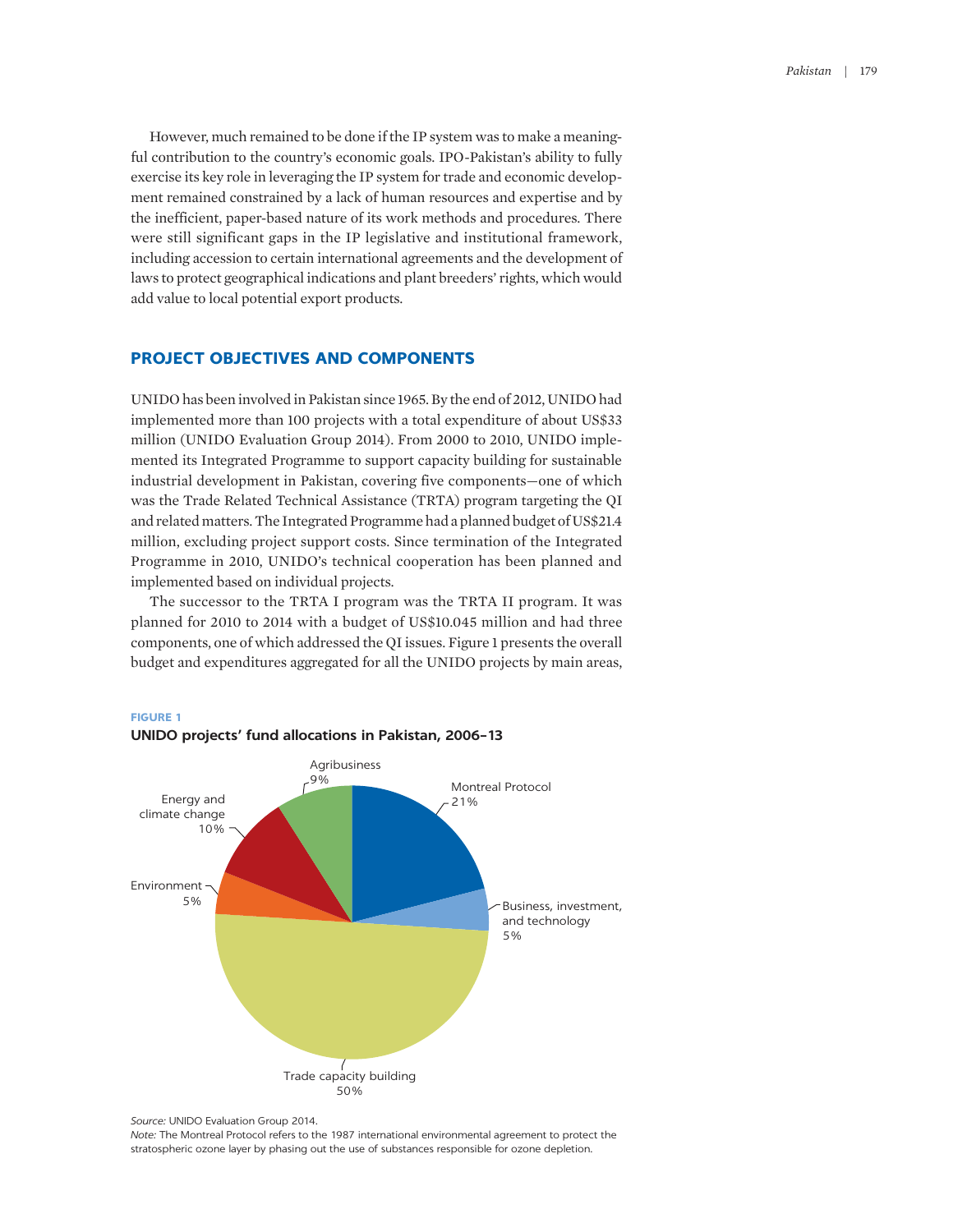However, much remained to be done if the IP system was to make a meaningful contribution to the country's economic goals. IPO-Pakistan's ability to fully exercise its key role in leveraging the IP system for trade and economic development remained constrained by a lack of human resources and expertise and by the inefficient, paper-based nature of its work methods and procedures. There were still significant gaps in the IP legislative and institutional framework, including accession to certain international agreements and the development of laws to protect geographical indications and plant breeders' rights, which would add value to local potential export products.

## PROJECT OBJECTIVES AND COMPONENTS

UNIDO has been involved in Pakistan since 1965. By the end of 2012, UNIDO had implemented more than 100 projects with a total expenditure of about US$33 million (UNIDO Evaluation Group 2014). From 2000 to 2010, UNIDO implemented its Integrated Programme to support capacity building for sustainable industrial development in Pakistan, covering five components—one of which was the Trade Related Technical Assistance (TRTA) program targeting the QI and related matters. The Integrated Programme had a planned budget of US$21.4 million, excluding project support costs. Since termination of the Integrated Programme in 2010, UNIDO's technical cooperation has been planned and implemented based on individual projects.

The successor to the TRTA I program was the TRTA II program. It was planned for 2010 to 2014 with a budget of US$10.045 million and had three components, one of which addressed the QI issues. Figure 1 presents the overall budget and expenditures aggregated for all the UNIDO projects by main areas,

**FIGURE 1**

**UNIDO projects' fund allocations in Pakistan, 2006–13**

| Area | Share |
| --- | --- |
| Montreal Protocol | 21% |
| Business, investment, and technology | 5% |
| Trade capacity building | 50% |
| Environment | 5% |
| Energy and climate change | 10% |
| Agribusiness | 9% |

*Source:* UNIDO Evaluation Group 2014.
*Note:* The Montreal Protocol refers to the 1987 international environmental agreement to protect the stratospheric ozone layer by phasing out the use of substances responsible for ozone depletion.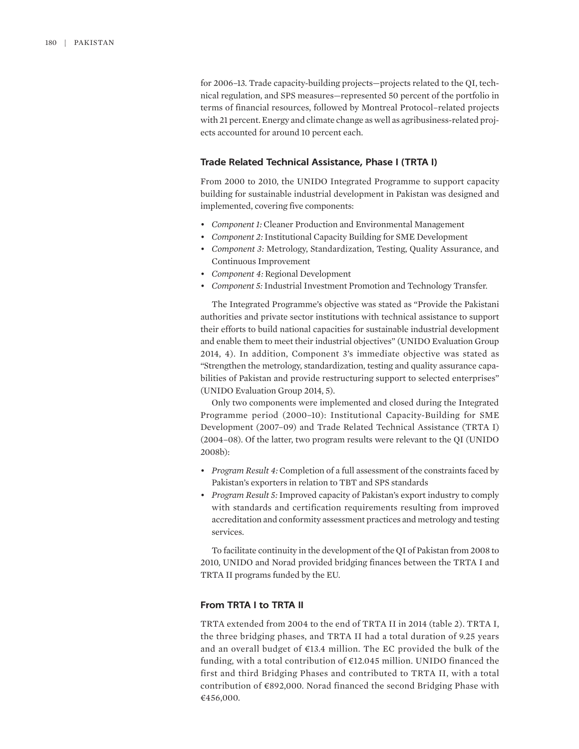for 2006–13. Trade capacity-building projects—projects related to the QI, technical regulation, and SPS measures—represented 50 percent of the portfolio in terms of financial resources, followed by Montreal Protocol–related projects with 21 percent. Energy and climate change as well as agribusiness-related projects accounted for around 10 percent each.

### Trade Related Technical Assistance, Phase I (TRTA I)

From 2000 to 2010, the UNIDO Integrated Programme to support capacity building for sustainable industrial development in Pakistan was designed and implemented, covering five components:

- *Component 1:* Cleaner Production and Environmental Management
- *Component 2:* Institutional Capacity Building for SME Development
- *Component 3:* Metrology, Standardization, Testing, Quality Assurance, and Continuous Improvement
- *Component 4:* Regional Development
- *Component 5:* Industrial Investment Promotion and Technology Transfer.

The Integrated Programme's objective was stated as "Provide the Pakistani authorities and private sector institutions with technical assistance to support their efforts to build national capacities for sustainable industrial development and enable them to meet their industrial objectives" (UNIDO Evaluation Group 2014, 4). In addition, Component 3's immediate objective was stated as "Strengthen the metrology, standardization, testing and quality assurance capabilities of Pakistan and provide restructuring support to selected enterprises" (UNIDO Evaluation Group 2014, 5).

Only two components were implemented and closed during the Integrated Programme period (2000–10): Institutional Capacity-Building for SME Development (2007–09) and Trade Related Technical Assistance (TRTA I) (2004–08). Of the latter, two program results were relevant to the QI (UNIDO 2008b):

- *Program Result 4:* Completion of a full assessment of the constraints faced by Pakistan's exporters in relation to TBT and SPS standards
- *Program Result 5:* Improved capacity of Pakistan's export industry to comply with standards and certification requirements resulting from improved accreditation and conformity assessment practices and metrology and testing services.

To facilitate continuity in the development of the QI of Pakistan from 2008 to 2010, UNIDO and Norad provided bridging finances between the TRTA I and TRTA II programs funded by the EU.

### From TRTA I to TRTA II

TRTA extended from 2004 to the end of TRTA II in 2014 (table 2). TRTA I, the three bridging phases, and TRTA II had a total duration of 9.25 years and an overall budget of €13.4 million. The EC provided the bulk of the funding, with a total contribution of €12.045 million. UNIDO financed the first and third Bridging Phases and contributed to TRTA II, with a total contribution of €892,000. Norad financed the second Bridging Phase with €456,000.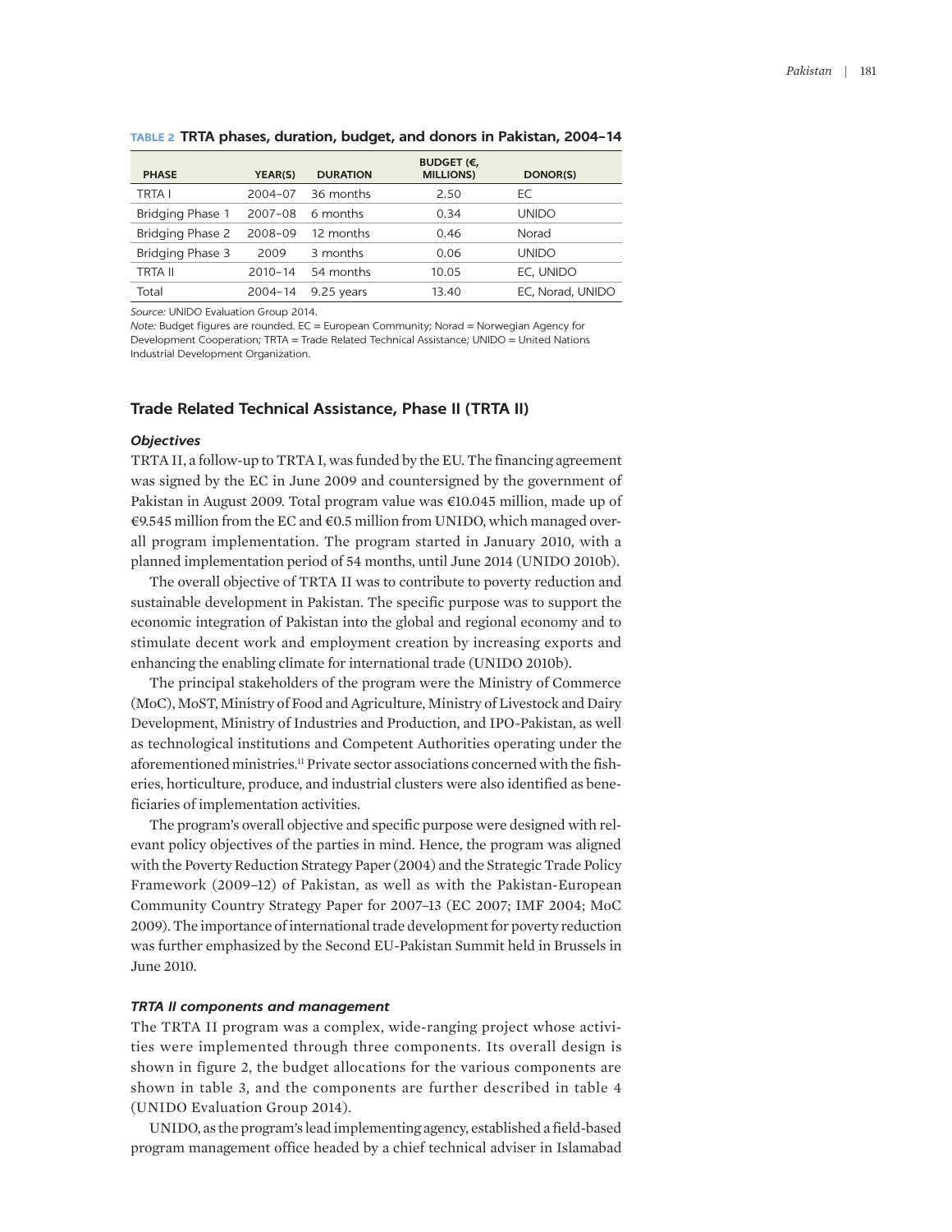**TABLE 2 TRTA phases, duration, budget, and donors in Pakistan, 2004–14**

| PHASE | YEAR(S) | DURATION | BUDGET (€, MILLIONS) | DONOR(S) |
|---|---|---|---|---|
| TRTA I | 2004–07 | 36 months | 2.50 | EC |
| Bridging Phase 1 | 2007–08 | 6 months | 0.34 | UNIDO |
| Bridging Phase 2 | 2008–09 | 12 months | 0.46 | Norad |
| Bridging Phase 3 | 2009 | 3 months | 0.06 | UNIDO |
| TRTA II | 2010–14 | 54 months | 10.05 | EC, UNIDO |
| Total | 2004–14 | 9.25 years | 13.40 | EC, Norad, UNIDO |

*Source:* UNIDO Evaluation Group 2014.
*Note:* Budget figures are rounded. EC = European Community; Norad = Norwegian Agency for Development Cooperation; TRTA = Trade Related Technical Assistance; UNIDO = United Nations Industrial Development Organization.

## Trade Related Technical Assistance, Phase II (TRTA II)

### *Objectives*

TRTA II, a follow-up to TRTA I, was funded by the EU. The financing agreement was signed by the EC in June 2009 and countersigned by the government of Pakistan in August 2009. Total program value was €10.045 million, made up of €9.545 million from the EC and €0.5 million from UNIDO, which managed overall program implementation. The program started in January 2010, with a planned implementation period of 54 months, until June 2014 (UNIDO 2010b).

The overall objective of TRTA II was to contribute to poverty reduction and sustainable development in Pakistan. The specific purpose was to support the economic integration of Pakistan into the global and regional economy and to stimulate decent work and employment creation by increasing exports and enhancing the enabling climate for international trade (UNIDO 2010b).

The principal stakeholders of the program were the Ministry of Commerce (MoC), MoST, Ministry of Food and Agriculture, Ministry of Livestock and Dairy Development, Ministry of Industries and Production, and IPO-Pakistan, as well as technological institutions and Competent Authorities operating under the aforementioned ministries.[11] Private sector associations concerned with the fisheries, horticulture, produce, and industrial clusters were also identified as beneficiaries of implementation activities.

The program's overall objective and specific purpose were designed with relevant policy objectives of the parties in mind. Hence, the program was aligned with the Poverty Reduction Strategy Paper (2004) and the Strategic Trade Policy Framework (2009–12) of Pakistan, as well as with the Pakistan-European Community Country Strategy Paper for 2007–13 (EC 2007; IMF 2004; MoC 2009). The importance of international trade development for poverty reduction was further emphasized by the Second EU-Pakistan Summit held in Brussels in June 2010.

### *TRTA II components and management*

The TRTA II program was a complex, wide-ranging project whose activities were implemented through three components. Its overall design is shown in figure 2, the budget allocations for the various components are shown in table 3, and the components are further described in table 4 (UNIDO Evaluation Group 2014).

UNIDO, as the program's lead implementing agency, established a field-based program management office headed by a chief technical adviser in Islamabad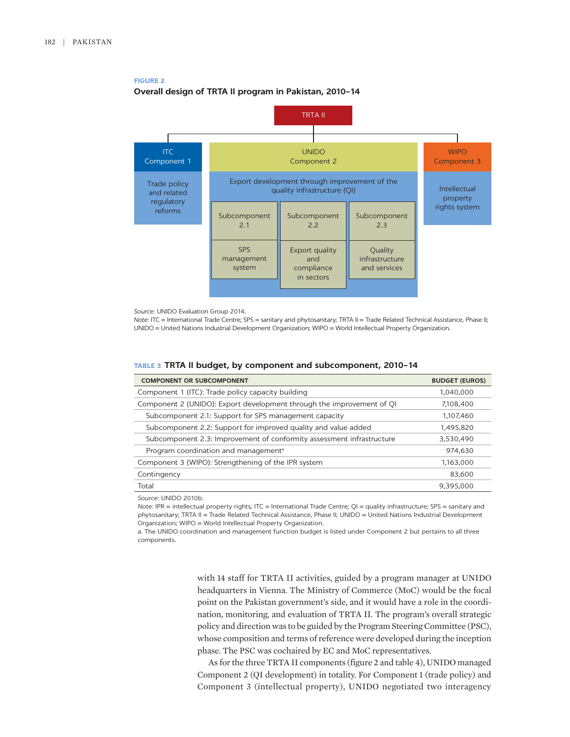**FIGURE 2**

**Overall design of TRTA II program in Pakistan, 2010–14**

TRTA II

- ITC Component 1: Trade policy and related regulatory reforms
- UNIDO Component 2: Export development through improvement of the quality infrastructure (QI)
  - Subcomponent 2.1: SPS management system
  - Subcomponent 2.2: Export quality and compliance in sectors
  - Subcomponent 2.3: Quality infrastructure and services
- WIPO Component 3: Intellectual property rights system

*Source:* UNIDO Evaluation Group 2014.
*Note:* ITC = International Trade Centre; SPS = sanitary and phytosanitary; TRTA II = Trade Related Technical Assistance, Phase II; UNIDO = United Nations Industrial Development Organization; WIPO = World Intellectual Property Organization.

**TABLE 3 TRTA II budget, by component and subcomponent, 2010–14**

| COMPONENT OR SUBCOMPONENT | BUDGET (EUROS) |
|---|---|
| Component 1 (ITC): Trade policy capacity building | 1,040,000 |
| Component 2 (UNIDO): Export development through the improvement of QI | 7,108,400 |
| Subcomponent 2.1: Support for SPS management capacity | 1,107,460 |
| Subcomponent 2.2: Support for improved quality and value added | 1,495,820 |
| Subcomponent 2.3: Improvement of conformity assessment infrastructure | 3,530,490 |
| Program coordination and management[a] | 974,630 |
| Component 3 (WIPO): Strengthening of the IPR system | 1,163,000 |
| Contingency | 83,600 |
| Total | 9,395,000 |

*Source:* UNIDO 2010b.
*Note:* IPR = intellectual property rights; ITC = International Trade Centre; QI = quality infrastructure; SPS = sanitary and phytosanitary; TRTA II = Trade Related Technical Assistance, Phase II; UNIDO = United Nations Industrial Development Organization; WIPO = World Intellectual Property Organization.
a. The UNIDO coordination and management function budget is listed under Component 2 but pertains to all three components.

with 14 staff for TRTA II activities, guided by a program manager at UNIDO headquarters in Vienna. The Ministry of Commerce (MoC) would be the focal point on the Pakistan government's side, and it would have a role in the coordination, monitoring, and evaluation of TRTA II. The program's overall strategic policy and direction was to be guided by the Program Steering Committee (PSC), whose composition and terms of reference were developed during the inception phase. The PSC was cochaired by EC and MoC representatives.

As for the three TRTA II components (figure 2 and table 4), UNIDO managed Component 2 (QI development) in totality. For Component 1 (trade policy) and Component 3 (intellectual property), UNIDO negotiated two interagency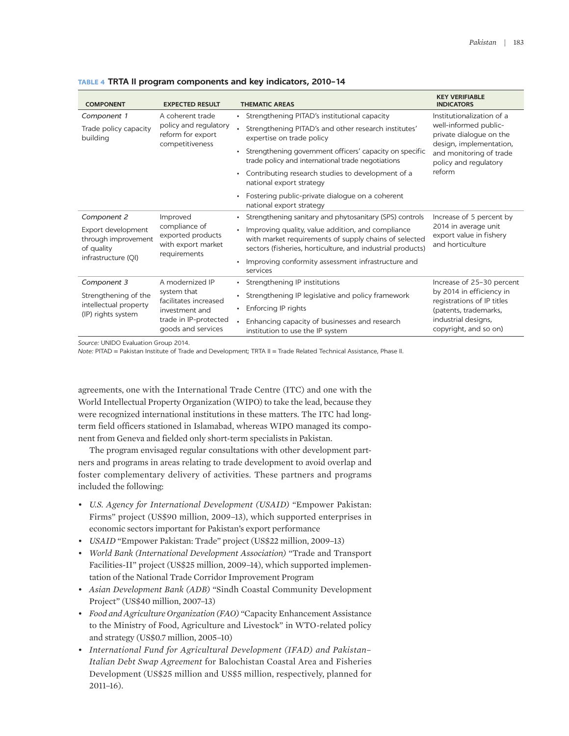**TABLE 4 TRTA II program components and key indicators, 2010–14**

| COMPONENT | EXPECTED RESULT | THEMATIC AREAS | KEY VERIFIABLE INDICATORS |
|---|---|---|---|
| *Component 1*<br>Trade policy capacity building | A coherent trade policy and regulatory reform for export competitiveness | • Strengthening PITAD's institutional capacity<br>• Strengthening PITAD's and other research institutes' expertise on trade policy<br>• Strengthening government officers' capacity on specific trade policy and international trade negotiations<br>• Contributing research studies to development of a national export strategy<br>• Fostering public-private dialogue on a coherent national export strategy | Institutionalization of a well-informed public-private dialogue on the design, implementation, and monitoring of trade policy and regulatory reform |
| *Component 2*<br>Export development through improvement of quality infrastructure (QI) | Improved compliance of exported products with export market requirements | • Strengthening sanitary and phytosanitary (SPS) controls<br>• Improving quality, value addition, and compliance with market requirements of supply chains of selected sectors (fisheries, horticulture, and industrial products)<br>• Improving conformity assessment infrastructure and services | Increase of 5 percent by 2014 in average unit export value in fishery and horticulture |
| *Component 3*<br>Strengthening of the intellectual property (IP) rights system | A modernized IP system that facilitates increased investment and trade in IP-protected goods and services | • Strengthening IP institutions<br>• Strengthening IP legislative and policy framework<br>• Enforcing IP rights<br>• Enhancing capacity of businesses and research institution to use the IP system | Increase of 25–30 percent by 2014 in efficiency in registrations of IP titles (patents, trademarks, industrial designs, copyright, and so on) |

*Source:* UNIDO Evaluation Group 2014.
*Note:* PITAD = Pakistan Institute of Trade and Development; TRTA II = Trade Related Technical Assistance, Phase II.

agreements, one with the International Trade Centre (ITC) and one with the World Intellectual Property Organization (WIPO) to take the lead, because they were recognized international institutions in these matters. The ITC had long-term field officers stationed in Islamabad, whereas WIPO managed its component from Geneva and fielded only short-term specialists in Pakistan.

The program envisaged regular consultations with other development partners and programs in areas relating to trade development to avoid overlap and foster complementary delivery of activities. These partners and programs included the following:

- *U.S. Agency for International Development (USAID)* "Empower Pakistan: Firms" project (US$90 million, 2009–13), which supported enterprises in economic sectors important for Pakistan's export performance
- *USAID* "Empower Pakistan: Trade" project (US$22 million, 2009–13)
- *World Bank (International Development Association)* "Trade and Transport Facilities-II" project (US$25 million, 2009–14), which supported implementation of the National Trade Corridor Improvement Program
- *Asian Development Bank (ADB)* "Sindh Coastal Community Development Project" (US$40 million, 2007–13)
- *Food and Agriculture Organization (FAO)* "Capacity Enhancement Assistance to the Ministry of Food, Agriculture and Livestock" in WTO-related policy and strategy (US$0.7 million, 2005–10)
- *International Fund for Agricultural Development (IFAD) and Pakistan–Italian Debt Swap Agreement* for Balochistan Coastal Area and Fisheries Development (US$25 million and US$5 million, respectively, planned for 2011–16).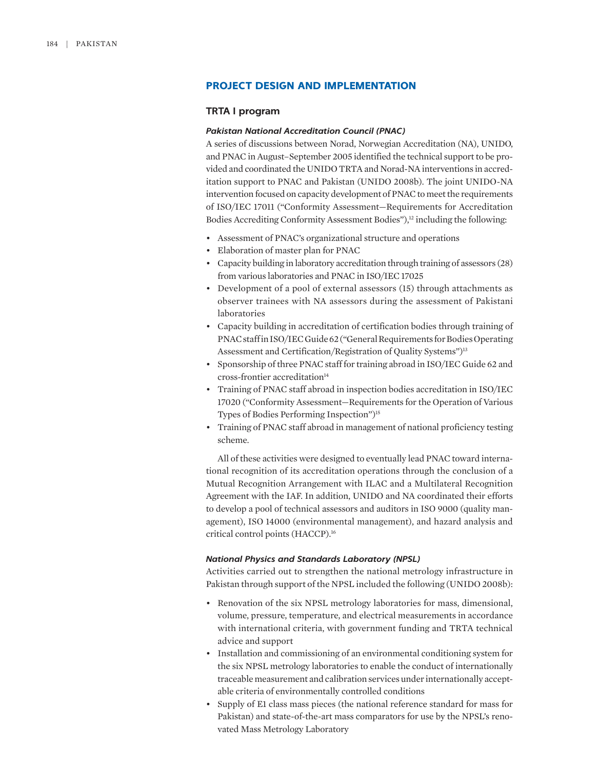## PROJECT DESIGN AND IMPLEMENTATION

### TRTA I program

#### *Pakistan National Accreditation Council (PNAC)*

A series of discussions between Norad, Norwegian Accreditation (NA), UNIDO, and PNAC in August–September 2005 identified the technical support to be provided and coordinated the UNIDO TRTA and Norad-NA interventions in accreditation support to PNAC and Pakistan (UNIDO 2008b). The joint UNIDO-NA intervention focused on capacity development of PNAC to meet the requirements of ISO/IEC 17011 ("Conformity Assessment—Requirements for Accreditation Bodies Accrediting Conformity Assessment Bodies"),[12] including the following:

- Assessment of PNAC's organizational structure and operations
- Elaboration of master plan for PNAC
- Capacity building in laboratory accreditation through training of assessors (28) from various laboratories and PNAC in ISO/IEC 17025
- Development of a pool of external assessors (15) through attachments as observer trainees with NA assessors during the assessment of Pakistani laboratories
- Capacity building in accreditation of certification bodies through training of PNAC staff in ISO/IEC Guide 62 ("General Requirements for Bodies Operating Assessment and Certification/Registration of Quality Systems")[13]
- Sponsorship of three PNAC staff for training abroad in ISO/IEC Guide 62 and cross-frontier accreditation[14]
- Training of PNAC staff abroad in inspection bodies accreditation in ISO/IEC 17020 ("Conformity Assessment—Requirements for the Operation of Various Types of Bodies Performing Inspection")[15]
- Training of PNAC staff abroad in management of national proficiency testing scheme.

All of these activities were designed to eventually lead PNAC toward international recognition of its accreditation operations through the conclusion of a Mutual Recognition Arrangement with ILAC and a Multilateral Recognition Agreement with the IAF. In addition, UNIDO and NA coordinated their efforts to develop a pool of technical assessors and auditors in ISO 9000 (quality management), ISO 14000 (environmental management), and hazard analysis and critical control points (HACCP).[16]

#### *National Physics and Standards Laboratory (NPSL)*

Activities carried out to strengthen the national metrology infrastructure in Pakistan through support of the NPSL included the following (UNIDO 2008b):

- Renovation of the six NPSL metrology laboratories for mass, dimensional, volume, pressure, temperature, and electrical measurements in accordance with international criteria, with government funding and TRTA technical advice and support
- Installation and commissioning of an environmental conditioning system for the six NPSL metrology laboratories to enable the conduct of internationally traceable measurement and calibration services under internationally acceptable criteria of environmentally controlled conditions
- Supply of E1 class mass pieces (the national reference standard for mass for Pakistan) and state-of-the-art mass comparators for use by the NPSL's renovated Mass Metrology Laboratory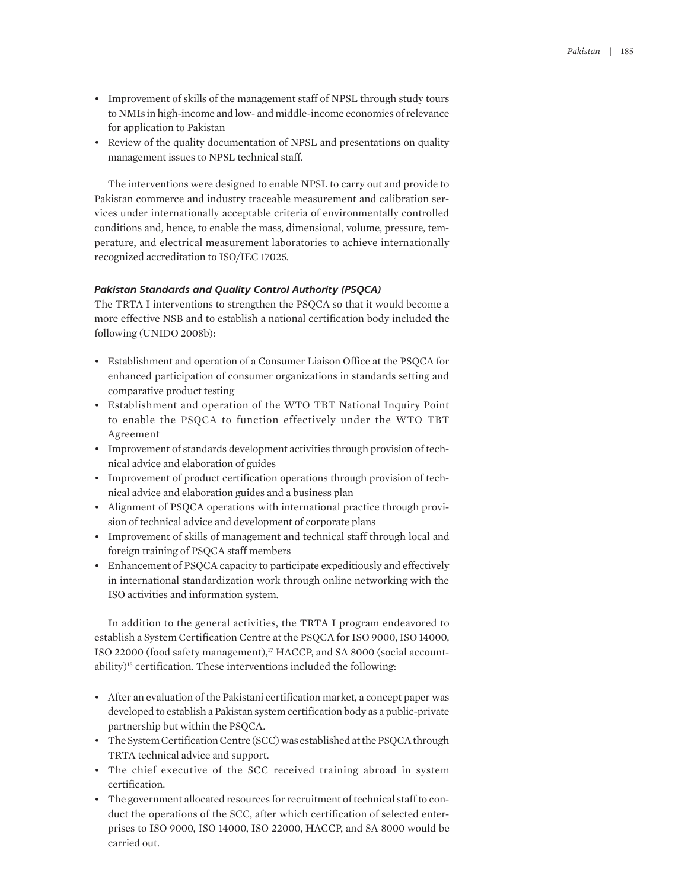- Improvement of skills of the management staff of NPSL through study tours to NMIs in high-income and low- and middle-income economies of relevance for application to Pakistan
- Review of the quality documentation of NPSL and presentations on quality management issues to NPSL technical staff.

The interventions were designed to enable NPSL to carry out and provide to Pakistan commerce and industry traceable measurement and calibration services under internationally acceptable criteria of environmentally controlled conditions and, hence, to enable the mass, dimensional, volume, pressure, temperature, and electrical measurement laboratories to achieve internationally recognized accreditation to ISO/IEC 17025.

### *Pakistan Standards and Quality Control Authority (PSQCA)*

The TRTA I interventions to strengthen the PSQCA so that it would become a more effective NSB and to establish a national certification body included the following (UNIDO 2008b):

- Establishment and operation of a Consumer Liaison Office at the PSQCA for enhanced participation of consumer organizations in standards setting and comparative product testing
- Establishment and operation of the WTO TBT National Inquiry Point to enable the PSQCA to function effectively under the WTO TBT Agreement
- Improvement of standards development activities through provision of technical advice and elaboration of guides
- Improvement of product certification operations through provision of technical advice and elaboration guides and a business plan
- Alignment of PSQCA operations with international practice through provision of technical advice and development of corporate plans
- Improvement of skills of management and technical staff through local and foreign training of PSQCA staff members
- Enhancement of PSQCA capacity to participate expeditiously and effectively in international standardization work through online networking with the ISO activities and information system.

In addition to the general activities, the TRTA I program endeavored to establish a System Certification Centre at the PSQCA for ISO 9000, ISO 14000, ISO 22000 (food safety management),[17] HACCP, and SA 8000 (social accountability)[18] certification. These interventions included the following:

- After an evaluation of the Pakistani certification market, a concept paper was developed to establish a Pakistan system certification body as a public-private partnership but within the PSQCA.
- The System Certification Centre (SCC) was established at the PSQCA through TRTA technical advice and support.
- The chief executive of the SCC received training abroad in system certification.
- The government allocated resources for recruitment of technical staff to conduct the operations of the SCC, after which certification of selected enterprises to ISO 9000, ISO 14000, ISO 22000, HACCP, and SA 8000 would be carried out.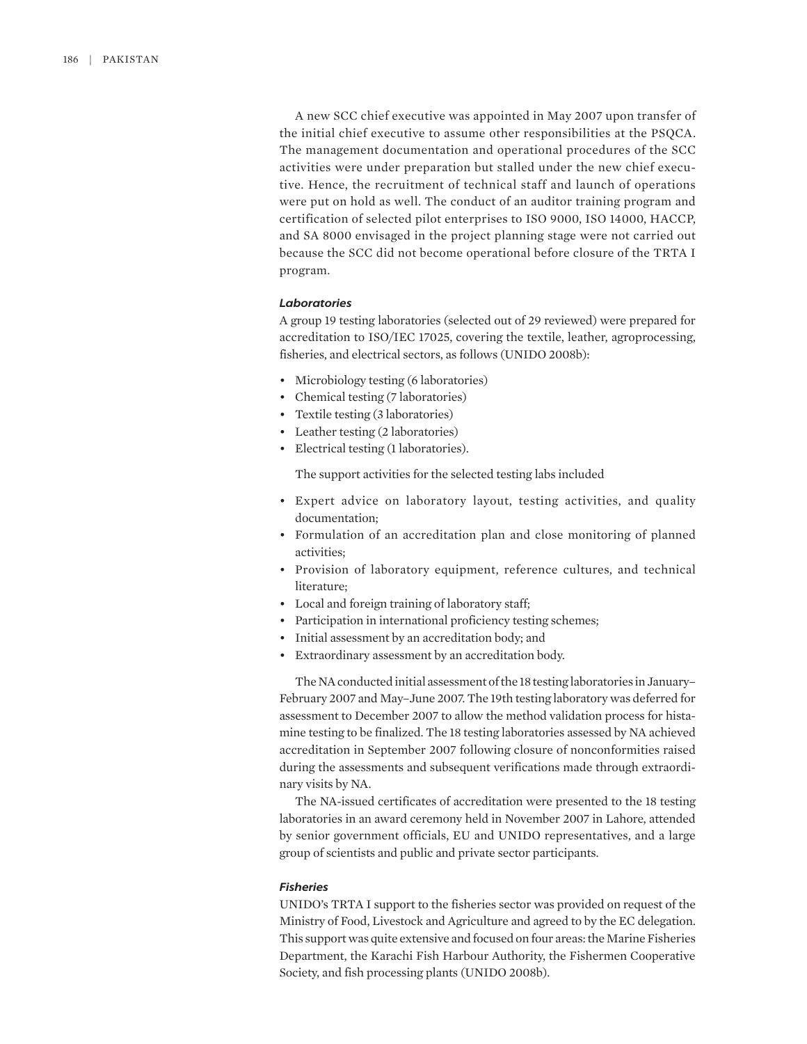A new SCC chief executive was appointed in May 2007 upon transfer of the initial chief executive to assume other responsibilities at the PSQCA. The management documentation and operational procedures of the SCC activities were under preparation but stalled under the new chief executive. Hence, the recruitment of technical staff and launch of operations were put on hold as well. The conduct of an auditor training program and certification of selected pilot enterprises to ISO 9000, ISO 14000, HACCP, and SA 8000 envisaged in the project planning stage were not carried out because the SCC did not become operational before closure of the TRTA I program.

### *Laboratories*

A group 19 testing laboratories (selected out of 29 reviewed) were prepared for accreditation to ISO/IEC 17025, covering the textile, leather, agroprocessing, fisheries, and electrical sectors, as follows (UNIDO 2008b):

- Microbiology testing (6 laboratories)
- Chemical testing (7 laboratories)
- Textile testing (3 laboratories)
- Leather testing (2 laboratories)
- Electrical testing (1 laboratories).

The support activities for the selected testing labs included

- Expert advice on laboratory layout, testing activities, and quality documentation;
- Formulation of an accreditation plan and close monitoring of planned activities;
- Provision of laboratory equipment, reference cultures, and technical literature;
- Local and foreign training of laboratory staff;
- Participation in international proficiency testing schemes;
- Initial assessment by an accreditation body; and
- Extraordinary assessment by an accreditation body.

The NA conducted initial assessment of the 18 testing laboratories in January–February 2007 and May–June 2007. The 19th testing laboratory was deferred for assessment to December 2007 to allow the method validation process for histamine testing to be finalized. The 18 testing laboratories assessed by NA achieved accreditation in September 2007 following closure of nonconformities raised during the assessments and subsequent verifications made through extraordinary visits by NA.

The NA-issued certificates of accreditation were presented to the 18 testing laboratories in an award ceremony held in November 2007 in Lahore, attended by senior government officials, EU and UNIDO representatives, and a large group of scientists and public and private sector participants.

### *Fisheries*

UNIDO's TRTA I support to the fisheries sector was provided on request of the Ministry of Food, Livestock and Agriculture and agreed to by the EC delegation. This support was quite extensive and focused on four areas: the Marine Fisheries Department, the Karachi Fish Harbour Authority, the Fishermen Cooperative Society, and fish processing plants (UNIDO 2008b).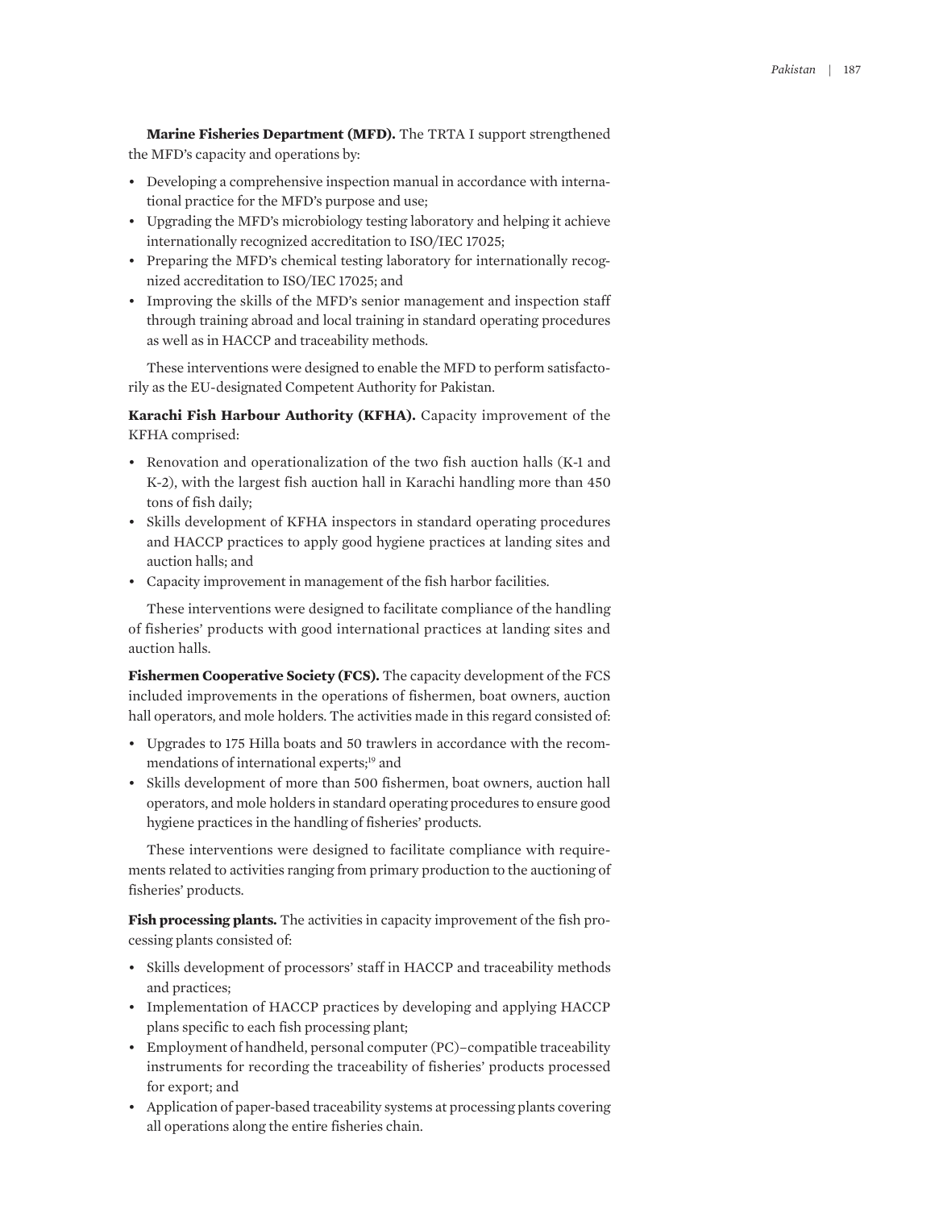**Marine Fisheries Department (MFD).** The TRTA I support strengthened the MFD's capacity and operations by:

- Developing a comprehensive inspection manual in accordance with international practice for the MFD's purpose and use;
- Upgrading the MFD's microbiology testing laboratory and helping it achieve internationally recognized accreditation to ISO/IEC 17025;
- Preparing the MFD's chemical testing laboratory for internationally recognized accreditation to ISO/IEC 17025; and
- Improving the skills of the MFD's senior management and inspection staff through training abroad and local training in standard operating procedures as well as in HACCP and traceability methods.

These interventions were designed to enable the MFD to perform satisfactorily as the EU-designated Competent Authority for Pakistan.

**Karachi Fish Harbour Authority (KFHA).** Capacity improvement of the KFHA comprised:

- Renovation and operationalization of the two fish auction halls (K-1 and K-2), with the largest fish auction hall in Karachi handling more than 450 tons of fish daily;
- Skills development of KFHA inspectors in standard operating procedures and HACCP practices to apply good hygiene practices at landing sites and auction halls; and
- Capacity improvement in management of the fish harbor facilities.

These interventions were designed to facilitate compliance of the handling of fisheries' products with good international practices at landing sites and auction halls.

**Fishermen Cooperative Society (FCS).** The capacity development of the FCS included improvements in the operations of fishermen, boat owners, auction hall operators, and mole holders. The activities made in this regard consisted of:

- Upgrades to 175 Hilla boats and 50 trawlers in accordance with the recommendations of international experts;[19] and
- Skills development of more than 500 fishermen, boat owners, auction hall operators, and mole holders in standard operating procedures to ensure good hygiene practices in the handling of fisheries' products.

These interventions were designed to facilitate compliance with requirements related to activities ranging from primary production to the auctioning of fisheries' products.

**Fish processing plants.** The activities in capacity improvement of the fish processing plants consisted of:

- Skills development of processors' staff in HACCP and traceability methods and practices;
- Implementation of HACCP practices by developing and applying HACCP plans specific to each fish processing plant;
- Employment of handheld, personal computer (PC)–compatible traceability instruments for recording the traceability of fisheries' products processed for export; and
- Application of paper-based traceability systems at processing plants covering all operations along the entire fisheries chain.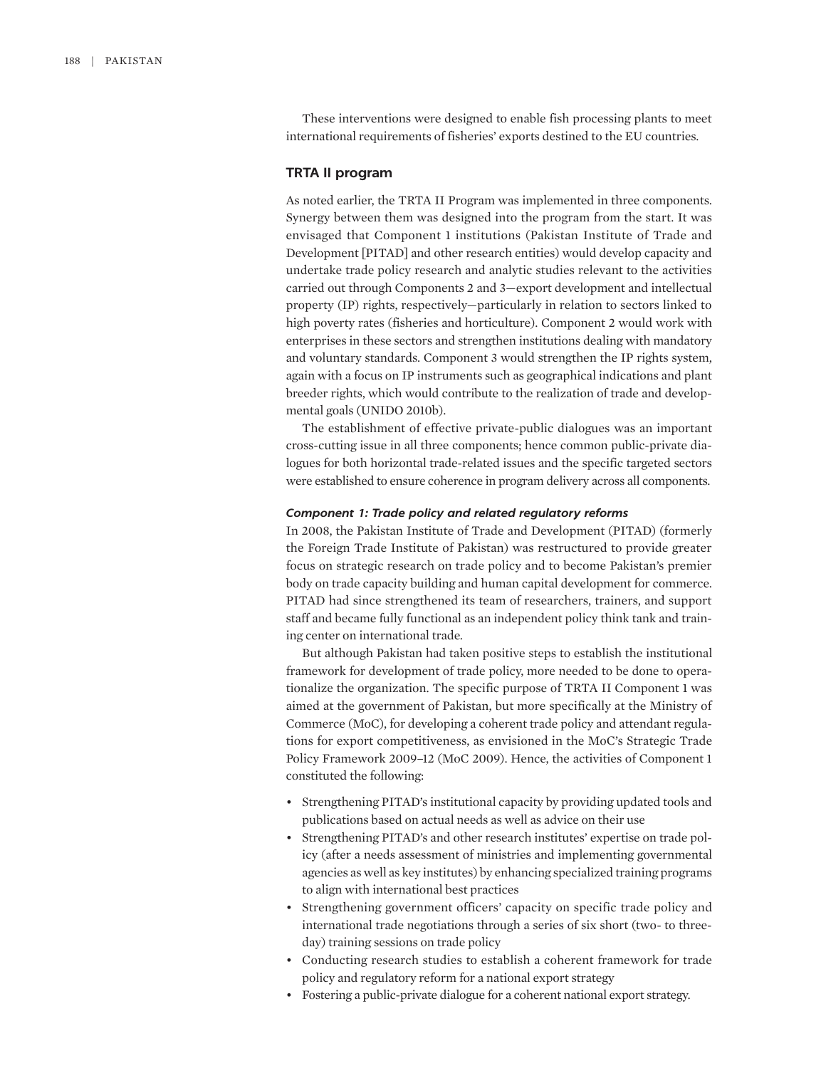These interventions were designed to enable fish processing plants to meet international requirements of fisheries' exports destined to the EU countries.

### TRTA II program

As noted earlier, the TRTA II Program was implemented in three components. Synergy between them was designed into the program from the start. It was envisaged that Component 1 institutions (Pakistan Institute of Trade and Development [PITAD] and other research entities) would develop capacity and undertake trade policy research and analytic studies relevant to the activities carried out through Components 2 and 3—export development and intellectual property (IP) rights, respectively—particularly in relation to sectors linked to high poverty rates (fisheries and horticulture). Component 2 would work with enterprises in these sectors and strengthen institutions dealing with mandatory and voluntary standards. Component 3 would strengthen the IP rights system, again with a focus on IP instruments such as geographical indications and plant breeder rights, which would contribute to the realization of trade and developmental goals (UNIDO 2010b).

The establishment of effective private-public dialogues was an important cross-cutting issue in all three components; hence common public-private dialogues for both horizontal trade-related issues and the specific targeted sectors were established to ensure coherence in program delivery across all components.

#### *Component 1: Trade policy and related regulatory reforms*

In 2008, the Pakistan Institute of Trade and Development (PITAD) (formerly the Foreign Trade Institute of Pakistan) was restructured to provide greater focus on strategic research on trade policy and to become Pakistan's premier body on trade capacity building and human capital development for commerce. PITAD had since strengthened its team of researchers, trainers, and support staff and became fully functional as an independent policy think tank and training center on international trade.

But although Pakistan had taken positive steps to establish the institutional framework for development of trade policy, more needed to be done to operationalize the organization. The specific purpose of TRTA II Component 1 was aimed at the government of Pakistan, but more specifically at the Ministry of Commerce (MoC), for developing a coherent trade policy and attendant regulations for export competitiveness, as envisioned in the MoC's Strategic Trade Policy Framework 2009–12 (MoC 2009). Hence, the activities of Component 1 constituted the following:

- Strengthening PITAD's institutional capacity by providing updated tools and publications based on actual needs as well as advice on their use
- Strengthening PITAD's and other research institutes' expertise on trade policy (after a needs assessment of ministries and implementing governmental agencies as well as key institutes) by enhancing specialized training programs to align with international best practices
- Strengthening government officers' capacity on specific trade policy and international trade negotiations through a series of six short (two- to three-day) training sessions on trade policy
- Conducting research studies to establish a coherent framework for trade policy and regulatory reform for a national export strategy
- Fostering a public-private dialogue for a coherent national export strategy.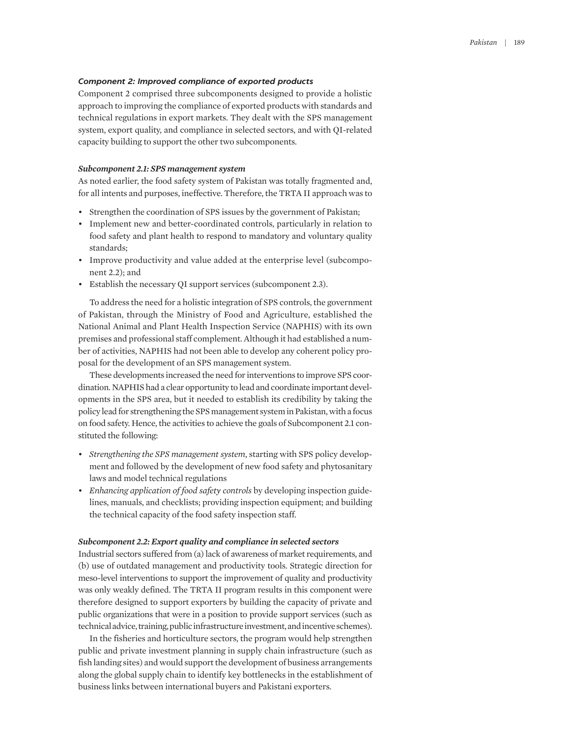### *Component 2: Improved compliance of exported products*

Component 2 comprised three subcomponents designed to provide a holistic approach to improving the compliance of exported products with standards and technical regulations in export markets. They dealt with the SPS management system, export quality, and compliance in selected sectors, and with QI-related capacity building to support the other two subcomponents.

#### *Subcomponent 2.1: SPS management system*

As noted earlier, the food safety system of Pakistan was totally fragmented and, for all intents and purposes, ineffective. Therefore, the TRTA II approach was to

- Strengthen the coordination of SPS issues by the government of Pakistan;
- Implement new and better-coordinated controls, particularly in relation to food safety and plant health to respond to mandatory and voluntary quality standards;
- Improve productivity and value added at the enterprise level (subcomponent 2.2); and
- Establish the necessary QI support services (subcomponent 2.3).

To address the need for a holistic integration of SPS controls, the government of Pakistan, through the Ministry of Food and Agriculture, established the National Animal and Plant Health Inspection Service (NAPHIS) with its own premises and professional staff complement. Although it had established a number of activities, NAPHIS had not been able to develop any coherent policy proposal for the development of an SPS management system.

These developments increased the need for interventions to improve SPS coordination. NAPHIS had a clear opportunity to lead and coordinate important developments in the SPS area, but it needed to establish its credibility by taking the policy lead for strengthening the SPS management system in Pakistan, with a focus on food safety. Hence, the activities to achieve the goals of Subcomponent 2.1 constituted the following:

- *Strengthening the SPS management system*, starting with SPS policy development and followed by the development of new food safety and phytosanitary laws and model technical regulations
- *Enhancing application of food safety controls* by developing inspection guidelines, manuals, and checklists; providing inspection equipment; and building the technical capacity of the food safety inspection staff.

#### *Subcomponent 2.2: Export quality and compliance in selected sectors*

Industrial sectors suffered from (a) lack of awareness of market requirements, and (b) use of outdated management and productivity tools. Strategic direction for meso-level interventions to support the improvement of quality and productivity was only weakly defined. The TRTA II program results in this component were therefore designed to support exporters by building the capacity of private and public organizations that were in a position to provide support services (such as technical advice, training, public infrastructure investment, and incentive schemes).

In the fisheries and horticulture sectors, the program would help strengthen public and private investment planning in supply chain infrastructure (such as fish landing sites) and would support the development of business arrangements along the global supply chain to identify key bottlenecks in the establishment of business links between international buyers and Pakistani exporters.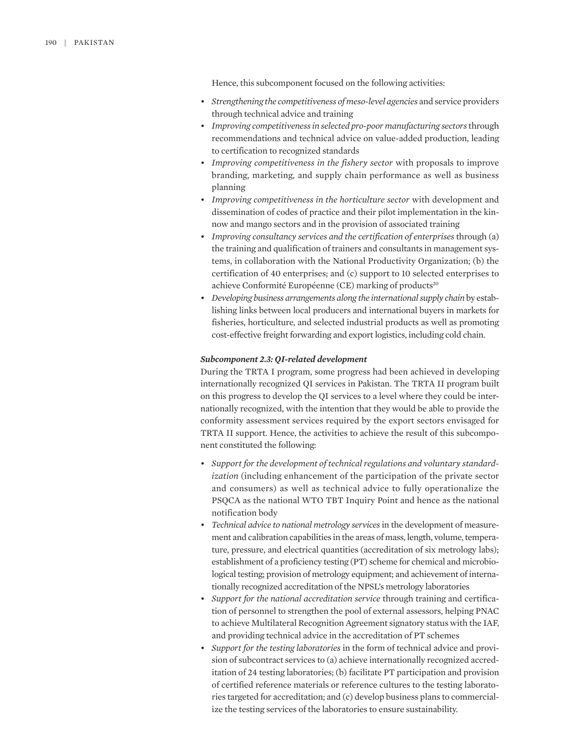Hence, this subcomponent focused on the following activities:

- *Strengthening the competitiveness of meso-level agencies* and service providers through technical advice and training
- *Improving competitiveness in selected pro-poor manufacturing sectors* through recommendations and technical advice on value-added production, leading to certification to recognized standards
- *Improving competitiveness in the fishery sector* with proposals to improve branding, marketing, and supply chain performance as well as business planning
- *Improving competitiveness in the horticulture sector* with development and dissemination of codes of practice and their pilot implementation in the kinnow and mango sectors and in the provision of associated training
- *Improving consultancy services and the certification of enterprises* through (a) the training and qualification of trainers and consultants in management systems, in collaboration with the National Productivity Organization; (b) the certification of 40 enterprises; and (c) support to 10 selected enterprises to achieve Conformité Européenne (CE) marking of products[20]
- *Developing business arrangements along the international supply chain* by establishing links between local producers and international buyers in markets for fisheries, horticulture, and selected industrial products as well as promoting cost-effective freight forwarding and export logistics, including cold chain.

***Subcomponent 2.3: QI-related development***

During the TRTA I program, some progress had been achieved in developing internationally recognized QI services in Pakistan. The TRTA II program built on this progress to develop the QI services to a level where they could be internationally recognized, with the intention that they would be able to provide the conformity assessment services required by the export sectors envisaged for TRTA II support. Hence, the activities to achieve the result of this subcomponent constituted the following:

- *Support for the development of technical regulations and voluntary standardization* (including enhancement of the participation of the private sector and consumers) as well as technical advice to fully operationalize the PSQCA as the national WTO TBT Inquiry Point and hence as the national notification body
- *Technical advice to national metrology services* in the development of measurement and calibration capabilities in the areas of mass, length, volume, temperature, pressure, and electrical quantities (accreditation of six metrology labs); establishment of a proficiency testing (PT) scheme for chemical and microbiological testing; provision of metrology equipment; and achievement of internationally recognized accreditation of the NPSL's metrology laboratories
- *Support for the national accreditation service* through training and certification of personnel to strengthen the pool of external assessors, helping PNAC to achieve Multilateral Recognition Agreement signatory status with the IAF, and providing technical advice in the accreditation of PT schemes
- *Support for the testing laboratories* in the form of technical advice and provision of subcontract services to (a) achieve internationally recognized accreditation of 24 testing laboratories; (b) facilitate PT participation and provision of certified reference materials or reference cultures to the testing laboratories targeted for accreditation; and (c) develop business plans to commercialize the testing services of the laboratories to ensure sustainability.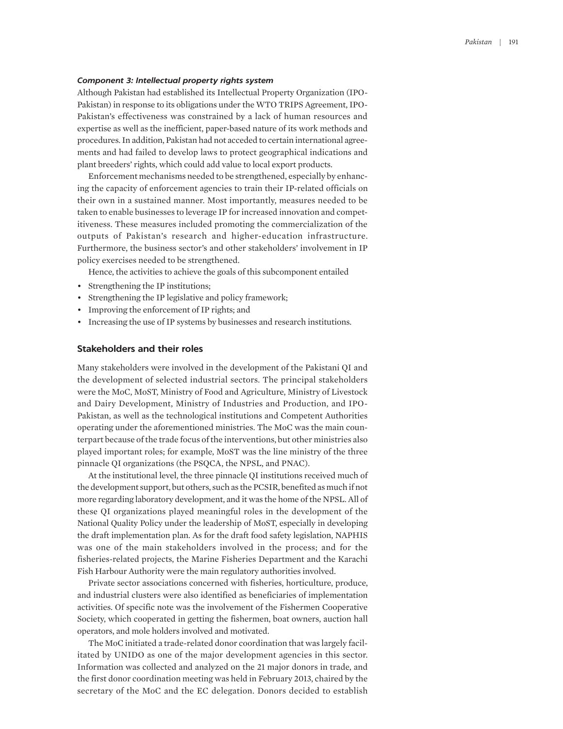#### *Component 3: Intellectual property rights system*

Although Pakistan had established its Intellectual Property Organization (IPO-Pakistan) in response to its obligations under the WTO TRIPS Agreement, IPO-Pakistan's effectiveness was constrained by a lack of human resources and expertise as well as the inefficient, paper-based nature of its work methods and procedures. In addition, Pakistan had not acceded to certain international agreements and had failed to develop laws to protect geographical indications and plant breeders' rights, which could add value to local export products.

Enforcement mechanisms needed to be strengthened, especially by enhancing the capacity of enforcement agencies to train their IP-related officials on their own in a sustained manner. Most importantly, measures needed to be taken to enable businesses to leverage IP for increased innovation and competitiveness. These measures included promoting the commercialization of the outputs of Pakistan's research and higher-education infrastructure. Furthermore, the business sector's and other stakeholders' involvement in IP policy exercises needed to be strengthened.

Hence, the activities to achieve the goals of this subcomponent entailed

- Strengthening the IP institutions;
- Strengthening the IP legislative and policy framework;
- Improving the enforcement of IP rights; and
- Increasing the use of IP systems by businesses and research institutions.

### Stakeholders and their roles

Many stakeholders were involved in the development of the Pakistani QI and the development of selected industrial sectors. The principal stakeholders were the MoC, MoST, Ministry of Food and Agriculture, Ministry of Livestock and Dairy Development, Ministry of Industries and Production, and IPO-Pakistan, as well as the technological institutions and Competent Authorities operating under the aforementioned ministries. The MoC was the main counterpart because of the trade focus of the interventions, but other ministries also played important roles; for example, MoST was the line ministry of the three pinnacle QI organizations (the PSQCA, the NPSL, and PNAC).

At the institutional level, the three pinnacle QI institutions received much of the development support, but others, such as the PCSIR, benefited as much if not more regarding laboratory development, and it was the home of the NPSL. All of these QI organizations played meaningful roles in the development of the National Quality Policy under the leadership of MoST, especially in developing the draft implementation plan. As for the draft food safety legislation, NAPHIS was one of the main stakeholders involved in the process; and for the fisheries-related projects, the Marine Fisheries Department and the Karachi Fish Harbour Authority were the main regulatory authorities involved.

Private sector associations concerned with fisheries, horticulture, produce, and industrial clusters were also identified as beneficiaries of implementation activities. Of specific note was the involvement of the Fishermen Cooperative Society, which cooperated in getting the fishermen, boat owners, auction hall operators, and mole holders involved and motivated.

The MoC initiated a trade-related donor coordination that was largely facilitated by UNIDO as one of the major development agencies in this sector. Information was collected and analyzed on the 21 major donors in trade, and the first donor coordination meeting was held in February 2013, chaired by the secretary of the MoC and the EC delegation. Donors decided to establish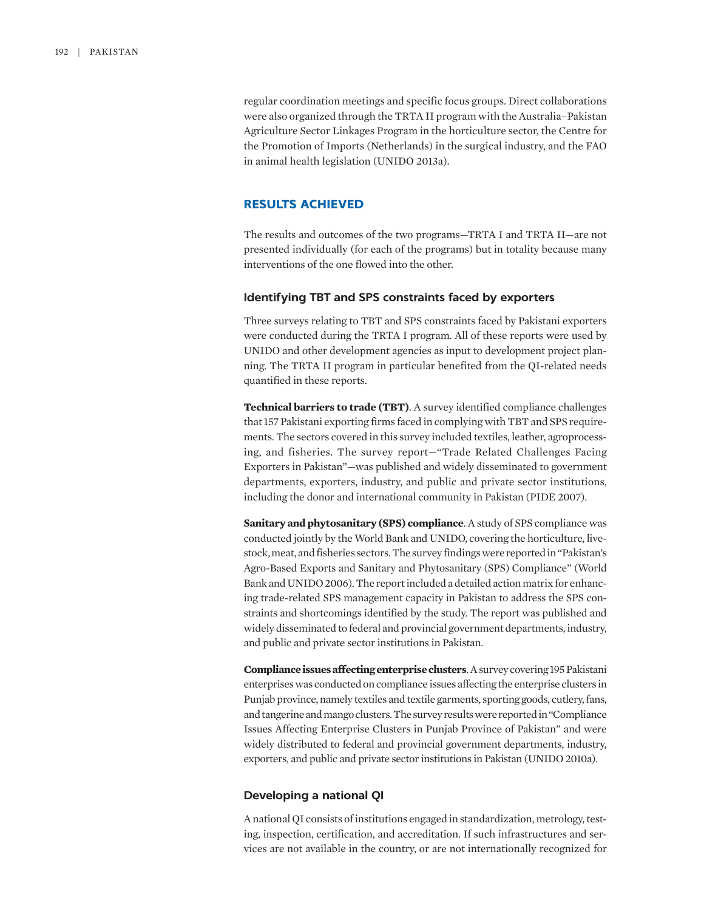regular coordination meetings and specific focus groups. Direct collaborations were also organized through the TRTA II program with the Australia–Pakistan Agriculture Sector Linkages Program in the horticulture sector, the Centre for the Promotion of Imports (Netherlands) in the surgical industry, and the FAO in animal health legislation (UNIDO 2013a).

## RESULTS ACHIEVED

The results and outcomes of the two programs—TRTA I and TRTA II—are not presented individually (for each of the programs) but in totality because many interventions of the one flowed into the other.

### Identifying TBT and SPS constraints faced by exporters

Three surveys relating to TBT and SPS constraints faced by Pakistani exporters were conducted during the TRTA I program. All of these reports were used by UNIDO and other development agencies as input to development project planning. The TRTA II program in particular benefited from the QI-related needs quantified in these reports.

**Technical barriers to trade (TBT)**. A survey identified compliance challenges that 157 Pakistani exporting firms faced in complying with TBT and SPS requirements. The sectors covered in this survey included textiles, leather, agroprocessing, and fisheries. The survey report—"Trade Related Challenges Facing Exporters in Pakistan"—was published and widely disseminated to government departments, exporters, industry, and public and private sector institutions, including the donor and international community in Pakistan (PIDE 2007).

**Sanitary and phytosanitary (SPS) compliance**. A study of SPS compliance was conducted jointly by the World Bank and UNIDO, covering the horticulture, livestock, meat, and fisheries sectors. The survey findings were reported in "Pakistan's Agro-Based Exports and Sanitary and Phytosanitary (SPS) Compliance" (World Bank and UNIDO 2006). The report included a detailed action matrix for enhancing trade-related SPS management capacity in Pakistan to address the SPS constraints and shortcomings identified by the study. The report was published and widely disseminated to federal and provincial government departments, industry, and public and private sector institutions in Pakistan.

**Compliance issues affecting enterprise clusters**. A survey covering 195 Pakistani enterprises was conducted on compliance issues affecting the enterprise clusters in Punjab province, namely textiles and textile garments, sporting goods, cutlery, fans, and tangerine and mango clusters. The survey results were reported in "Compliance Issues Affecting Enterprise Clusters in Punjab Province of Pakistan" and were widely distributed to federal and provincial government departments, industry, exporters, and public and private sector institutions in Pakistan (UNIDO 2010a).

### Developing a national QI

A national QI consists of institutions engaged in standardization, metrology, testing, inspection, certification, and accreditation. If such infrastructures and services are not available in the country, or are not internationally recognized for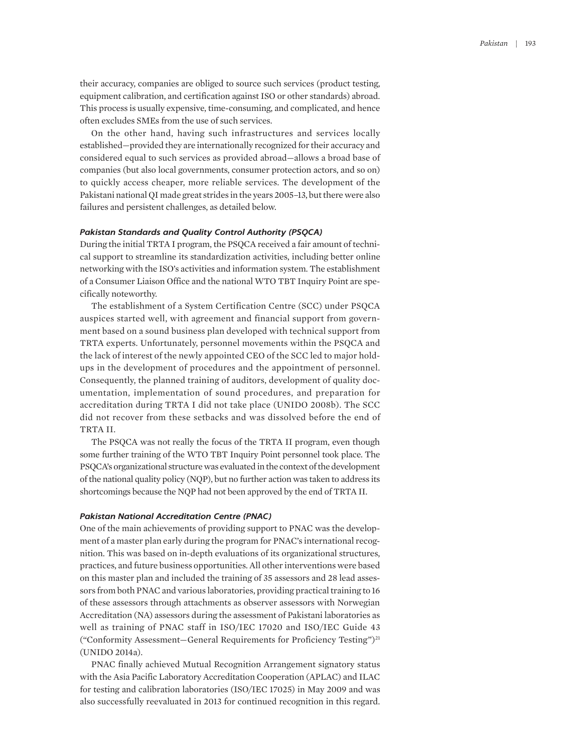their accuracy, companies are obliged to source such services (product testing, equipment calibration, and certification against ISO or other standards) abroad. This process is usually expensive, time-consuming, and complicated, and hence often excludes SMEs from the use of such services.

On the other hand, having such infrastructures and services locally established—provided they are internationally recognized for their accuracy and considered equal to such services as provided abroad—allows a broad base of companies (but also local governments, consumer protection actors, and so on) to quickly access cheaper, more reliable services. The development of the Pakistani national QI made great strides in the years 2005–13, but there were also failures and persistent challenges, as detailed below.

### *Pakistan Standards and Quality Control Authority (PSQCA)*

During the initial TRTA I program, the PSQCA received a fair amount of technical support to streamline its standardization activities, including better online networking with the ISO's activities and information system. The establishment of a Consumer Liaison Office and the national WTO TBT Inquiry Point are specifically noteworthy.

The establishment of a System Certification Centre (SCC) under PSQCA auspices started well, with agreement and financial support from government based on a sound business plan developed with technical support from TRTA experts. Unfortunately, personnel movements within the PSQCA and the lack of interest of the newly appointed CEO of the SCC led to major holdups in the development of procedures and the appointment of personnel. Consequently, the planned training of auditors, development of quality documentation, implementation of sound procedures, and preparation for accreditation during TRTA I did not take place (UNIDO 2008b). The SCC did not recover from these setbacks and was dissolved before the end of TRTA II.

The PSQCA was not really the focus of the TRTA II program, even though some further training of the WTO TBT Inquiry Point personnel took place. The PSQCA's organizational structure was evaluated in the context of the development of the national quality policy (NQP), but no further action was taken to address its shortcomings because the NQP had not been approved by the end of TRTA II.

### *Pakistan National Accreditation Centre (PNAC)*

One of the main achievements of providing support to PNAC was the development of a master plan early during the program for PNAC's international recognition. This was based on in-depth evaluations of its organizational structures, practices, and future business opportunities. All other interventions were based on this master plan and included the training of 35 assessors and 28 lead assessors from both PNAC and various laboratories, providing practical training to 16 of these assessors through attachments as observer assessors with Norwegian Accreditation (NA) assessors during the assessment of Pakistani laboratories as well as training of PNAC staff in ISO/IEC 17020 and ISO/IEC Guide 43 ("Conformity Assessment—General Requirements for Proficiency Testing")[21] (UNIDO 2014a).

PNAC finally achieved Mutual Recognition Arrangement signatory status with the Asia Pacific Laboratory Accreditation Cooperation (APLAC) and ILAC for testing and calibration laboratories (ISO/IEC 17025) in May 2009 and was also successfully reevaluated in 2013 for continued recognition in this regard.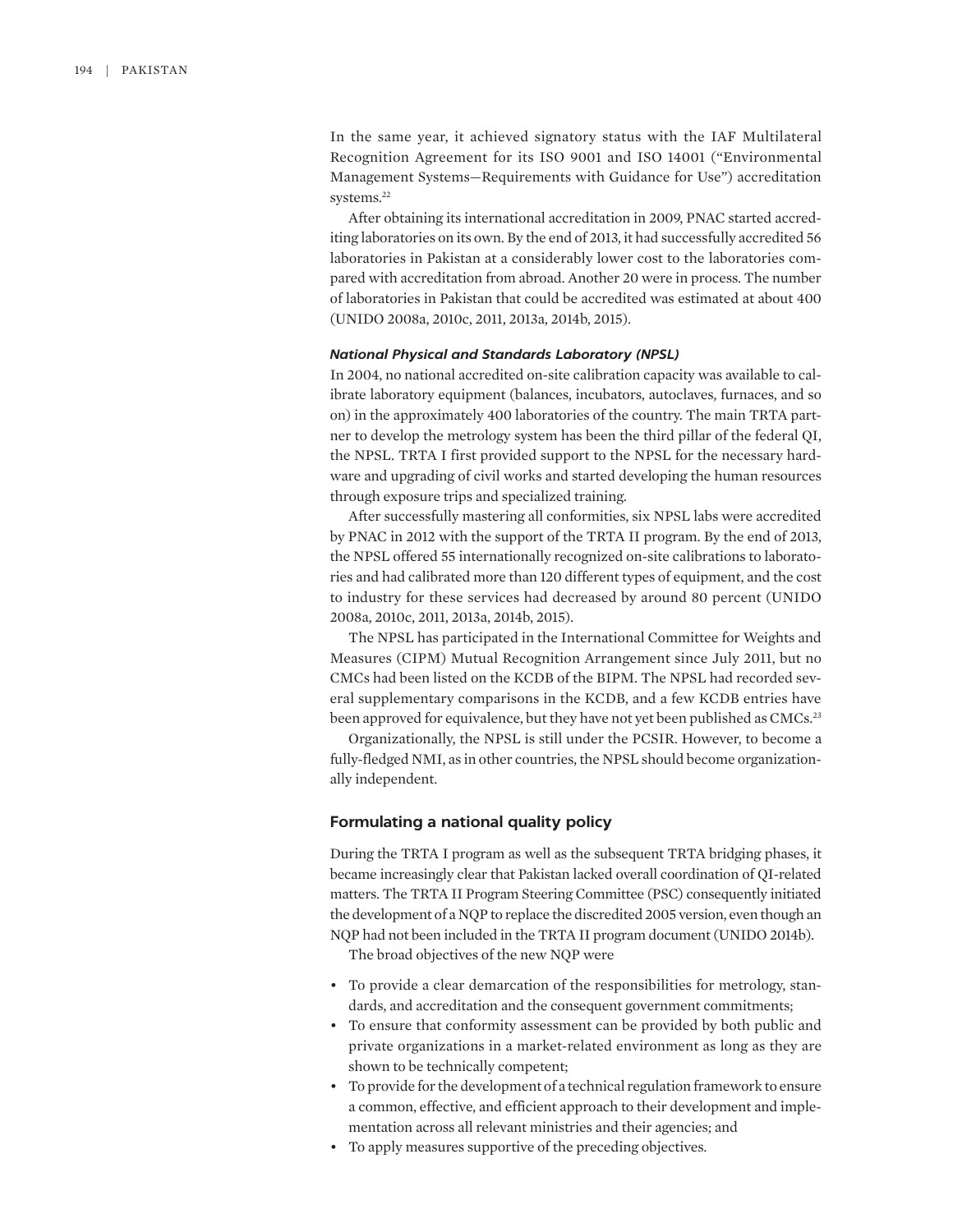In the same year, it achieved signatory status with the IAF Multilateral Recognition Agreement for its ISO 9001 and ISO 14001 ("Environmental Management Systems—Requirements with Guidance for Use") accreditation systems.[22]

After obtaining its international accreditation in 2009, PNAC started accrediting laboratories on its own. By the end of 2013, it had successfully accredited 56 laboratories in Pakistan at a considerably lower cost to the laboratories compared with accreditation from abroad. Another 20 were in process. The number of laboratories in Pakistan that could be accredited was estimated at about 400 (UNIDO 2008a, 2010c, 2011, 2013a, 2014b, 2015).

#### *National Physical and Standards Laboratory (NPSL)*

In 2004, no national accredited on-site calibration capacity was available to calibrate laboratory equipment (balances, incubators, autoclaves, furnaces, and so on) in the approximately 400 laboratories of the country. The main TRTA partner to develop the metrology system has been the third pillar of the federal QI, the NPSL. TRTA I first provided support to the NPSL for the necessary hardware and upgrading of civil works and started developing the human resources through exposure trips and specialized training.

After successfully mastering all conformities, six NPSL labs were accredited by PNAC in 2012 with the support of the TRTA II program. By the end of 2013, the NPSL offered 55 internationally recognized on-site calibrations to laboratories and had calibrated more than 120 different types of equipment, and the cost to industry for these services had decreased by around 80 percent (UNIDO 2008a, 2010c, 2011, 2013a, 2014b, 2015).

The NPSL has participated in the International Committee for Weights and Measures (CIPM) Mutual Recognition Arrangement since July 2011, but no CMCs had been listed on the KCDB of the BIPM. The NPSL had recorded several supplementary comparisons in the KCDB, and a few KCDB entries have been approved for equivalence, but they have not yet been published as CMCs.[23]

Organizationally, the NPSL is still under the PCSIR. However, to become a fully-fledged NMI, as in other countries, the NPSL should become organizationally independent.

### Formulating a national quality policy

During the TRTA I program as well as the subsequent TRTA bridging phases, it became increasingly clear that Pakistan lacked overall coordination of QI-related matters. The TRTA II Program Steering Committee (PSC) consequently initiated the development of a NQP to replace the discredited 2005 version, even though an NQP had not been included in the TRTA II program document (UNIDO 2014b).

The broad objectives of the new NQP were

- To provide a clear demarcation of the responsibilities for metrology, standards, and accreditation and the consequent government commitments;
- To ensure that conformity assessment can be provided by both public and private organizations in a market-related environment as long as they are shown to be technically competent;
- To provide for the development of a technical regulation framework to ensure a common, effective, and efficient approach to their development and implementation across all relevant ministries and their agencies; and
- To apply measures supportive of the preceding objectives.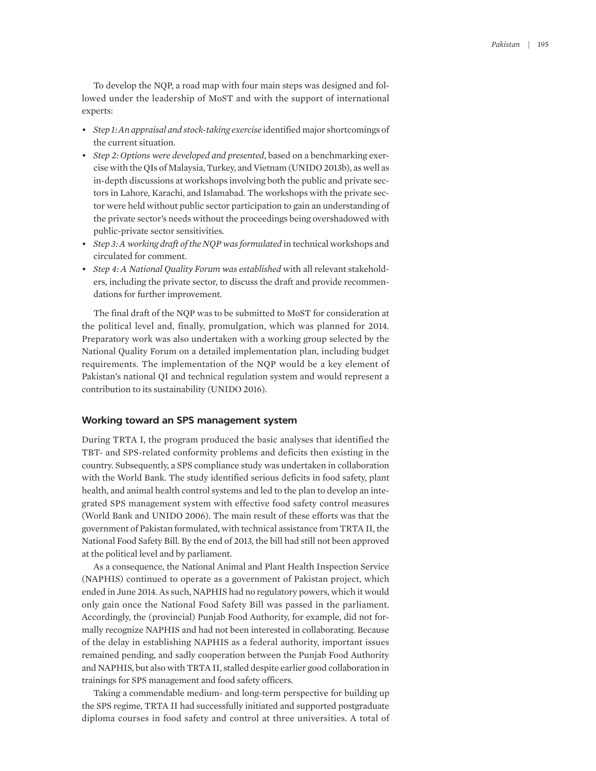To develop the NQP, a road map with four main steps was designed and followed under the leadership of MoST and with the support of international experts:

- *Step 1: An appraisal and stock-taking exercise* identified major shortcomings of the current situation.
- *Step 2: Options were developed and presented*, based on a benchmarking exercise with the QIs of Malaysia, Turkey, and Vietnam (UNIDO 2013b), as well as in-depth discussions at workshops involving both the public and private sectors in Lahore, Karachi, and Islamabad. The workshops with the private sector were held without public sector participation to gain an understanding of the private sector's needs without the proceedings being overshadowed with public-private sector sensitivities.
- *Step 3: A working draft of the NQP was formulated* in technical workshops and circulated for comment.
- *Step 4: A National Quality Forum was established* with all relevant stakeholders, including the private sector, to discuss the draft and provide recommendations for further improvement.

The final draft of the NQP was to be submitted to MoST for consideration at the political level and, finally, promulgation, which was planned for 2014. Preparatory work was also undertaken with a working group selected by the National Quality Forum on a detailed implementation plan, including budget requirements. The implementation of the NQP would be a key element of Pakistan's national QI and technical regulation system and would represent a contribution to its sustainability (UNIDO 2016).

### Working toward an SPS management system

During TRTA I, the program produced the basic analyses that identified the TBT- and SPS-related conformity problems and deficits then existing in the country. Subsequently, a SPS compliance study was undertaken in collaboration with the World Bank. The study identified serious deficits in food safety, plant health, and animal health control systems and led to the plan to develop an integrated SPS management system with effective food safety control measures (World Bank and UNIDO 2006). The main result of these efforts was that the government of Pakistan formulated, with technical assistance from TRTA II, the National Food Safety Bill. By the end of 2013, the bill had still not been approved at the political level and by parliament.

As a consequence, the National Animal and Plant Health Inspection Service (NAPHIS) continued to operate as a government of Pakistan project, which ended in June 2014. As such, NAPHIS had no regulatory powers, which it would only gain once the National Food Safety Bill was passed in the parliament. Accordingly, the (provincial) Punjab Food Authority, for example, did not formally recognize NAPHIS and had not been interested in collaborating. Because of the delay in establishing NAPHIS as a federal authority, important issues remained pending, and sadly cooperation between the Punjab Food Authority and NAPHIS, but also with TRTA II, stalled despite earlier good collaboration in trainings for SPS management and food safety officers.

Taking a commendable medium- and long-term perspective for building up the SPS regime, TRTA II had successfully initiated and supported postgraduate diploma courses in food safety and control at three universities. A total of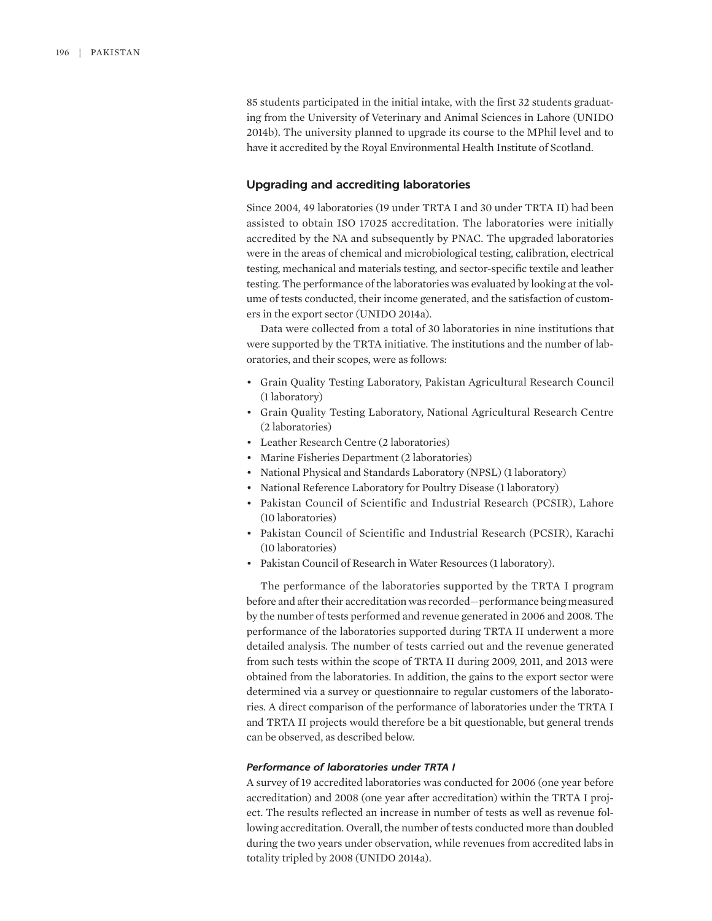85 students participated in the initial intake, with the first 32 students graduating from the University of Veterinary and Animal Sciences in Lahore (UNIDO 2014b). The university planned to upgrade its course to the MPhil level and to have it accredited by the Royal Environmental Health Institute of Scotland.

## Upgrading and accrediting laboratories

Since 2004, 49 laboratories (19 under TRTA I and 30 under TRTA II) had been assisted to obtain ISO 17025 accreditation. The laboratories were initially accredited by the NA and subsequently by PNAC. The upgraded laboratories were in the areas of chemical and microbiological testing, calibration, electrical testing, mechanical and materials testing, and sector-specific textile and leather testing. The performance of the laboratories was evaluated by looking at the volume of tests conducted, their income generated, and the satisfaction of customers in the export sector (UNIDO 2014a).

Data were collected from a total of 30 laboratories in nine institutions that were supported by the TRTA initiative. The institutions and the number of laboratories, and their scopes, were as follows:

- Grain Quality Testing Laboratory, Pakistan Agricultural Research Council (1 laboratory)
- Grain Quality Testing Laboratory, National Agricultural Research Centre (2 laboratories)
- Leather Research Centre (2 laboratories)
- Marine Fisheries Department (2 laboratories)
- National Physical and Standards Laboratory (NPSL) (1 laboratory)
- National Reference Laboratory for Poultry Disease (1 laboratory)
- Pakistan Council of Scientific and Industrial Research (PCSIR), Lahore (10 laboratories)
- Pakistan Council of Scientific and Industrial Research (PCSIR), Karachi (10 laboratories)
- Pakistan Council of Research in Water Resources (1 laboratory).

The performance of the laboratories supported by the TRTA I program before and after their accreditation was recorded—performance being measured by the number of tests performed and revenue generated in 2006 and 2008. The performance of the laboratories supported during TRTA II underwent a more detailed analysis. The number of tests carried out and the revenue generated from such tests within the scope of TRTA II during 2009, 2011, and 2013 were obtained from the laboratories. In addition, the gains to the export sector were determined via a survey or questionnaire to regular customers of the laboratories. A direct comparison of the performance of laboratories under the TRTA I and TRTA II projects would therefore be a bit questionable, but general trends can be observed, as described below.

### *Performance of laboratories under TRTA I*

A survey of 19 accredited laboratories was conducted for 2006 (one year before accreditation) and 2008 (one year after accreditation) within the TRTA I project. The results reflected an increase in number of tests as well as revenue following accreditation. Overall, the number of tests conducted more than doubled during the two years under observation, while revenues from accredited labs in totality tripled by 2008 (UNIDO 2014a).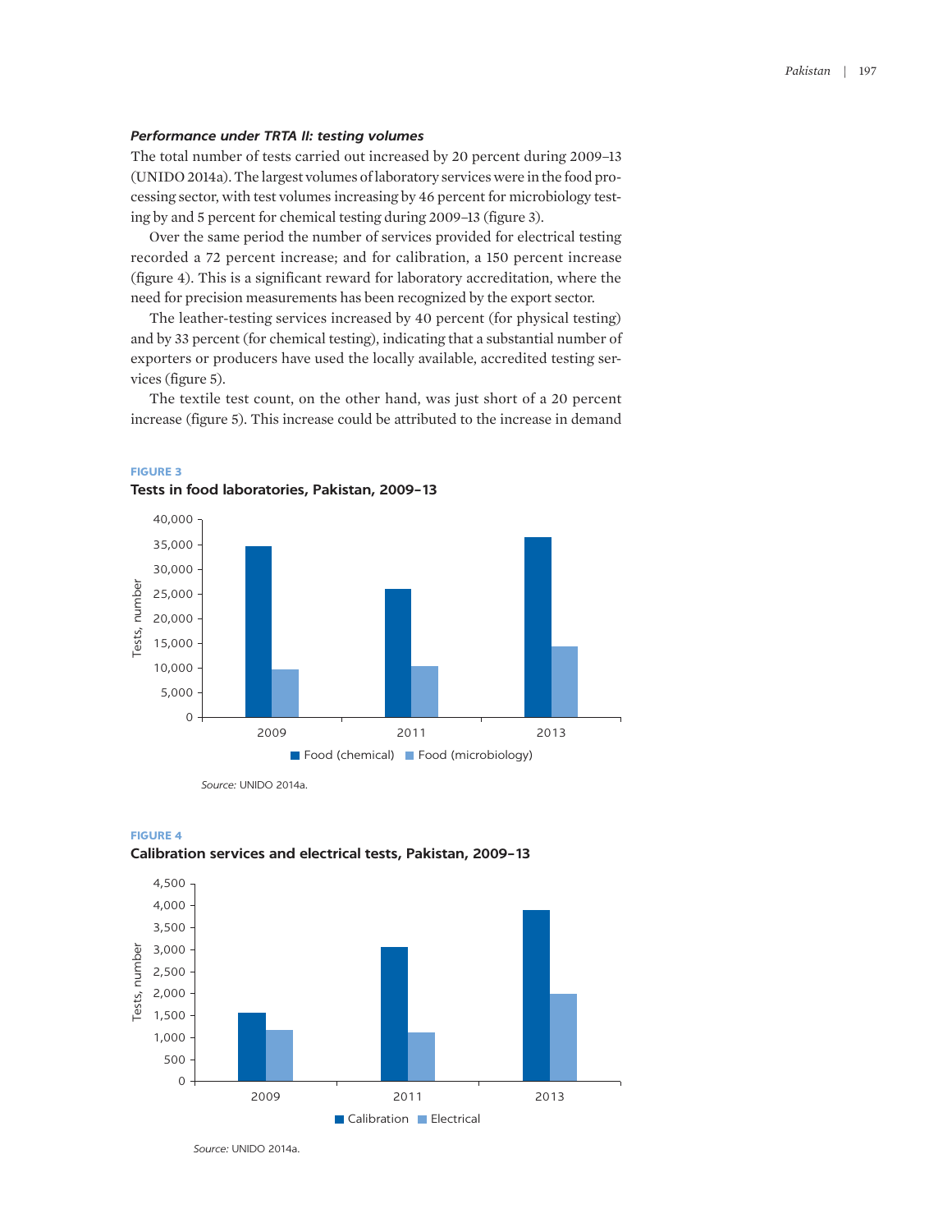#### *Performance under TRTA II: testing volumes*

The total number of tests carried out increased by 20 percent during 2009–13 (UNIDO 2014a). The largest volumes of laboratory services were in the food processing sector, with test volumes increasing by 46 percent for microbiology testing by and 5 percent for chemical testing during 2009–13 (figure 3).

Over the same period the number of services provided for electrical testing recorded a 72 percent increase; and for calibration, a 150 percent increase (figure 4). This is a significant reward for laboratory accreditation, where the need for precision measurements has been recognized by the export sector.

The leather-testing services increased by 40 percent (for physical testing) and by 33 percent (for chemical testing), indicating that a substantial number of exporters or producers have used the locally available, accredited testing services (figure 5).

The textile test count, on the other hand, was just short of a 20 percent increase (figure 5). This increase could be attributed to the increase in demand

**FIGURE 3**

**Tests in food laboratories, Pakistan, 2009–13**

Source: UNIDO 2014a.

**FIGURE 4**

**Calibration services and electrical tests, Pakistan, 2009–13**

Source: UNIDO 2014a.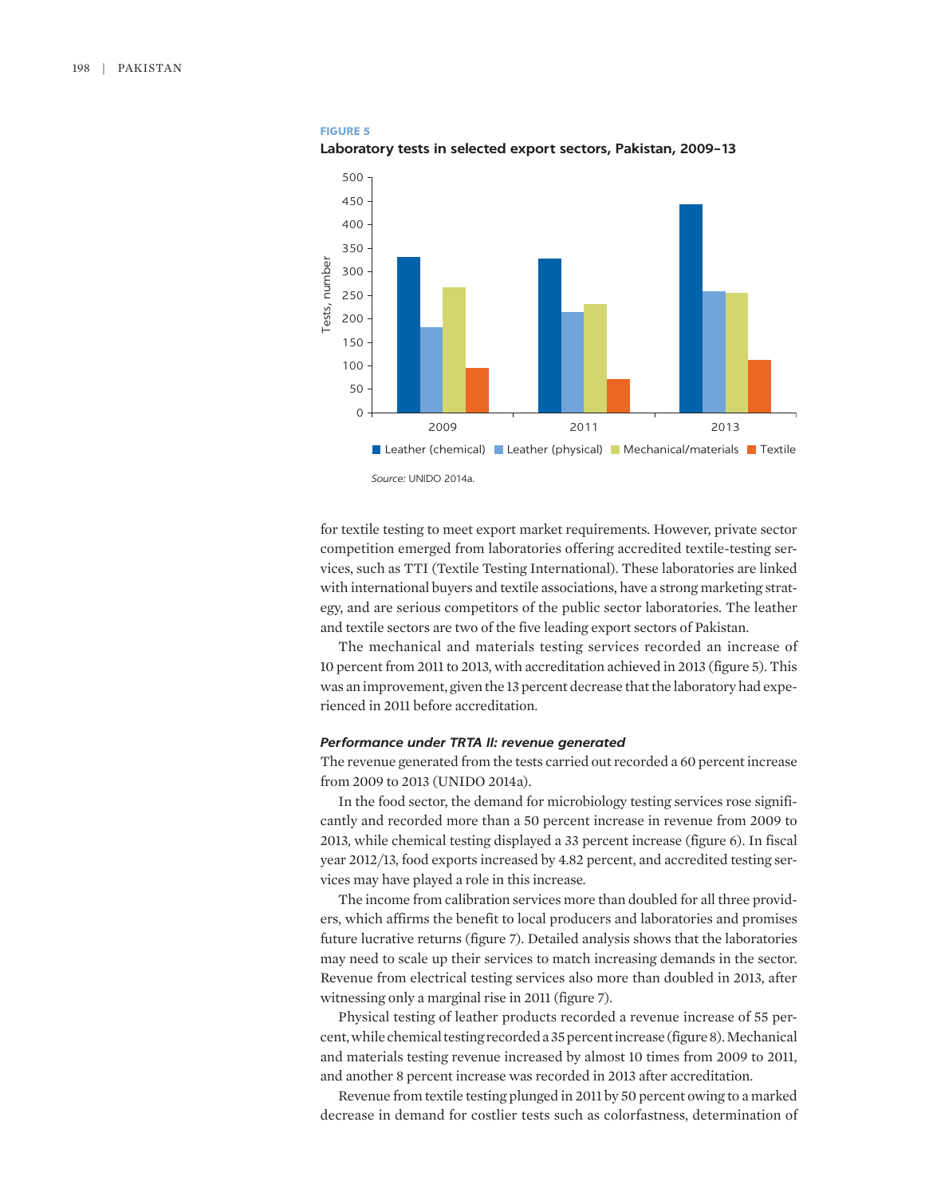**FIGURE 5**

**Laboratory tests in selected export sectors, Pakistan, 2009–13**

Source: UNIDO 2014a.

for textile testing to meet export market requirements. However, private sector competition emerged from laboratories offering accredited textile-testing services, such as TTI (Textile Testing International). These laboratories are linked with international buyers and textile associations, have a strong marketing strategy, and are serious competitors of the public sector laboratories. The leather and textile sectors are two of the five leading export sectors of Pakistan.

The mechanical and materials testing services recorded an increase of 10 percent from 2011 to 2013, with accreditation achieved in 2013 (figure 5). This was an improvement, given the 13 percent decrease that the laboratory had experienced in 2011 before accreditation.

### *Performance under TRTA II: revenue generated*

The revenue generated from the tests carried out recorded a 60 percent increase from 2009 to 2013 (UNIDO 2014a).

In the food sector, the demand for microbiology testing services rose significantly and recorded more than a 50 percent increase in revenue from 2009 to 2013, while chemical testing displayed a 33 percent increase (figure 6). In fiscal year 2012/13, food exports increased by 4.82 percent, and accredited testing services may have played a role in this increase.

The income from calibration services more than doubled for all three providers, which affirms the benefit to local producers and laboratories and promises future lucrative returns (figure 7). Detailed analysis shows that the laboratories may need to scale up their services to match increasing demands in the sector. Revenue from electrical testing services also more than doubled in 2013, after witnessing only a marginal rise in 2011 (figure 7).

Physical testing of leather products recorded a revenue increase of 55 percent, while chemical testing recorded a 35 percent increase (figure 8). Mechanical and materials testing revenue increased by almost 10 times from 2009 to 2011, and another 8 percent increase was recorded in 2013 after accreditation.

Revenue from textile testing plunged in 2011 by 50 percent owing to a marked decrease in demand for costlier tests such as colorfastness, determination of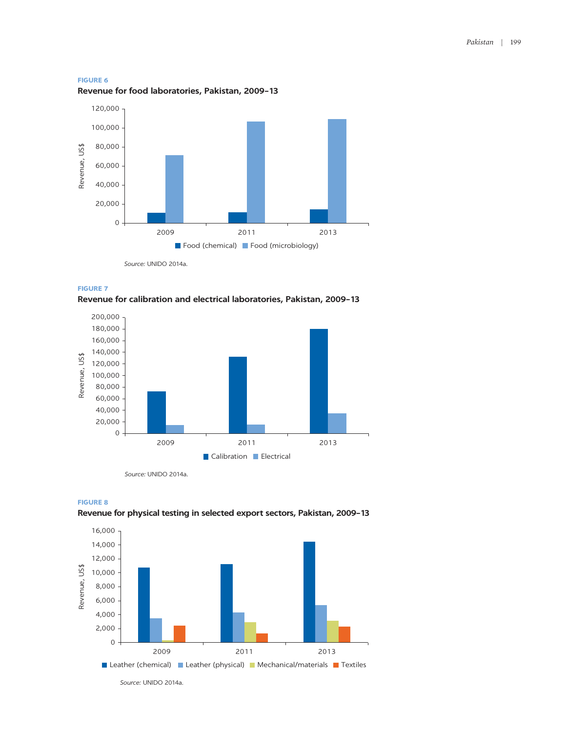**FIGURE 6**

**Revenue for food laboratories, Pakistan, 2009–13**

*Source:* UNIDO 2014a.

**FIGURE 7**

**Revenue for calibration and electrical laboratories, Pakistan, 2009–13**

*Source:* UNIDO 2014a.

**FIGURE 8**

**Revenue for physical testing in selected export sectors, Pakistan, 2009–13**

*Source:* UNIDO 2014a.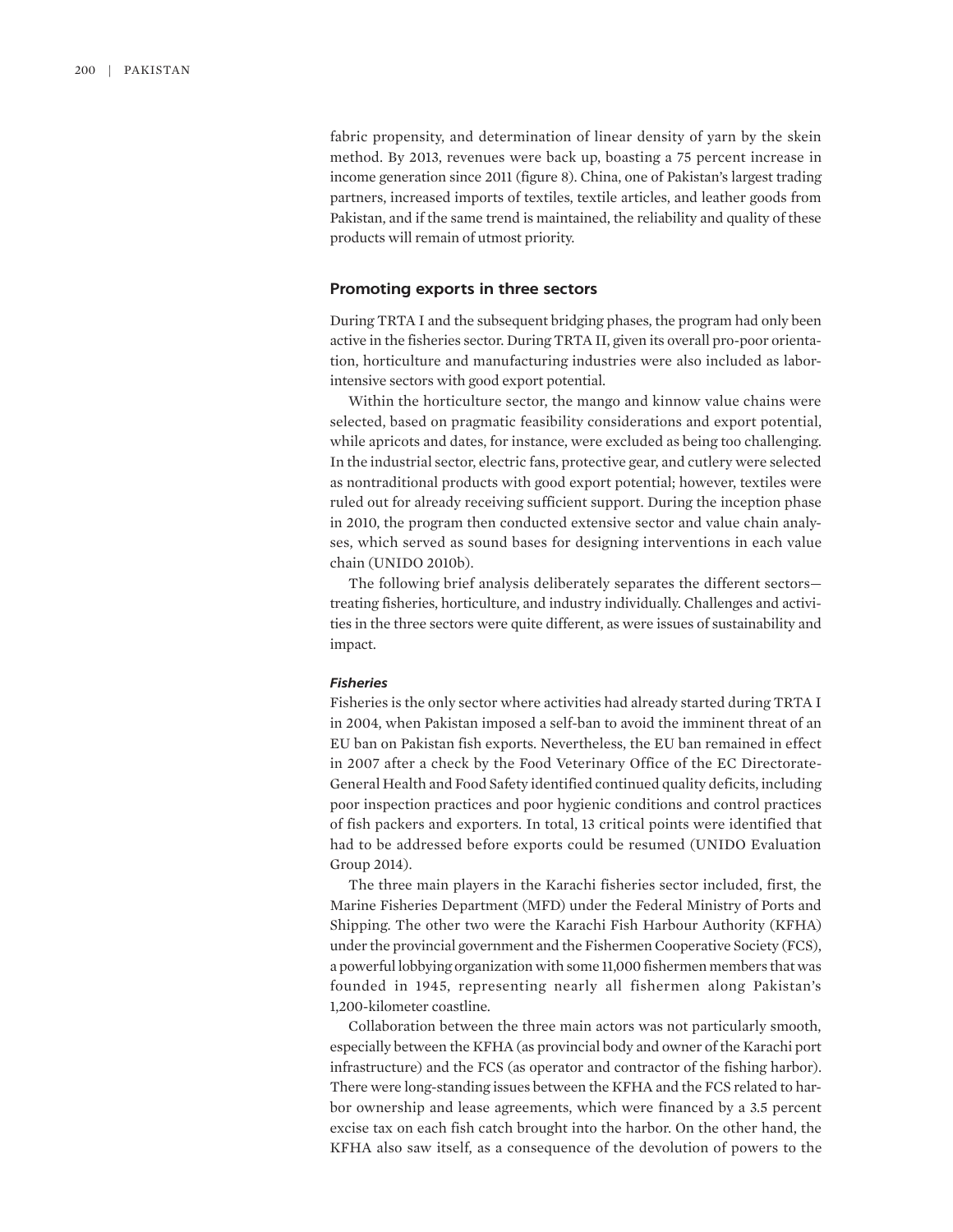fabric propensity, and determination of linear density of yarn by the skein method. By 2013, revenues were back up, boasting a 75 percent increase in income generation since 2011 (figure 8). China, one of Pakistan's largest trading partners, increased imports of textiles, textile articles, and leather goods from Pakistan, and if the same trend is maintained, the reliability and quality of these products will remain of utmost priority.

## Promoting exports in three sectors

During TRTA I and the subsequent bridging phases, the program had only been active in the fisheries sector. During TRTA II, given its overall pro-poor orientation, horticulture and manufacturing industries were also included as labor-intensive sectors with good export potential.

Within the horticulture sector, the mango and kinnow value chains were selected, based on pragmatic feasibility considerations and export potential, while apricots and dates, for instance, were excluded as being too challenging. In the industrial sector, electric fans, protective gear, and cutlery were selected as nontraditional products with good export potential; however, textiles were ruled out for already receiving sufficient support. During the inception phase in 2010, the program then conducted extensive sector and value chain analyses, which served as sound bases for designing interventions in each value chain (UNIDO 2010b).

The following brief analysis deliberately separates the different sectors—treating fisheries, horticulture, and industry individually. Challenges and activities in the three sectors were quite different, as were issues of sustainability and impact.

### *Fisheries*

Fisheries is the only sector where activities had already started during TRTA I in 2004, when Pakistan imposed a self-ban to avoid the imminent threat of an EU ban on Pakistan fish exports. Nevertheless, the EU ban remained in effect in 2007 after a check by the Food Veterinary Office of the EC Directorate-General Health and Food Safety identified continued quality deficits, including poor inspection practices and poor hygienic conditions and control practices of fish packers and exporters. In total, 13 critical points were identified that had to be addressed before exports could be resumed (UNIDO Evaluation Group 2014).

The three main players in the Karachi fisheries sector included, first, the Marine Fisheries Department (MFD) under the Federal Ministry of Ports and Shipping. The other two were the Karachi Fish Harbour Authority (KFHA) under the provincial government and the Fishermen Cooperative Society (FCS), a powerful lobbying organization with some 11,000 fishermen members that was founded in 1945, representing nearly all fishermen along Pakistan's 1,200-kilometer coastline.

Collaboration between the three main actors was not particularly smooth, especially between the KFHA (as provincial body and owner of the Karachi port infrastructure) and the FCS (as operator and contractor of the fishing harbor). There were long-standing issues between the KFHA and the FCS related to harbor ownership and lease agreements, which were financed by a 3.5 percent excise tax on each fish catch brought into the harbor. On the other hand, the KFHA also saw itself, as a consequence of the devolution of powers to the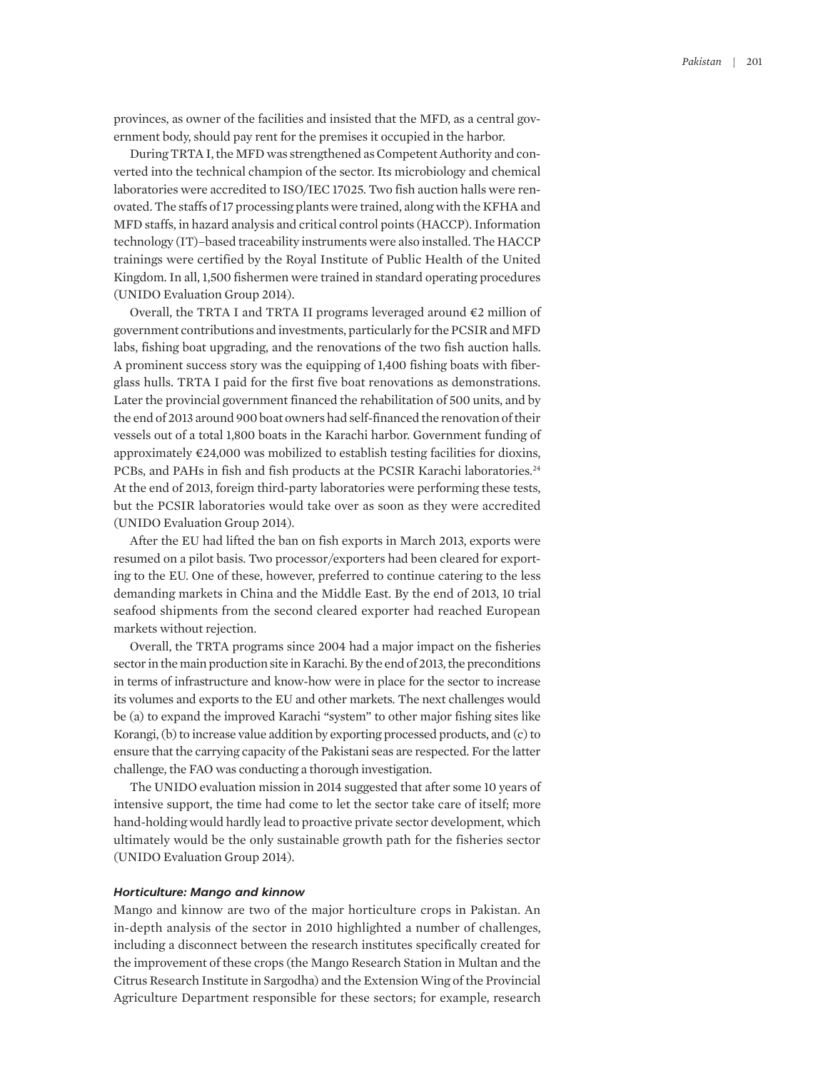provinces, as owner of the facilities and insisted that the MFD, as a central government body, should pay rent for the premises it occupied in the harbor.

During TRTA I, the MFD was strengthened as Competent Authority and converted into the technical champion of the sector. Its microbiology and chemical laboratories were accredited to ISO/IEC 17025. Two fish auction halls were renovated. The staffs of 17 processing plants were trained, along with the KFHA and MFD staffs, in hazard analysis and critical control points (HACCP). Information technology (IT)–based traceability instruments were also installed. The HACCP trainings were certified by the Royal Institute of Public Health of the United Kingdom. In all, 1,500 fishermen were trained in standard operating procedures (UNIDO Evaluation Group 2014).

Overall, the TRTA I and TRTA II programs leveraged around €2 million of government contributions and investments, particularly for the PCSIR and MFD labs, fishing boat upgrading, and the renovations of the two fish auction halls. A prominent success story was the equipping of 1,400 fishing boats with fiberglass hulls. TRTA I paid for the first five boat renovations as demonstrations. Later the provincial government financed the rehabilitation of 500 units, and by the end of 2013 around 900 boat owners had self-financed the renovation of their vessels out of a total 1,800 boats in the Karachi harbor. Government funding of approximately €24,000 was mobilized to establish testing facilities for dioxins, PCBs, and PAHs in fish and fish products at the PCSIR Karachi laboratories.[24] At the end of 2013, foreign third-party laboratories were performing these tests, but the PCSIR laboratories would take over as soon as they were accredited (UNIDO Evaluation Group 2014).

After the EU had lifted the ban on fish exports in March 2013, exports were resumed on a pilot basis. Two processor/exporters had been cleared for exporting to the EU. One of these, however, preferred to continue catering to the less demanding markets in China and the Middle East. By the end of 2013, 10 trial seafood shipments from the second cleared exporter had reached European markets without rejection.

Overall, the TRTA programs since 2004 had a major impact on the fisheries sector in the main production site in Karachi. By the end of 2013, the preconditions in terms of infrastructure and know-how were in place for the sector to increase its volumes and exports to the EU and other markets. The next challenges would be (a) to expand the improved Karachi "system" to other major fishing sites like Korangi, (b) to increase value addition by exporting processed products, and (c) to ensure that the carrying capacity of the Pakistani seas are respected. For the latter challenge, the FAO was conducting a thorough investigation.

The UNIDO evaluation mission in 2014 suggested that after some 10 years of intensive support, the time had come to let the sector take care of itself; more hand-holding would hardly lead to proactive private sector development, which ultimately would be the only sustainable growth path for the fisheries sector (UNIDO Evaluation Group 2014).

### *Horticulture: Mango and kinnow*

Mango and kinnow are two of the major horticulture crops in Pakistan. An in-depth analysis of the sector in 2010 highlighted a number of challenges, including a disconnect between the research institutes specifically created for the improvement of these crops (the Mango Research Station in Multan and the Citrus Research Institute in Sargodha) and the Extension Wing of the Provincial Agriculture Department responsible for these sectors; for example, research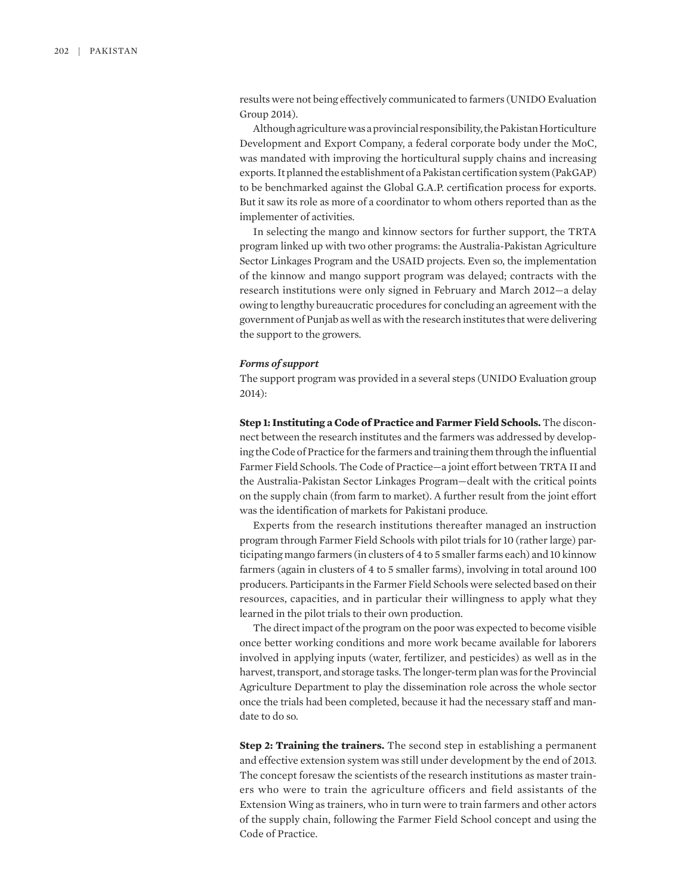results were not being effectively communicated to farmers (UNIDO Evaluation Group 2014).

Although agriculture was a provincial responsibility, the Pakistan Horticulture Development and Export Company, a federal corporate body under the MoC, was mandated with improving the horticultural supply chains and increasing exports. It planned the establishment of a Pakistan certification system (PakGAP) to be benchmarked against the Global G.A.P. certification process for exports. But it saw its role as more of a coordinator to whom others reported than as the implementer of activities.

In selecting the mango and kinnow sectors for further support, the TRTA program linked up with two other programs: the Australia-Pakistan Agriculture Sector Linkages Program and the USAID projects. Even so, the implementation of the kinnow and mango support program was delayed; contracts with the research institutions were only signed in February and March 2012—a delay owing to lengthy bureaucratic procedures for concluding an agreement with the government of Punjab as well as with the research institutes that were delivering the support to the growers.

***Forms of support***

The support program was provided in a several steps (UNIDO Evaluation group 2014):

**Step 1: Instituting a Code of Practice and Farmer Field Schools.** The disconnect between the research institutes and the farmers was addressed by developing the Code of Practice for the farmers and training them through the influential Farmer Field Schools. The Code of Practice—a joint effort between TRTA II and the Australia-Pakistan Sector Linkages Program—dealt with the critical points on the supply chain (from farm to market). A further result from the joint effort was the identification of markets for Pakistani produce.

Experts from the research institutions thereafter managed an instruction program through Farmer Field Schools with pilot trials for 10 (rather large) participating mango farmers (in clusters of 4 to 5 smaller farms each) and 10 kinnow farmers (again in clusters of 4 to 5 smaller farms), involving in total around 100 producers. Participants in the Farmer Field Schools were selected based on their resources, capacities, and in particular their willingness to apply what they learned in the pilot trials to their own production.

The direct impact of the program on the poor was expected to become visible once better working conditions and more work became available for laborers involved in applying inputs (water, fertilizer, and pesticides) as well as in the harvest, transport, and storage tasks. The longer-term plan was for the Provincial Agriculture Department to play the dissemination role across the whole sector once the trials had been completed, because it had the necessary staff and mandate to do so.

**Step 2: Training the trainers.** The second step in establishing a permanent and effective extension system was still under development by the end of 2013. The concept foresaw the scientists of the research institutions as master trainers who were to train the agriculture officers and field assistants of the Extension Wing as trainers, who in turn were to train farmers and other actors of the supply chain, following the Farmer Field School concept and using the Code of Practice.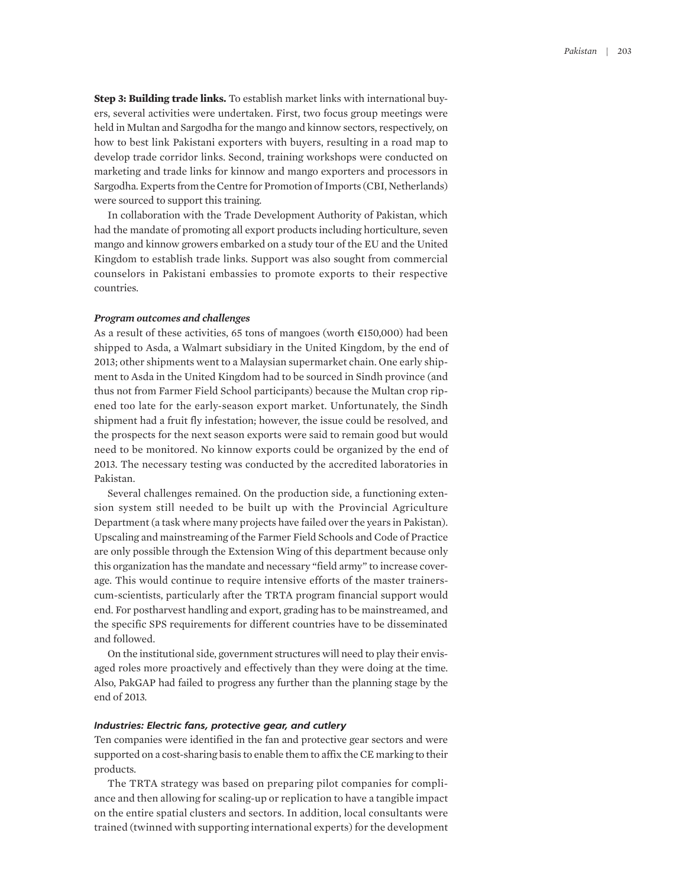**Step 3: Building trade links.** To establish market links with international buyers, several activities were undertaken. First, two focus group meetings were held in Multan and Sargodha for the mango and kinnow sectors, respectively, on how to best link Pakistani exporters with buyers, resulting in a road map to develop trade corridor links. Second, training workshops were conducted on marketing and trade links for kinnow and mango exporters and processors in Sargodha. Experts from the Centre for Promotion of Imports (CBI, Netherlands) were sourced to support this training.

In collaboration with the Trade Development Authority of Pakistan, which had the mandate of promoting all export products including horticulture, seven mango and kinnow growers embarked on a study tour of the EU and the United Kingdom to establish trade links. Support was also sought from commercial counselors in Pakistani embassies to promote exports to their respective countries.

### *Program outcomes and challenges*

As a result of these activities, 65 tons of mangoes (worth €150,000) had been shipped to Asda, a Walmart subsidiary in the United Kingdom, by the end of 2013; other shipments went to a Malaysian supermarket chain. One early shipment to Asda in the United Kingdom had to be sourced in Sindh province (and thus not from Farmer Field School participants) because the Multan crop ripened too late for the early-season export market. Unfortunately, the Sindh shipment had a fruit fly infestation; however, the issue could be resolved, and the prospects for the next season exports were said to remain good but would need to be monitored. No kinnow exports could be organized by the end of 2013. The necessary testing was conducted by the accredited laboratories in Pakistan.

Several challenges remained. On the production side, a functioning extension system still needed to be built up with the Provincial Agriculture Department (a task where many projects have failed over the years in Pakistan). Upscaling and mainstreaming of the Farmer Field Schools and Code of Practice are only possible through the Extension Wing of this department because only this organization has the mandate and necessary "field army" to increase coverage. This would continue to require intensive efforts of the master trainers-cum-scientists, particularly after the TRTA program financial support would end. For postharvest handling and export, grading has to be mainstreamed, and the specific SPS requirements for different countries have to be disseminated and followed.

On the institutional side, government structures will need to play their envisaged roles more proactively and effectively than they were doing at the time. Also, PakGAP had failed to progress any further than the planning stage by the end of 2013.

### *Industries: Electric fans, protective gear, and cutlery*

Ten companies were identified in the fan and protective gear sectors and were supported on a cost-sharing basis to enable them to affix the CE marking to their products.

The TRTA strategy was based on preparing pilot companies for compliance and then allowing for scaling-up or replication to have a tangible impact on the entire spatial clusters and sectors. In addition, local consultants were trained (twinned with supporting international experts) for the development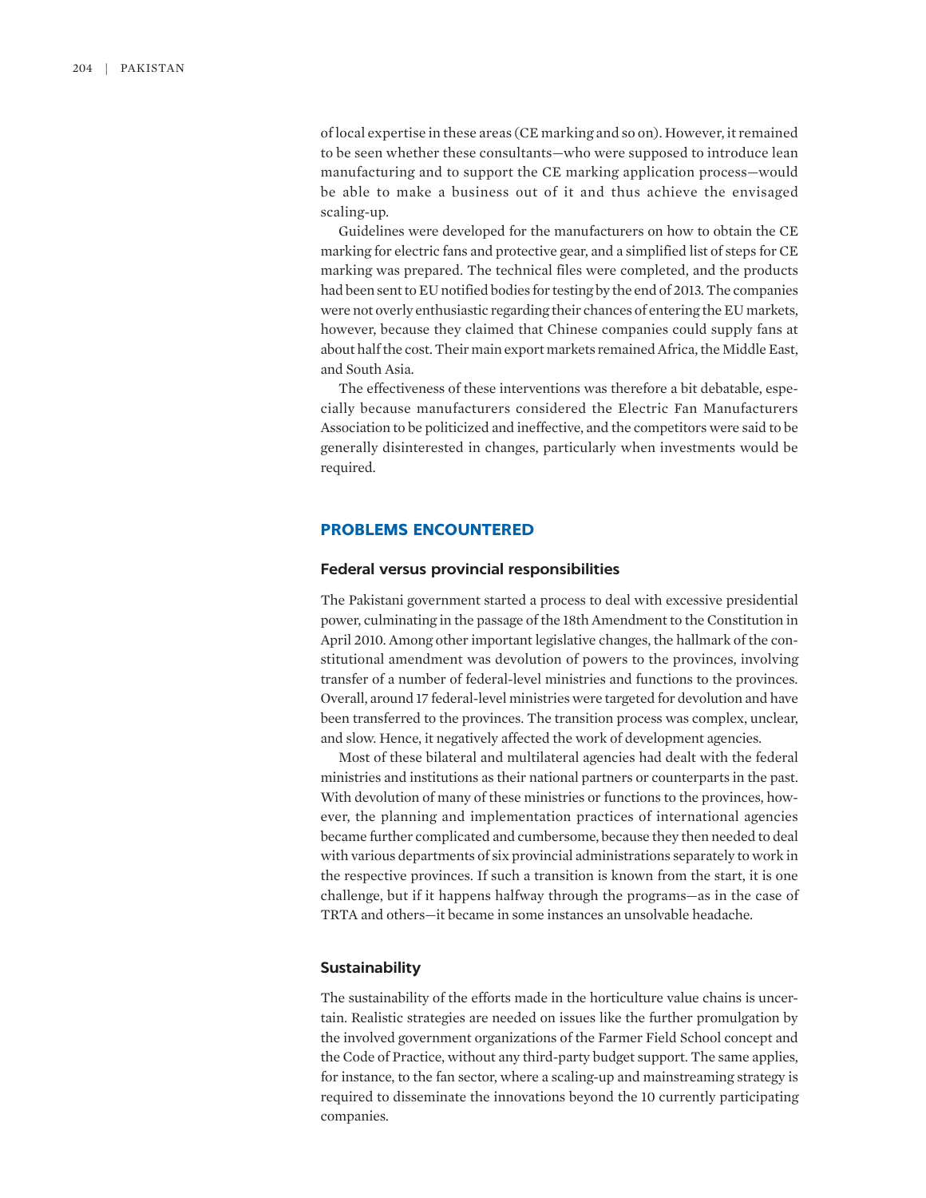of local expertise in these areas (CE marking and so on). However, it remained to be seen whether these consultants—who were supposed to introduce lean manufacturing and to support the CE marking application process—would be able to make a business out of it and thus achieve the envisaged scaling-up.

Guidelines were developed for the manufacturers on how to obtain the CE marking for electric fans and protective gear, and a simplified list of steps for CE marking was prepared. The technical files were completed, and the products had been sent to EU notified bodies for testing by the end of 2013. The companies were not overly enthusiastic regarding their chances of entering the EU markets, however, because they claimed that Chinese companies could supply fans at about half the cost. Their main export markets remained Africa, the Middle East, and South Asia.

The effectiveness of these interventions was therefore a bit debatable, especially because manufacturers considered the Electric Fan Manufacturers Association to be politicized and ineffective, and the competitors were said to be generally disinterested in changes, particularly when investments would be required.

## PROBLEMS ENCOUNTERED

### Federal versus provincial responsibilities

The Pakistani government started a process to deal with excessive presidential power, culminating in the passage of the 18th Amendment to the Constitution in April 2010. Among other important legislative changes, the hallmark of the constitutional amendment was devolution of powers to the provinces, involving transfer of a number of federal-level ministries and functions to the provinces. Overall, around 17 federal-level ministries were targeted for devolution and have been transferred to the provinces. The transition process was complex, unclear, and slow. Hence, it negatively affected the work of development agencies.

Most of these bilateral and multilateral agencies had dealt with the federal ministries and institutions as their national partners or counterparts in the past. With devolution of many of these ministries or functions to the provinces, however, the planning and implementation practices of international agencies became further complicated and cumbersome, because they then needed to deal with various departments of six provincial administrations separately to work in the respective provinces. If such a transition is known from the start, it is one challenge, but if it happens halfway through the programs—as in the case of TRTA and others—it became in some instances an unsolvable headache.

### Sustainability

The sustainability of the efforts made in the horticulture value chains is uncertain. Realistic strategies are needed on issues like the further promulgation by the involved government organizations of the Farmer Field School concept and the Code of Practice, without any third-party budget support. The same applies, for instance, to the fan sector, where a scaling-up and mainstreaming strategy is required to disseminate the innovations beyond the 10 currently participating companies.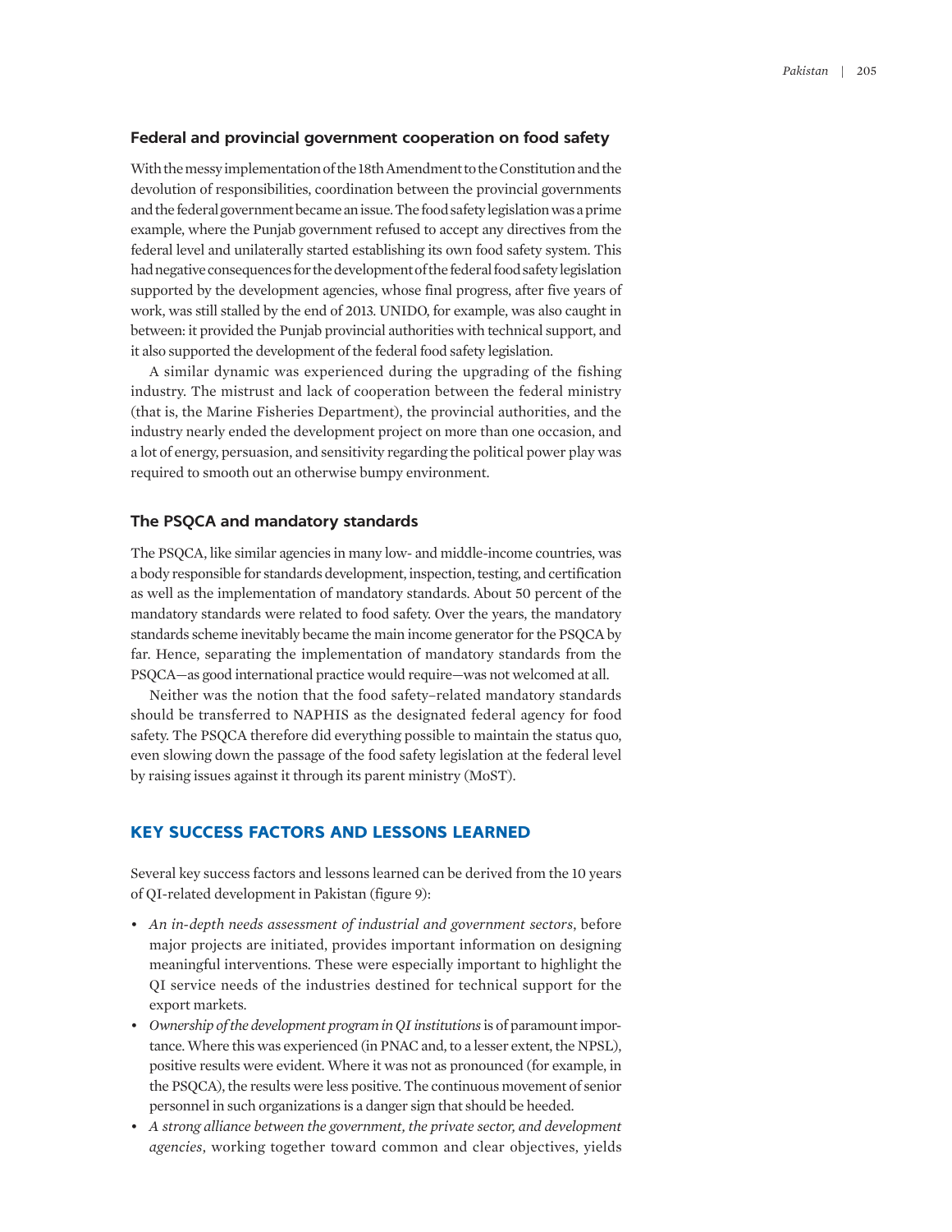### Federal and provincial government cooperation on food safety

With the messy implementation of the 18th Amendment to the Constitution and the devolution of responsibilities, coordination between the provincial governments and the federal government became an issue. The food safety legislation was a prime example, where the Punjab government refused to accept any directives from the federal level and unilaterally started establishing its own food safety system. This had negative consequences for the development of the federal food safety legislation supported by the development agencies, whose final progress, after five years of work, was still stalled by the end of 2013. UNIDO, for example, was also caught in between: it provided the Punjab provincial authorities with technical support, and it also supported the development of the federal food safety legislation.

A similar dynamic was experienced during the upgrading of the fishing industry. The mistrust and lack of cooperation between the federal ministry (that is, the Marine Fisheries Department), the provincial authorities, and the industry nearly ended the development project on more than one occasion, and a lot of energy, persuasion, and sensitivity regarding the political power play was required to smooth out an otherwise bumpy environment.

### The PSQCA and mandatory standards

The PSQCA, like similar agencies in many low- and middle-income countries, was a body responsible for standards development, inspection, testing, and certification as well as the implementation of mandatory standards. About 50 percent of the mandatory standards were related to food safety. Over the years, the mandatory standards scheme inevitably became the main income generator for the PSQCA by far. Hence, separating the implementation of mandatory standards from the PSQCA—as good international practice would require—was not welcomed at all.

Neither was the notion that the food safety–related mandatory standards should be transferred to NAPHIS as the designated federal agency for food safety. The PSQCA therefore did everything possible to maintain the status quo, even slowing down the passage of the food safety legislation at the federal level by raising issues against it through its parent ministry (MoST).

## KEY SUCCESS FACTORS AND LESSONS LEARNED

Several key success factors and lessons learned can be derived from the 10 years of QI-related development in Pakistan (figure 9):

- *An in-depth needs assessment of industrial and government sectors*, before major projects are initiated, provides important information on designing meaningful interventions. These were especially important to highlight the QI service needs of the industries destined for technical support for the export markets.
- *Ownership of the development program in QI institutions* is of paramount importance. Where this was experienced (in PNAC and, to a lesser extent, the NPSL), positive results were evident. Where it was not as pronounced (for example, in the PSQCA), the results were less positive. The continuous movement of senior personnel in such organizations is a danger sign that should be heeded.
- *A strong alliance between the government, the private sector, and development agencies*, working together toward common and clear objectives, yields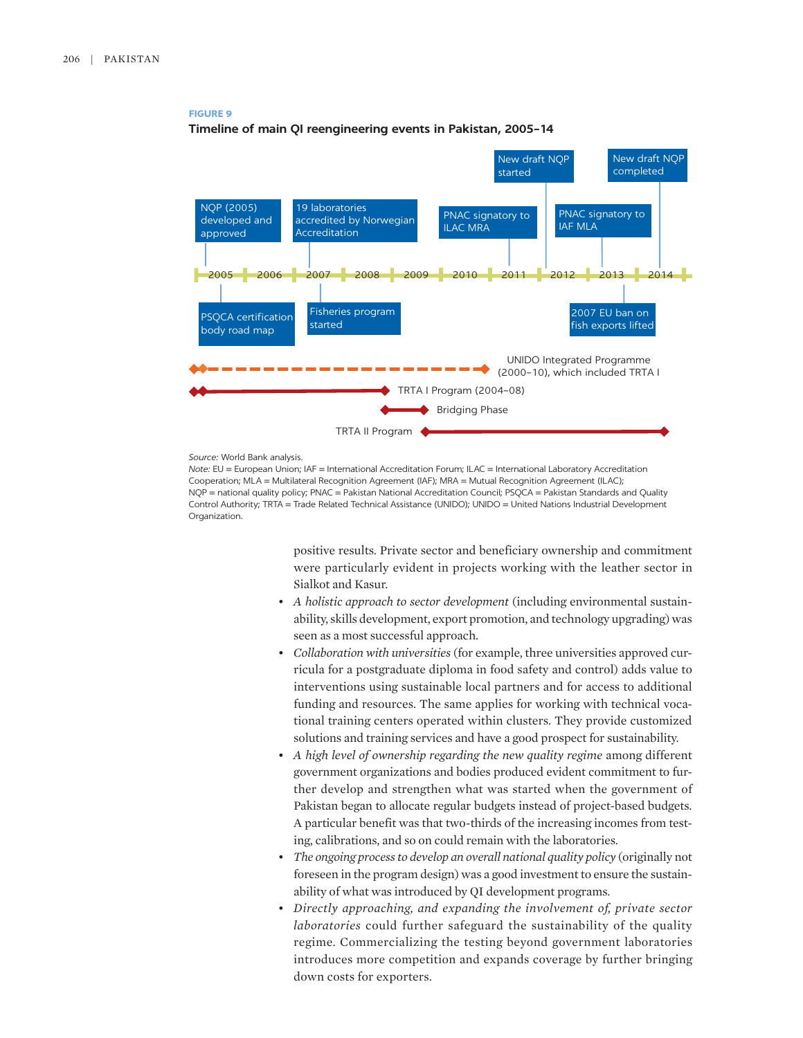**FIGURE 9**

**Timeline of main QI reengineering events in Pakistan, 2005–14**

2005 | 2006 | 2007 | 2008 | 2009 | 2010 | 2011 | 2012 | 2013 | 2014

- 2005: NQP (2005) developed and approved
- 2005: PSQCA certification body road map
- 2007: 19 laboratories accredited by Norwegian Accreditation
- 2007: Fisheries program started
- 2011: PNAC signatory to ILAC MRA
- 2012: New draft NQP started
- 2013: PNAC signatory to IAF MLA
- 2013: 2007 EU ban on fish exports lifted
- 2014: New draft NQP completed

UNIDO Integrated Programme (2000–10), which included TRTA I

TRTA I Program (2004–08)

Bridging Phase

TRTA II Program

*Source:* World Bank analysis.

*Note:* EU = European Union; IAF = International Accreditation Forum; ILAC = International Laboratory Accreditation Cooperation; MLA = Multilateral Recognition Agreement (IAF); MRA = Mutual Recognition Agreement (ILAC); NQP = national quality policy; PNAC = Pakistan National Accreditation Council; PSQCA = Pakistan Standards and Quality Control Authority; TRTA = Trade Related Technical Assistance (UNIDO); UNIDO = United Nations Industrial Development Organization.

positive results. Private sector and beneficiary ownership and commitment were particularly evident in projects working with the leather sector in Sialkot and Kasur.

- *A holistic approach to sector development* (including environmental sustainability, skills development, export promotion, and technology upgrading) was seen as a most successful approach.
- *Collaboration with universities* (for example, three universities approved curricula for a postgraduate diploma in food safety and control) adds value to interventions using sustainable local partners and for access to additional funding and resources. The same applies for working with technical vocational training centers operated within clusters. They provide customized solutions and training services and have a good prospect for sustainability.
- *A high level of ownership regarding the new quality regime* among different government organizations and bodies produced evident commitment to further develop and strengthen what was started when the government of Pakistan began to allocate regular budgets instead of project-based budgets. A particular benefit was that two-thirds of the increasing incomes from testing, calibrations, and so on could remain with the laboratories.
- *The ongoing process to develop an overall national quality policy* (originally not foreseen in the program design) was a good investment to ensure the sustainability of what was introduced by QI development programs.
- *Directly approaching, and expanding the involvement of, private sector laboratories* could further safeguard the sustainability of the quality regime. Commercializing the testing beyond government laboratories introduces more competition and expands coverage by further bringing down costs for exporters.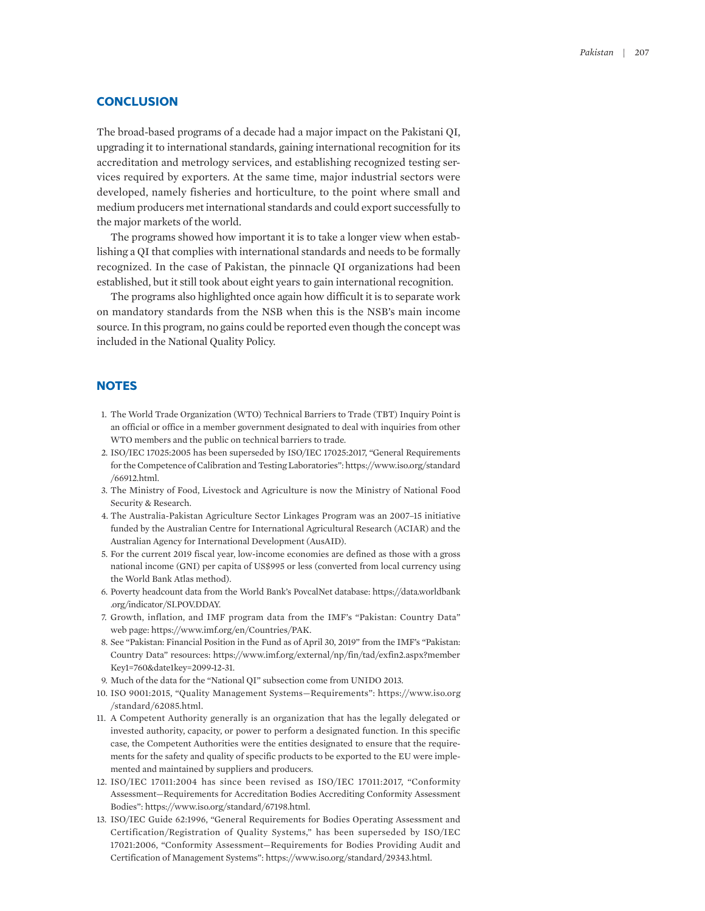## CONCLUSION

The broad-based programs of a decade had a major impact on the Pakistani QI, upgrading it to international standards, gaining international recognition for its accreditation and metrology services, and establishing recognized testing services required by exporters. At the same time, major industrial sectors were developed, namely fisheries and horticulture, to the point where small and medium producers met international standards and could export successfully to the major markets of the world.

The programs showed how important it is to take a longer view when establishing a QI that complies with international standards and needs to be formally recognized. In the case of Pakistan, the pinnacle QI organizations had been established, but it still took about eight years to gain international recognition.

The programs also highlighted once again how difficult it is to separate work on mandatory standards from the NSB when this is the NSB's main income source. In this program, no gains could be reported even though the concept was included in the National Quality Policy.

## NOTES

1. The World Trade Organization (WTO) Technical Barriers to Trade (TBT) Inquiry Point is an official or office in a member government designated to deal with inquiries from other WTO members and the public on technical barriers to trade.
2. ISO/IEC 17025:2005 has been superseded by ISO/IEC 17025:2017, "General Requirements for the Competence of Calibration and Testing Laboratories": https://www.iso.org/standard/66912.html.
3. The Ministry of Food, Livestock and Agriculture is now the Ministry of National Food Security & Research.
4. The Australia-Pakistan Agriculture Sector Linkages Program was an 2007–15 initiative funded by the Australian Centre for International Agricultural Research (ACIAR) and the Australian Agency for International Development (AusAID).
5. For the current 2019 fiscal year, low-income economies are defined as those with a gross national income (GNI) per capita of US$995 or less (converted from local currency using the World Bank Atlas method).
6. Poverty headcount data from the World Bank's PovcalNet database: https://data.worldbank.org/indicator/SI.POV.DDAY.
7. Growth, inflation, and IMF program data from the IMF's "Pakistan: Country Data" web page: https://www.imf.org/en/Countries/PAK.
8. See "Pakistan: Financial Position in the Fund as of April 30, 2019" from the IMF's "Pakistan: Country Data" resources: https://www.imf.org/external/np/fin/tad/exfin2.aspx?memberKey1=760&date1key=2099-12-31.
9. Much of the data for the "National QI" subsection come from UNIDO 2013.
10. ISO 9001:2015, "Quality Management Systems—Requirements": https://www.iso.org/standard/62085.html.
11. A Competent Authority generally is an organization that has the legally delegated or invested authority, capacity, or power to perform a designated function. In this specific case, the Competent Authorities were the entities designated to ensure that the requirements for the safety and quality of specific products to be exported to the EU were implemented and maintained by suppliers and producers.
12. ISO/IEC 17011:2004 has since been revised as ISO/IEC 17011:2017, "Conformity Assessment—Requirements for Accreditation Bodies Accrediting Conformity Assessment Bodies": https://www.iso.org/standard/67198.html.
13. ISO/IEC Guide 62:1996, "General Requirements for Bodies Operating Assessment and Certification/Registration of Quality Systems," has been superseded by ISO/IEC 17021:2006, "Conformity Assessment—Requirements for Bodies Providing Audit and Certification of Management Systems": https://www.iso.org/standard/29343.html.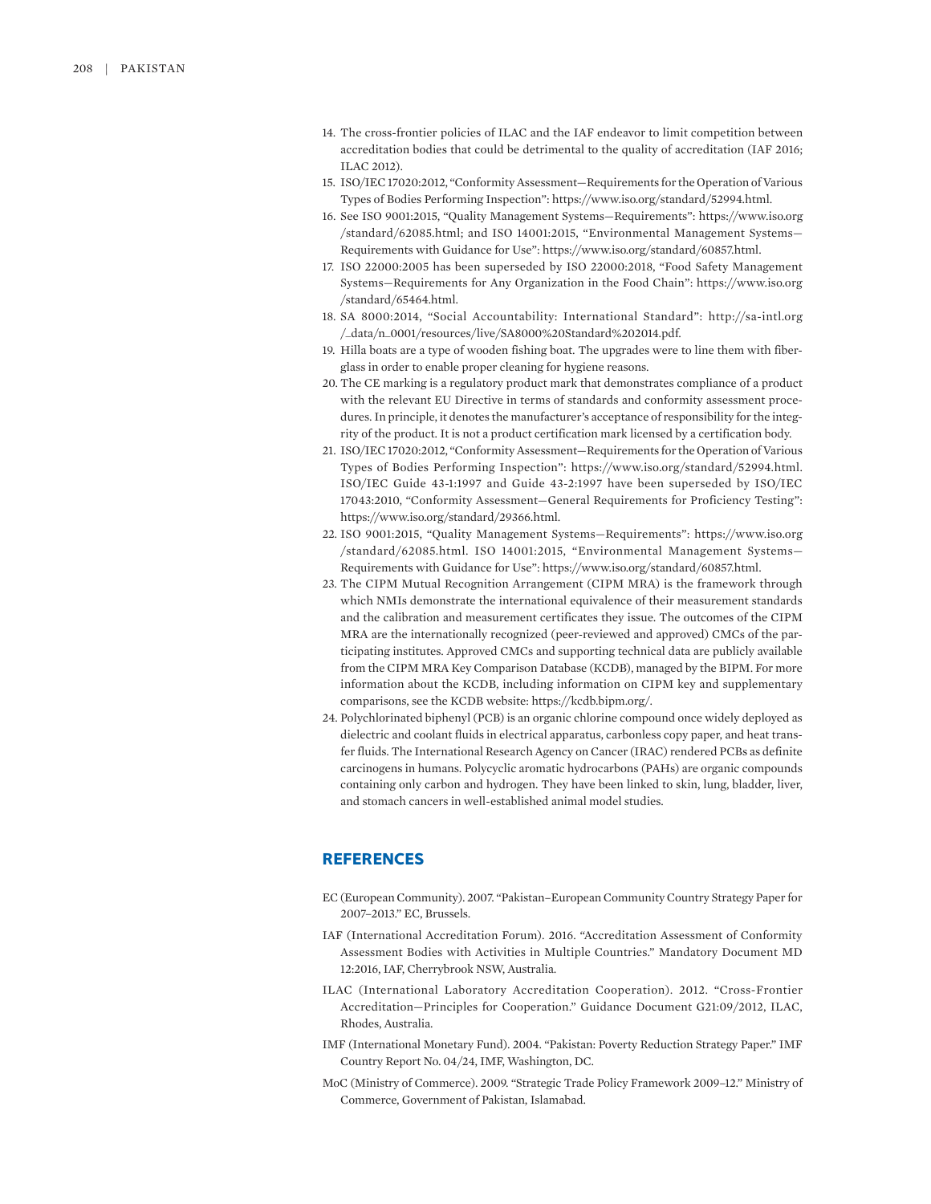14. The cross-frontier policies of ILAC and the IAF endeavor to limit competition between accreditation bodies that could be detrimental to the quality of accreditation (IAF 2016; ILAC 2012).
15. ISO/IEC 17020:2012, "Conformity Assessment—Requirements for the Operation of Various Types of Bodies Performing Inspection": https://www.iso.org/standard/52994.html.
16. See ISO 9001:2015, "Quality Management Systems—Requirements": https://www.iso.org/standard/62085.html; and ISO 14001:2015, "Environmental Management Systems—Requirements with Guidance for Use": https://www.iso.org/standard/60857.html.
17. ISO 22000:2005 has been superseded by ISO 22000:2018, "Food Safety Management Systems—Requirements for Any Organization in the Food Chain": https://www.iso.org/standard/65464.html.
18. SA 8000:2014, "Social Accountability: International Standard": http://sa-intl.org/_data/n_0001/resources/live/SA8000%20Standard%202014.pdf.
19. Hilla boats are a type of wooden fishing boat. The upgrades were to line them with fiberglass in order to enable proper cleaning for hygiene reasons.
20. The CE marking is a regulatory product mark that demonstrates compliance of a product with the relevant EU Directive in terms of standards and conformity assessment procedures. In principle, it denotes the manufacturer's acceptance of responsibility for the integrity of the product. It is not a product certification mark licensed by a certification body.
21. ISO/IEC 17020:2012, "Conformity Assessment—Requirements for the Operation of Various Types of Bodies Performing Inspection": https://www.iso.org/standard/52994.html. ISO/IEC Guide 43-1:1997 and Guide 43-2:1997 have been superseded by ISO/IEC 17043:2010, "Conformity Assessment—General Requirements for Proficiency Testing": https://www.iso.org/standard/29366.html.
22. ISO 9001:2015, "Quality Management Systems—Requirements": https://www.iso.org/standard/62085.html. ISO 14001:2015, "Environmental Management Systems—Requirements with Guidance for Use": https://www.iso.org/standard/60857.html.
23. The CIPM Mutual Recognition Arrangement (CIPM MRA) is the framework through which NMIs demonstrate the international equivalence of their measurement standards and the calibration and measurement certificates they issue. The outcomes of the CIPM MRA are the internationally recognized (peer-reviewed and approved) CMCs of the participating institutes. Approved CMCs and supporting technical data are publicly available from the CIPM MRA Key Comparison Database (KCDB), managed by the BIPM. For more information about the KCDB, including information on CIPM key and supplementary comparisons, see the KCDB website: https://kcdb.bipm.org/.
24. Polychlorinated biphenyl (PCB) is an organic chlorine compound once widely deployed as dielectric and coolant fluids in electrical apparatus, carbonless copy paper, and heat transfer fluids. The International Research Agency on Cancer (IRAC) rendered PCBs as definite carcinogens in humans. Polycyclic aromatic hydrocarbons (PAHs) are organic compounds containing only carbon and hydrogen. They have been linked to skin, lung, bladder, liver, and stomach cancers in well-established animal model studies.

## REFERENCES

EC (European Community). 2007. "Pakistan–European Community Country Strategy Paper for 2007–2013." EC, Brussels.

IAF (International Accreditation Forum). 2016. "Accreditation Assessment of Conformity Assessment Bodies with Activities in Multiple Countries." Mandatory Document MD 12:2016, IAF, Cherrybrook NSW, Australia.

ILAC (International Laboratory Accreditation Cooperation). 2012. "Cross-Frontier Accreditation—Principles for Cooperation." Guidance Document G21:09/2012, ILAC, Rhodes, Australia.

IMF (International Monetary Fund). 2004. "Pakistan: Poverty Reduction Strategy Paper." IMF Country Report No. 04/24, IMF, Washington, DC.

MoC (Ministry of Commerce). 2009. "Strategic Trade Policy Framework 2009–12." Ministry of Commerce, Government of Pakistan, Islamabad.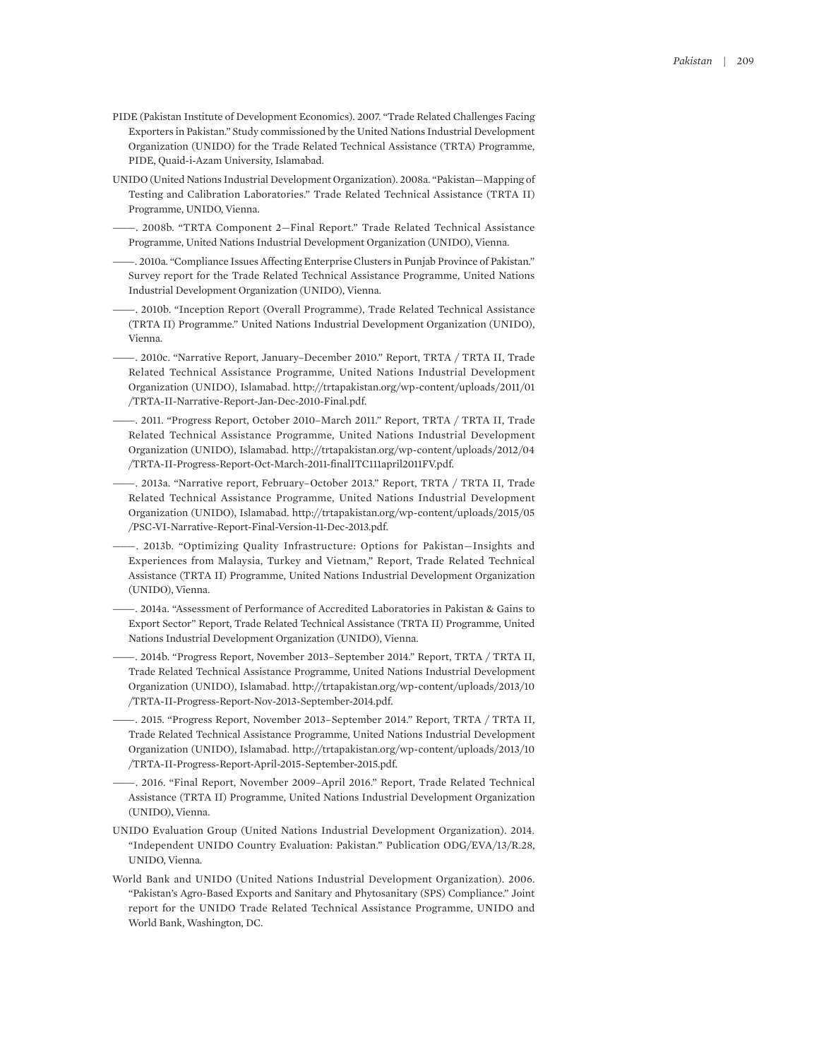PIDE (Pakistan Institute of Development Economics). 2007. "Trade Related Challenges Facing Exporters in Pakistan." Study commissioned by the United Nations Industrial Development Organization (UNIDO) for the Trade Related Technical Assistance (TRTA) Programme, PIDE, Quaid-i-Azam University, Islamabad.

UNIDO (United Nations Industrial Development Organization). 2008a. "Pakistan—Mapping of Testing and Calibration Laboratories." Trade Related Technical Assistance (TRTA II) Programme, UNIDO, Vienna.

———. 2008b. "TRTA Component 2—Final Report." Trade Related Technical Assistance Programme, United Nations Industrial Development Organization (UNIDO), Vienna.

———. 2010a. "Compliance Issues Affecting Enterprise Clusters in Punjab Province of Pakistan." Survey report for the Trade Related Technical Assistance Programme, United Nations Industrial Development Organization (UNIDO), Vienna.

———. 2010b. "Inception Report (Overall Programme), Trade Related Technical Assistance (TRTA II) Programme." United Nations Industrial Development Organization (UNIDO), Vienna.

———. 2010c. "Narrative Report, January–December 2010." Report, TRTA / TRTA II, Trade Related Technical Assistance Programme, United Nations Industrial Development Organization (UNIDO), Islamabad. http://trtapakistan.org/wp-content/uploads/2011/01/TRTA-II-Narrative-Report-Jan-Dec-2010-Final.pdf.

———. 2011. "Progress Report, October 2010–March 2011." Report, TRTA / TRTA II, Trade Related Technical Assistance Programme, United Nations Industrial Development Organization (UNIDO), Islamabad. http://trtapakistan.org/wp-content/uploads/2012/04/TRTA-II-Progress-Report-Oct-March-2011-finalITC111april2011FV.pdf.

———. 2013a. "Narrative report, February–October 2013." Report, TRTA / TRTA II, Trade Related Technical Assistance Programme, United Nations Industrial Development Organization (UNIDO), Islamabad. http://trtapakistan.org/wp-content/uploads/2015/05/PSC-VI-Narrative-Report-Final-Version-11-Dec-2013.pdf.

———. 2013b. "Optimizing Quality Infrastructure: Options for Pakistan—Insights and Experiences from Malaysia, Turkey and Vietnam," Report, Trade Related Technical Assistance (TRTA II) Programme, United Nations Industrial Development Organization (UNIDO), Vienna.

———. 2014a. "Assessment of Performance of Accredited Laboratories in Pakistan & Gains to Export Sector" Report, Trade Related Technical Assistance (TRTA II) Programme, United Nations Industrial Development Organization (UNIDO), Vienna.

———. 2014b. "Progress Report, November 2013–September 2014." Report, TRTA / TRTA II, Trade Related Technical Assistance Programme, United Nations Industrial Development Organization (UNIDO), Islamabad. http://trtapakistan.org/wp-content/uploads/2013/10/TRTA-II-Progress-Report-Nov-2013-September-2014.pdf.

———. 2015. "Progress Report, November 2013–September 2014." Report, TRTA / TRTA II, Trade Related Technical Assistance Programme, United Nations Industrial Development Organization (UNIDO), Islamabad. http://trtapakistan.org/wp-content/uploads/2013/10/TRTA-II-Progress-Report-April-2015-September-2015.pdf.

———. 2016. "Final Report, November 2009–April 2016." Report, Trade Related Technical Assistance (TRTA II) Programme, United Nations Industrial Development Organization (UNIDO), Vienna.

UNIDO Evaluation Group (United Nations Industrial Development Organization). 2014. "Independent UNIDO Country Evaluation: Pakistan." Publication ODG/EVA/13/R.28, UNIDO, Vienna.

World Bank and UNIDO (United Nations Industrial Development Organization). 2006. "Pakistan's Agro-Based Exports and Sanitary and Phytosanitary (SPS) Compliance." Joint report for the UNIDO Trade Related Technical Assistance Programme, UNIDO and World Bank, Washington, DC.